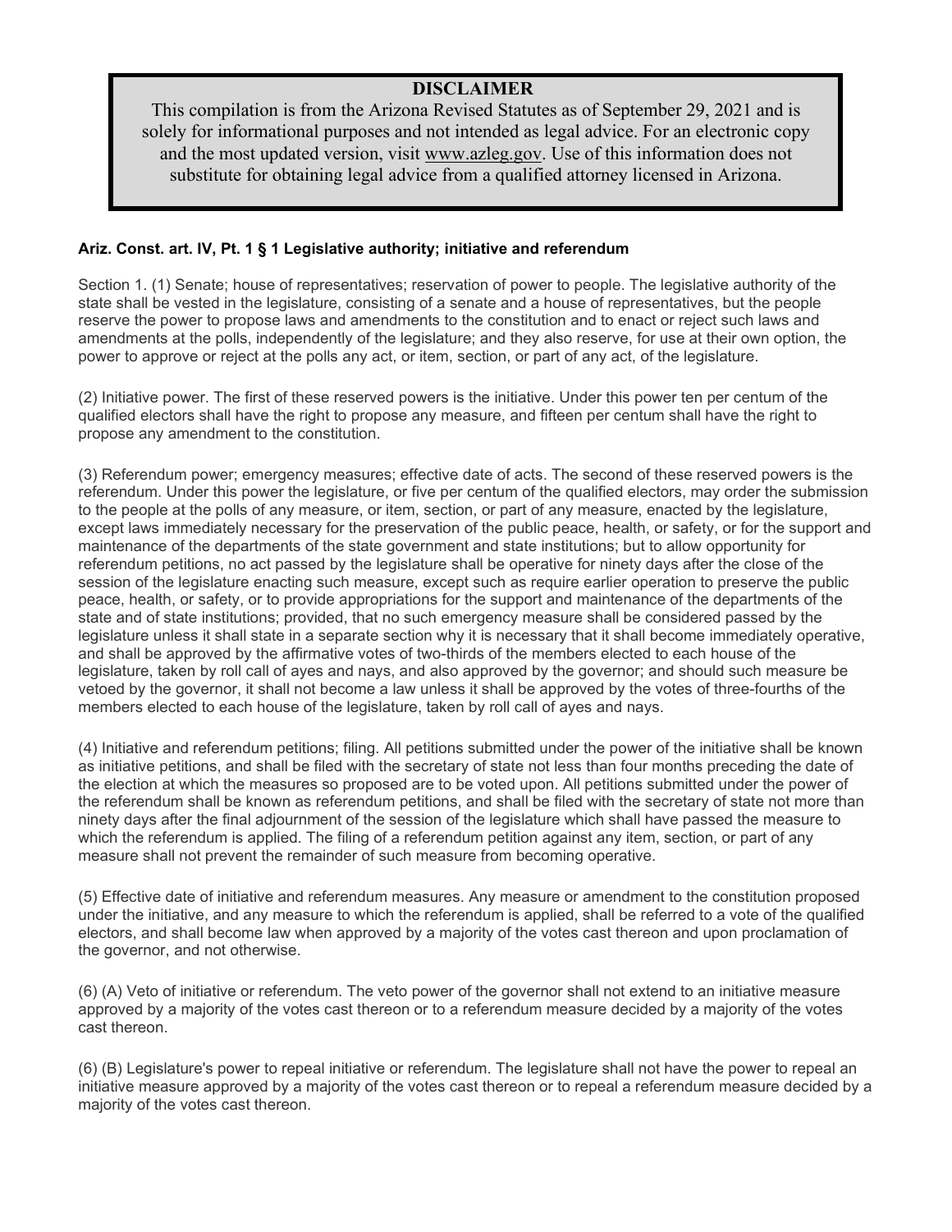**DISCLAIMER**

This compilation is from the Arizona Revised Statutes as of September 29, 2021 and is solely for informational purposes and not intended as legal advice. For an electronic copy and the most updated version, visit www.azleg.gov. Use of this information does not substitute for obtaining legal advice from a qualified attorney licensed in Arizona.

**Ariz. Const. art. IV, Pt. 1 § 1 Legislative authority; initiative and referendum**

Section 1. (1) Senate; house of representatives; reservation of power to people. The legislative authority of the state shall be vested in the legislature, consisting of a senate and a house of representatives, but the people reserve the power to propose laws and amendments to the constitution and to enact or reject such laws and amendments at the polls, independently of the legislature; and they also reserve, for use at their own option, the power to approve or reject at the polls any act, or item, section, or part of any act, of the legislature.

(2) Initiative power. The first of these reserved powers is the initiative. Under this power ten per centum of the qualified electors shall have the right to propose any measure, and fifteen per centum shall have the right to propose any amendment to the constitution.

(3) Referendum power; emergency measures; effective date of acts. The second of these reserved powers is the referendum. Under this power the legislature, or five per centum of the qualified electors, may order the submission to the people at the polls of any measure, or item, section, or part of any measure, enacted by the legislature, except laws immediately necessary for the preservation of the public peace, health, or safety, or for the support and maintenance of the departments of the state government and state institutions; but to allow opportunity for referendum petitions, no act passed by the legislature shall be operative for ninety days after the close of the session of the legislature enacting such measure, except such as require earlier operation to preserve the public peace, health, or safety, or to provide appropriations for the support and maintenance of the departments of the state and of state institutions; provided, that no such emergency measure shall be considered passed by the legislature unless it shall state in a separate section why it is necessary that it shall become immediately operative, and shall be approved by the affirmative votes of two-thirds of the members elected to each house of the legislature, taken by roll call of ayes and nays, and also approved by the governor; and should such measure be vetoed by the governor, it shall not become a law unless it shall be approved by the votes of three-fourths of the members elected to each house of the legislature, taken by roll call of ayes and nays.

(4) Initiative and referendum petitions; filing. All petitions submitted under the power of the initiative shall be known as initiative petitions, and shall be filed with the secretary of state not less than four months preceding the date of the election at which the measures so proposed are to be voted upon. All petitions submitted under the power of the referendum shall be known as referendum petitions, and shall be filed with the secretary of state not more than ninety days after the final adjournment of the session of the legislature which shall have passed the measure to which the referendum is applied. The filing of a referendum petition against any item, section, or part of any measure shall not prevent the remainder of such measure from becoming operative.

(5) Effective date of initiative and referendum measures. Any measure or amendment to the constitution proposed under the initiative, and any measure to which the referendum is applied, shall be referred to a vote of the qualified electors, and shall become law when approved by a majority of the votes cast thereon and upon proclamation of the governor, and not otherwise.

(6) (A) Veto of initiative or referendum. The veto power of the governor shall not extend to an initiative measure approved by a majority of the votes cast thereon or to a referendum measure decided by a majority of the votes cast thereon.

(6) (B) Legislature's power to repeal initiative or referendum. The legislature shall not have the power to repeal an initiative measure approved by a majority of the votes cast thereon or to repeal a referendum measure decided by a majority of the votes cast thereon.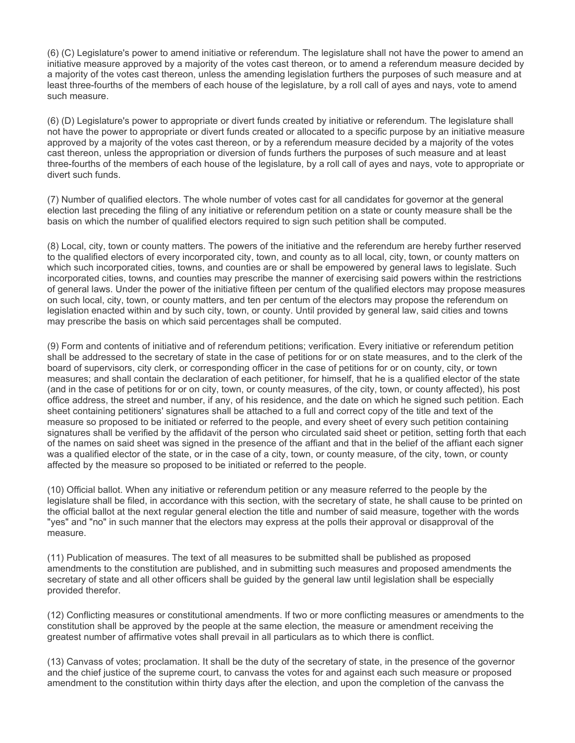(6) (C) Legislature's power to amend initiative or referendum. The legislature shall not have the power to amend an initiative measure approved by a majority of the votes cast thereon, or to amend a referendum measure decided by a majority of the votes cast thereon, unless the amending legislation furthers the purposes of such measure and at least three-fourths of the members of each house of the legislature, by a roll call of ayes and nays, vote to amend such measure.

(6) (D) Legislature's power to appropriate or divert funds created by initiative or referendum. The legislature shall not have the power to appropriate or divert funds created or allocated to a specific purpose by an initiative measure approved by a majority of the votes cast thereon, or by a referendum measure decided by a majority of the votes cast thereon, unless the appropriation or diversion of funds furthers the purposes of such measure and at least three-fourths of the members of each house of the legislature, by a roll call of ayes and nays, vote to appropriate or divert such funds.

(7) Number of qualified electors. The whole number of votes cast for all candidates for governor at the general election last preceding the filing of any initiative or referendum petition on a state or county measure shall be the basis on which the number of qualified electors required to sign such petition shall be computed.

(8) Local, city, town or county matters. The powers of the initiative and the referendum are hereby further reserved to the qualified electors of every incorporated city, town, and county as to all local, city, town, or county matters on which such incorporated cities, towns, and counties are or shall be empowered by general laws to legislate. Such incorporated cities, towns, and counties may prescribe the manner of exercising said powers within the restrictions of general laws. Under the power of the initiative fifteen per centum of the qualified electors may propose measures on such local, city, town, or county matters, and ten per centum of the electors may propose the referendum on legislation enacted within and by such city, town, or county. Until provided by general law, said cities and towns may prescribe the basis on which said percentages shall be computed.

(9) Form and contents of initiative and of referendum petitions; verification. Every initiative or referendum petition shall be addressed to the secretary of state in the case of petitions for or on state measures, and to the clerk of the board of supervisors, city clerk, or corresponding officer in the case of petitions for or on county, city, or town measures; and shall contain the declaration of each petitioner, for himself, that he is a qualified elector of the state (and in the case of petitions for or on city, town, or county measures, of the city, town, or county affected), his post office address, the street and number, if any, of his residence, and the date on which he signed such petition. Each sheet containing petitioners' signatures shall be attached to a full and correct copy of the title and text of the measure so proposed to be initiated or referred to the people, and every sheet of every such petition containing signatures shall be verified by the affidavit of the person who circulated said sheet or petition, setting forth that each of the names on said sheet was signed in the presence of the affiant and that in the belief of the affiant each signer was a qualified elector of the state, or in the case of a city, town, or county measure, of the city, town, or county affected by the measure so proposed to be initiated or referred to the people.

(10) Official ballot. When any initiative or referendum petition or any measure referred to the people by the legislature shall be filed, in accordance with this section, with the secretary of state, he shall cause to be printed on the official ballot at the next regular general election the title and number of said measure, together with the words "yes" and "no" in such manner that the electors may express at the polls their approval or disapproval of the measure.

(11) Publication of measures. The text of all measures to be submitted shall be published as proposed amendments to the constitution are published, and in submitting such measures and proposed amendments the secretary of state and all other officers shall be guided by the general law until legislation shall be especially provided therefor.

(12) Conflicting measures or constitutional amendments. If two or more conflicting measures or amendments to the constitution shall be approved by the people at the same election, the measure or amendment receiving the greatest number of affirmative votes shall prevail in all particulars as to which there is conflict.

(13) Canvass of votes; proclamation. It shall be the duty of the secretary of state, in the presence of the governor and the chief justice of the supreme court, to canvass the votes for and against each such measure or proposed amendment to the constitution within thirty days after the election, and upon the completion of the canvass the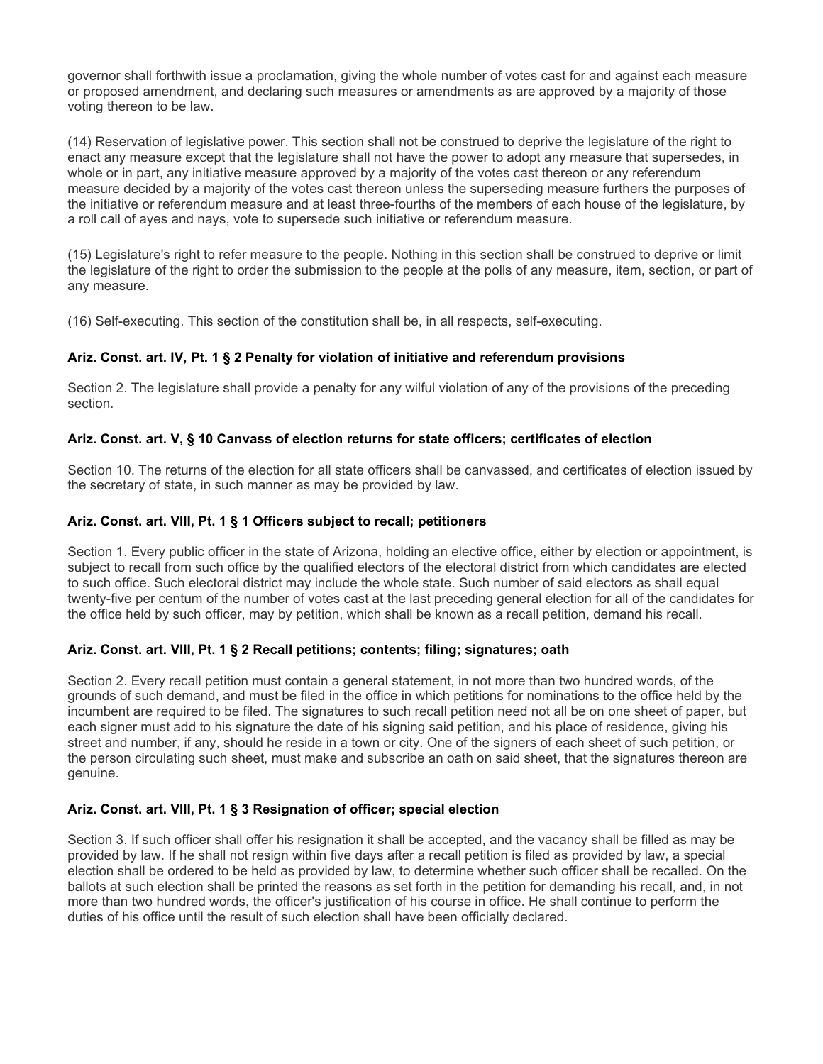governor shall forthwith issue a proclamation, giving the whole number of votes cast for and against each measure or proposed amendment, and declaring such measures or amendments as are approved by a majority of those voting thereon to be law.

(14) Reservation of legislative power. This section shall not be construed to deprive the legislature of the right to enact any measure except that the legislature shall not have the power to adopt any measure that supersedes, in whole or in part, any initiative measure approved by a majority of the votes cast thereon or any referendum measure decided by a majority of the votes cast thereon unless the superseding measure furthers the purposes of the initiative or referendum measure and at least three-fourths of the members of each house of the legislature, by a roll call of ayes and nays, vote to supersede such initiative or referendum measure.

(15) Legislature's right to refer measure to the people. Nothing in this section shall be construed to deprive or limit the legislature of the right to order the submission to the people at the polls of any measure, item, section, or part of any measure.

(16) Self-executing. This section of the constitution shall be, in all respects, self-executing.

### Ariz. Const. art. IV, Pt. 1 § 2 Penalty for violation of initiative and referendum provisions

Section 2. The legislature shall provide a penalty for any wilful violation of any of the provisions of the preceding section.

### Ariz. Const. art. V, § 10 Canvass of election returns for state officers; certificates of election

Section 10. The returns of the election for all state officers shall be canvassed, and certificates of election issued by the secretary of state, in such manner as may be provided by law.

### Ariz. Const. art. VIII, Pt. 1 § 1 Officers subject to recall; petitioners

Section 1. Every public officer in the state of Arizona, holding an elective office, either by election or appointment, is subject to recall from such office by the qualified electors of the electoral district from which candidates are elected to such office. Such electoral district may include the whole state. Such number of said electors as shall equal twenty-five per centum of the number of votes cast at the last preceding general election for all of the candidates for the office held by such officer, may by petition, which shall be known as a recall petition, demand his recall.

### Ariz. Const. art. VIII, Pt. 1 § 2 Recall petitions; contents; filing; signatures; oath

Section 2. Every recall petition must contain a general statement, in not more than two hundred words, of the grounds of such demand, and must be filed in the office in which petitions for nominations to the office held by the incumbent are required to be filed. The signatures to such recall petition need not all be on one sheet of paper, but each signer must add to his signature the date of his signing said petition, and his place of residence, giving his street and number, if any, should he reside in a town or city. One of the signers of each sheet of such petition, or the person circulating such sheet, must make and subscribe an oath on said sheet, that the signatures thereon are genuine.

### Ariz. Const. art. VIII, Pt. 1 § 3 Resignation of officer; special election

Section 3. If such officer shall offer his resignation it shall be accepted, and the vacancy shall be filled as may be provided by law. If he shall not resign within five days after a recall petition is filed as provided by law, a special election shall be ordered to be held as provided by law, to determine whether such officer shall be recalled. On the ballots at such election shall be printed the reasons as set forth in the petition for demanding his recall, and, in not more than two hundred words, the officer's justification of his course in office. He shall continue to perform the duties of his office until the result of such election shall have been officially declared.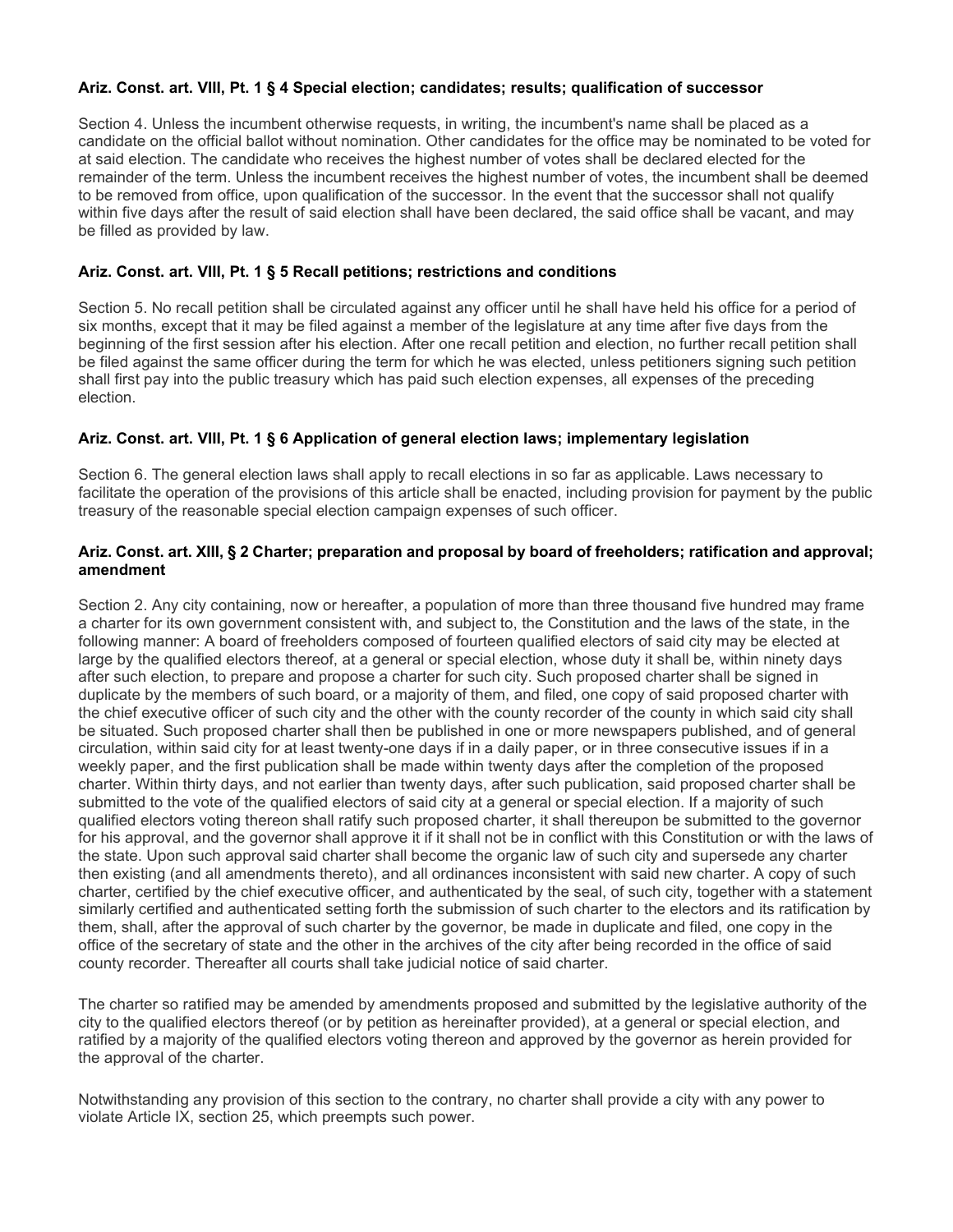**Ariz. Const. art. VIII, Pt. 1 § 4 Special election; candidates; results; qualification of successor**

Section 4. Unless the incumbent otherwise requests, in writing, the incumbent's name shall be placed as a candidate on the official ballot without nomination. Other candidates for the office may be nominated to be voted for at said election. The candidate who receives the highest number of votes shall be declared elected for the remainder of the term. Unless the incumbent receives the highest number of votes, the incumbent shall be deemed to be removed from office, upon qualification of the successor. In the event that the successor shall not qualify within five days after the result of said election shall have been declared, the said office shall be vacant, and may be filled as provided by law.

**Ariz. Const. art. VIII, Pt. 1 § 5 Recall petitions; restrictions and conditions**

Section 5. No recall petition shall be circulated against any officer until he shall have held his office for a period of six months, except that it may be filed against a member of the legislature at any time after five days from the beginning of the first session after his election. After one recall petition and election, no further recall petition shall be filed against the same officer during the term for which he was elected, unless petitioners signing such petition shall first pay into the public treasury which has paid such election expenses, all expenses of the preceding election.

**Ariz. Const. art. VIII, Pt. 1 § 6 Application of general election laws; implementary legislation**

Section 6. The general election laws shall apply to recall elections in so far as applicable. Laws necessary to facilitate the operation of the provisions of this article shall be enacted, including provision for payment by the public treasury of the reasonable special election campaign expenses of such officer.

**Ariz. Const. art. XIII, § 2 Charter; preparation and proposal by board of freeholders; ratification and approval; amendment**

Section 2. Any city containing, now or hereafter, a population of more than three thousand five hundred may frame a charter for its own government consistent with, and subject to, the Constitution and the laws of the state, in the following manner: A board of freeholders composed of fourteen qualified electors of said city may be elected at large by the qualified electors thereof, at a general or special election, whose duty it shall be, within ninety days after such election, to prepare and propose a charter for such city. Such proposed charter shall be signed in duplicate by the members of such board, or a majority of them, and filed, one copy of said proposed charter with the chief executive officer of such city and the other with the county recorder of the county in which said city shall be situated. Such proposed charter shall then be published in one or more newspapers published, and of general circulation, within said city for at least twenty-one days if in a daily paper, or in three consecutive issues if in a weekly paper, and the first publication shall be made within twenty days after the completion of the proposed charter. Within thirty days, and not earlier than twenty days, after such publication, said proposed charter shall be submitted to the vote of the qualified electors of said city at a general or special election. If a majority of such qualified electors voting thereon shall ratify such proposed charter, it shall thereupon be submitted to the governor for his approval, and the governor shall approve it if it shall not be in conflict with this Constitution or with the laws of the state. Upon such approval said charter shall become the organic law of such city and supersede any charter then existing (and all amendments thereto), and all ordinances inconsistent with said new charter. A copy of such charter, certified by the chief executive officer, and authenticated by the seal, of such city, together with a statement similarly certified and authenticated setting forth the submission of such charter to the electors and its ratification by them, shall, after the approval of such charter by the governor, be made in duplicate and filed, one copy in the office of the secretary of state and the other in the archives of the city after being recorded in the office of said county recorder. Thereafter all courts shall take judicial notice of said charter.

The charter so ratified may be amended by amendments proposed and submitted by the legislative authority of the city to the qualified electors thereof (or by petition as hereinafter provided), at a general or special election, and ratified by a majority of the qualified electors voting thereon and approved by the governor as herein provided for the approval of the charter.

Notwithstanding any provision of this section to the contrary, no charter shall provide a city with any power to violate Article IX, section 25, which preempts such power.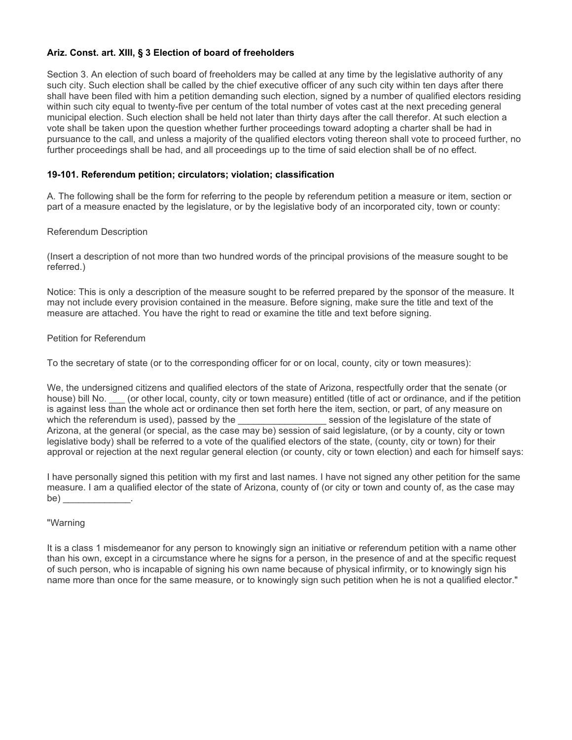**Ariz. Const. art. XIII, § 3 Election of board of freeholders**

Section 3. An election of such board of freeholders may be called at any time by the legislative authority of any such city. Such election shall be called by the chief executive officer of any such city within ten days after there shall have been filed with him a petition demanding such election, signed by a number of qualified electors residing within such city equal to twenty-five per centum of the total number of votes cast at the next preceding general municipal election. Such election shall be held not later than thirty days after the call therefor. At such election a vote shall be taken upon the question whether further proceedings toward adopting a charter shall be had in pursuance to the call, and unless a majority of the qualified electors voting thereon shall vote to proceed further, no further proceedings shall be had, and all proceedings up to the time of said election shall be of no effect.

**19-101. Referendum petition; circulators; violation; classification**

A. The following shall be the form for referring to the people by referendum petition a measure or item, section or part of a measure enacted by the legislature, or by the legislative body of an incorporated city, town or county:

Referendum Description

(Insert a description of not more than two hundred words of the principal provisions of the measure sought to be referred.)

Notice: This is only a description of the measure sought to be referred prepared by the sponsor of the measure. It may not include every provision contained in the measure. Before signing, make sure the title and text of the measure are attached. You have the right to read or examine the title and text before signing.

Petition for Referendum

To the secretary of state (or to the corresponding officer for or on local, county, city or town measures):

We, the undersigned citizens and qualified electors of the state of Arizona, respectfully order that the senate (or house) bill No. ___ (or other local, county, city or town measure) entitled (title of act or ordinance, and if the petition is against less than the whole act or ordinance then set forth here the item, section, or part, of any measure on which the referendum is used), passed by the _________________ session of the legislature of the state of Arizona, at the general (or special, as the case may be) session of said legislature, (or by a county, city or town legislative body) shall be referred to a vote of the qualified electors of the state, (county, city or town) for their approval or rejection at the next regular general election (or county, city or town election) and each for himself says:

I have personally signed this petition with my first and last names. I have not signed any other petition for the same measure. I am a qualified elector of the state of Arizona, county of (or city or town and county of, as the case may be) _____________.

"Warning

It is a class 1 misdemeanor for any person to knowingly sign an initiative or referendum petition with a name other than his own, except in a circumstance where he signs for a person, in the presence of and at the specific request of such person, who is incapable of signing his own name because of physical infirmity, or to knowingly sign his name more than once for the same measure, or to knowingly sign such petition when he is not a qualified elector."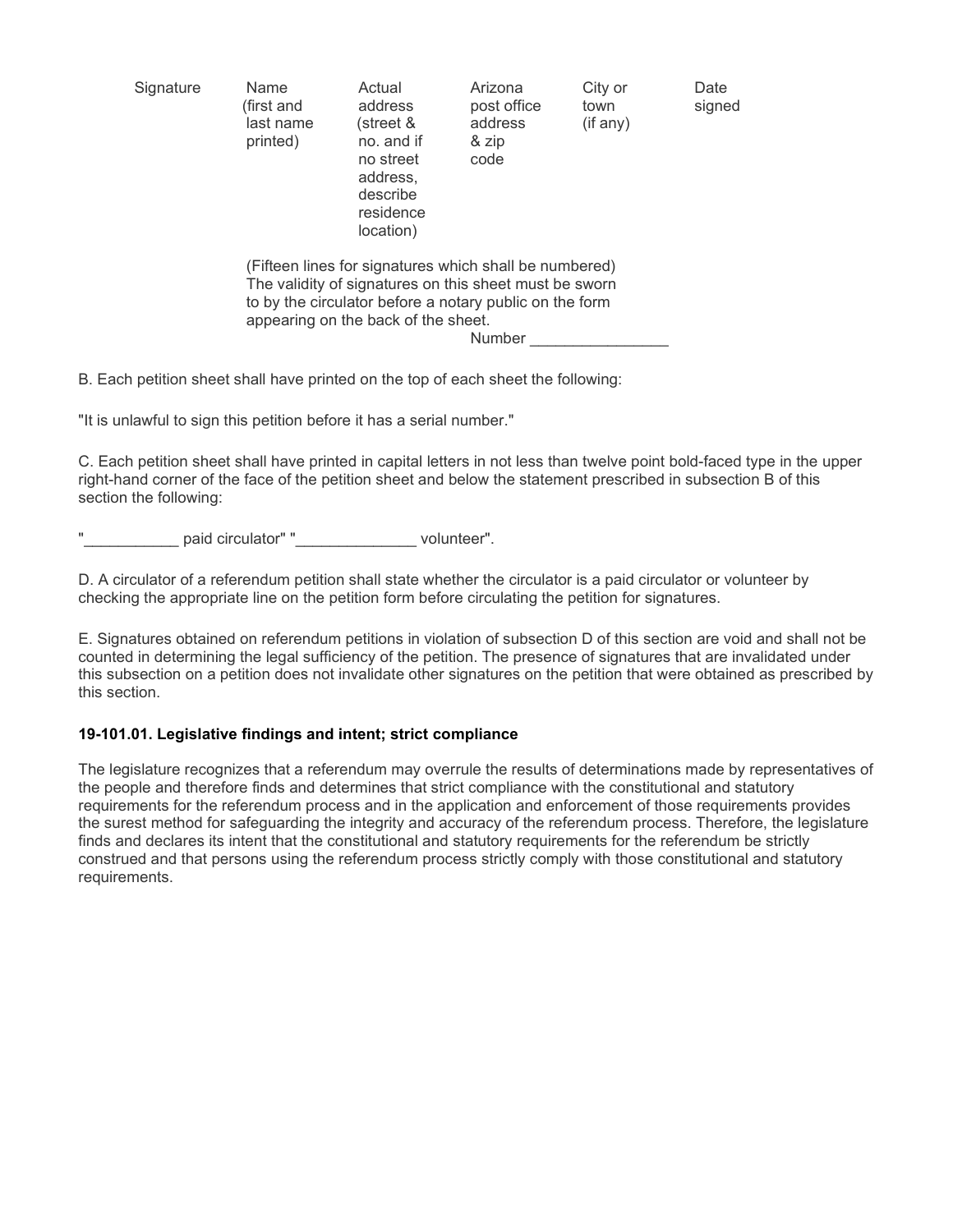| Signature | Name (first and last name printed) | Actual address (street & no. and if no street address, describe residence location) | Arizona post office address & zip code | City or town (if any) | Date signed |
| --- | --- | --- | --- | --- | --- |

(Fifteen lines for signatures which shall be numbered)
The validity of signatures on this sheet must be sworn to by the circulator before a notary public on the form appearing on the back of the sheet.

Number ________________

B. Each petition sheet shall have printed on the top of each sheet the following:

"It is unlawful to sign this petition before it has a serial number."

C. Each petition sheet shall have printed in capital letters in not less than twelve point bold-faced type in the upper right-hand corner of the face of the petition sheet and below the statement prescribed in subsection B of this section the following:

"___________ paid circulator" "______________ volunteer".

D. A circulator of a referendum petition shall state whether the circulator is a paid circulator or volunteer by checking the appropriate line on the petition form before circulating the petition for signatures.

E. Signatures obtained on referendum petitions in violation of subsection D of this section are void and shall not be counted in determining the legal sufficiency of the petition. The presence of signatures that are invalidated under this subsection on a petition does not invalidate other signatures on the petition that were obtained as prescribed by this section.

**19-101.01. Legislative findings and intent; strict compliance**

The legislature recognizes that a referendum may overrule the results of determinations made by representatives of the people and therefore finds and determines that strict compliance with the constitutional and statutory requirements for the referendum process and in the application and enforcement of those requirements provides the surest method for safeguarding the integrity and accuracy of the referendum process. Therefore, the legislature finds and declares its intent that the constitutional and statutory requirements for the referendum be strictly construed and that persons using the referendum process strictly comply with those constitutional and statutory requirements.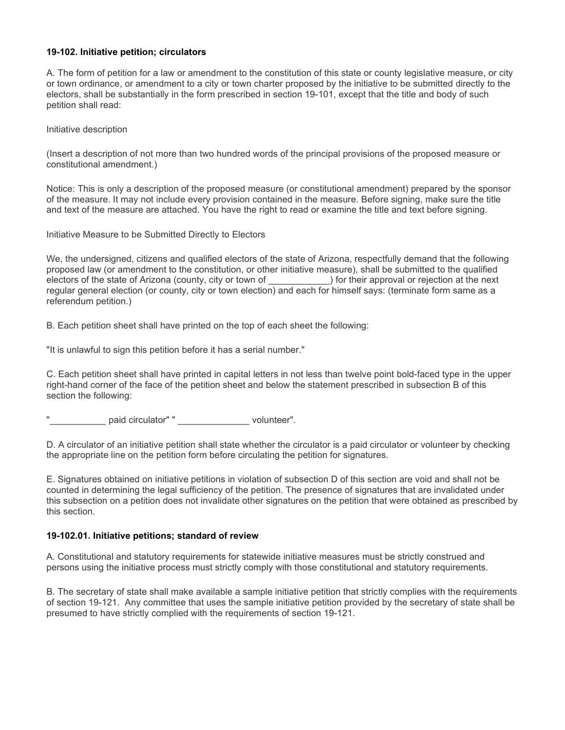**19-102. Initiative petition; circulators**

A. The form of petition for a law or amendment to the constitution of this state or county legislative measure, or city or town ordinance, or amendment to a city or town charter proposed by the initiative to be submitted directly to the electors, shall be substantially in the form prescribed in section 19-101, except that the title and body of such petition shall read:

Initiative description

(Insert a description of not more than two hundred words of the principal provisions of the proposed measure or constitutional amendment.)

Notice: This is only a description of the proposed measure (or constitutional amendment) prepared by the sponsor of the measure. It may not include every provision contained in the measure. Before signing, make sure the title and text of the measure are attached. You have the right to read or examine the title and text before signing.

Initiative Measure to be Submitted Directly to Electors

We, the undersigned, citizens and qualified electors of the state of Arizona, respectfully demand that the following proposed law (or amendment to the constitution, or other initiative measure), shall be submitted to the qualified electors of the state of Arizona (county, city or town of ____________) for their approval or rejection at the next regular general election (or county, city or town election) and each for himself says: (terminate form same as a referendum petition.)

B. Each petition sheet shall have printed on the top of each sheet the following:

"It is unlawful to sign this petition before it has a serial number."

C. Each petition sheet shall have printed in capital letters in not less than twelve point bold-faced type in the upper right-hand corner of the face of the petition sheet and below the statement prescribed in subsection B of this section the following:

"___________ paid circulator" " ______________ volunteer".

D. A circulator of an initiative petition shall state whether the circulator is a paid circulator or volunteer by checking the appropriate line on the petition form before circulating the petition for signatures.

E. Signatures obtained on initiative petitions in violation of subsection D of this section are void and shall not be counted in determining the legal sufficiency of the petition. The presence of signatures that are invalidated under this subsection on a petition does not invalidate other signatures on the petition that were obtained as prescribed by this section.

**19-102.01. Initiative petitions; standard of review**

A. Constitutional and statutory requirements for statewide initiative measures must be strictly construed and persons using the initiative process must strictly comply with those constitutional and statutory requirements.

B. The secretary of state shall make available a sample initiative petition that strictly complies with the requirements of section 19-121. Any committee that uses the sample initiative petition provided by the secretary of state shall be presumed to have strictly complied with the requirements of section 19-121.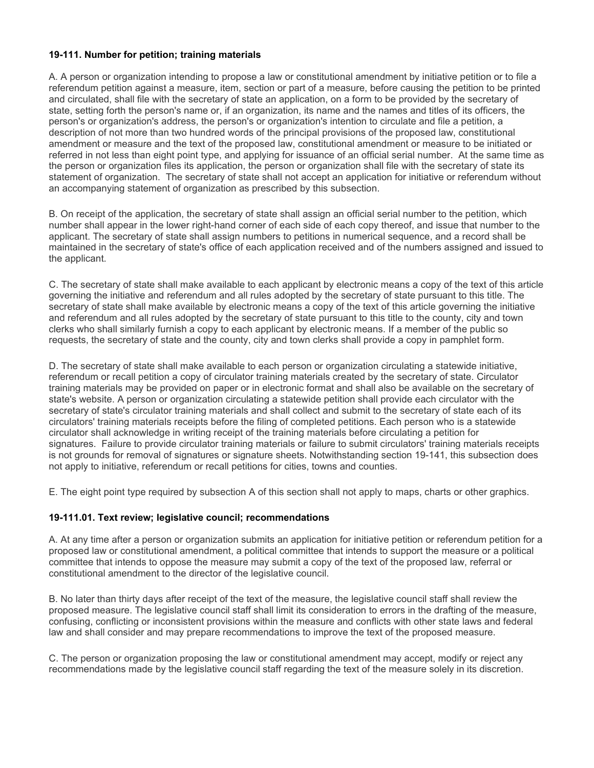**19-111. Number for petition; training materials**

A. A person or organization intending to propose a law or constitutional amendment by initiative petition or to file a referendum petition against a measure, item, section or part of a measure, before causing the petition to be printed and circulated, shall file with the secretary of state an application, on a form to be provided by the secretary of state, setting forth the person's name or, if an organization, its name and the names and titles of its officers, the person's or organization's address, the person's or organization's intention to circulate and file a petition, a description of not more than two hundred words of the principal provisions of the proposed law, constitutional amendment or measure and the text of the proposed law, constitutional amendment or measure to be initiated or referred in not less than eight point type, and applying for issuance of an official serial number. At the same time as the person or organization files its application, the person or organization shall file with the secretary of state its statement of organization. The secretary of state shall not accept an application for initiative or referendum without an accompanying statement of organization as prescribed by this subsection.

B. On receipt of the application, the secretary of state shall assign an official serial number to the petition, which number shall appear in the lower right-hand corner of each side of each copy thereof, and issue that number to the applicant. The secretary of state shall assign numbers to petitions in numerical sequence, and a record shall be maintained in the secretary of state's office of each application received and of the numbers assigned and issued to the applicant.

C. The secretary of state shall make available to each applicant by electronic means a copy of the text of this article governing the initiative and referendum and all rules adopted by the secretary of state pursuant to this title. The secretary of state shall make available by electronic means a copy of the text of this article governing the initiative and referendum and all rules adopted by the secretary of state pursuant to this title to the county, city and town clerks who shall similarly furnish a copy to each applicant by electronic means. If a member of the public so requests, the secretary of state and the county, city and town clerks shall provide a copy in pamphlet form.

D. The secretary of state shall make available to each person or organization circulating a statewide initiative, referendum or recall petition a copy of circulator training materials created by the secretary of state. Circulator training materials may be provided on paper or in electronic format and shall also be available on the secretary of state's website. A person or organization circulating a statewide petition shall provide each circulator with the secretary of state's circulator training materials and shall collect and submit to the secretary of state each of its circulators' training materials receipts before the filing of completed petitions. Each person who is a statewide circulator shall acknowledge in writing receipt of the training materials before circulating a petition for signatures. Failure to provide circulator training materials or failure to submit circulators' training materials receipts is not grounds for removal of signatures or signature sheets. Notwithstanding section 19-141, this subsection does not apply to initiative, referendum or recall petitions for cities, towns and counties.

E. The eight point type required by subsection A of this section shall not apply to maps, charts or other graphics.

**19-111.01. Text review; legislative council; recommendations**

A. At any time after a person or organization submits an application for initiative petition or referendum petition for a proposed law or constitutional amendment, a political committee that intends to support the measure or a political committee that intends to oppose the measure may submit a copy of the text of the proposed law, referral or constitutional amendment to the director of the legislative council.

B. No later than thirty days after receipt of the text of the measure, the legislative council staff shall review the proposed measure. The legislative council staff shall limit its consideration to errors in the drafting of the measure, confusing, conflicting or inconsistent provisions within the measure and conflicts with other state laws and federal law and shall consider and may prepare recommendations to improve the text of the proposed measure.

C. The person or organization proposing the law or constitutional amendment may accept, modify or reject any recommendations made by the legislative council staff regarding the text of the measure solely in its discretion.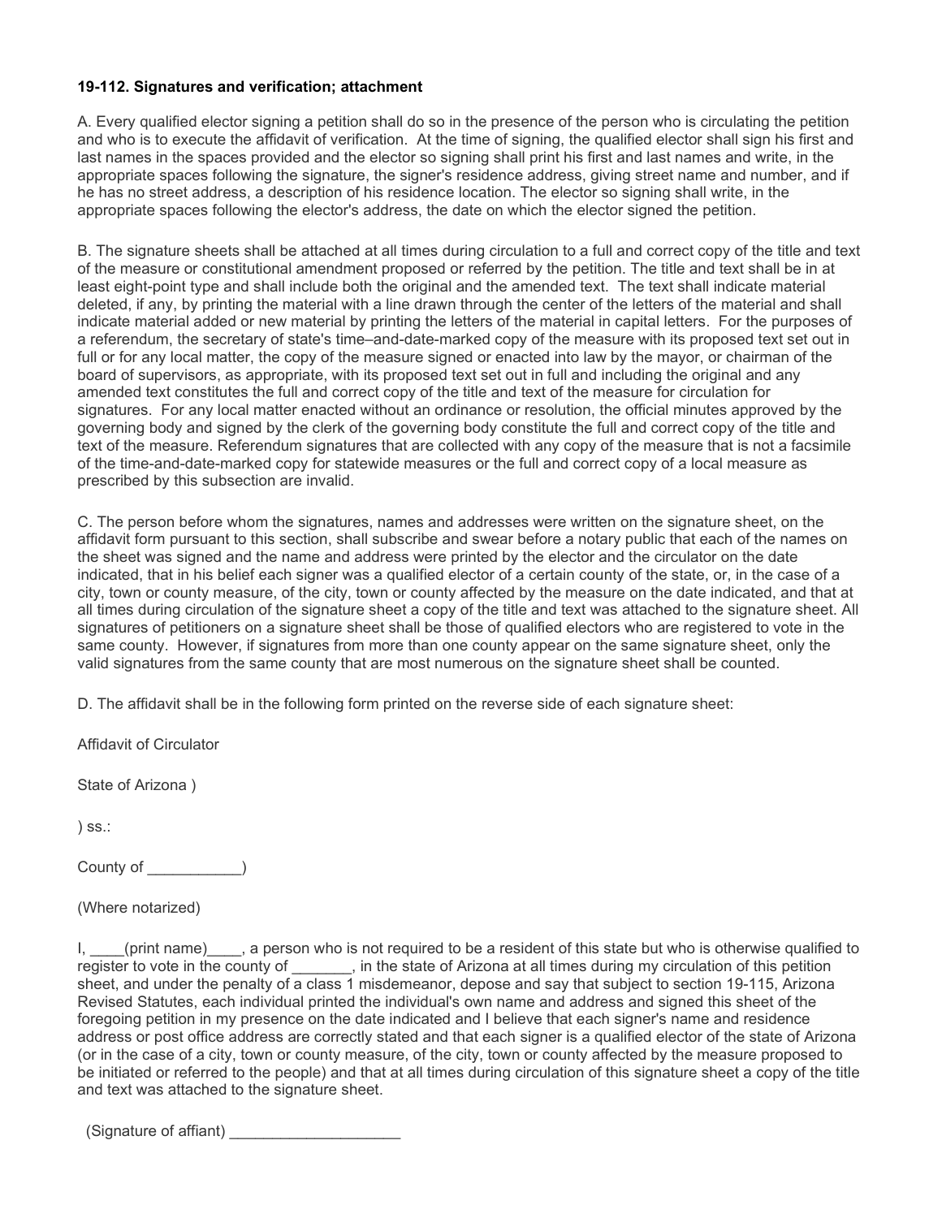**19-112. Signatures and verification; attachment**

A. Every qualified elector signing a petition shall do so in the presence of the person who is circulating the petition and who is to execute the affidavit of verification. At the time of signing, the qualified elector shall sign his first and last names in the spaces provided and the elector so signing shall print his first and last names and write, in the appropriate spaces following the signature, the signer's residence address, giving street name and number, and if he has no street address, a description of his residence location. The elector so signing shall write, in the appropriate spaces following the elector's address, the date on which the elector signed the petition.

B. The signature sheets shall be attached at all times during circulation to a full and correct copy of the title and text of the measure or constitutional amendment proposed or referred by the petition. The title and text shall be in at least eight-point type and shall include both the original and the amended text. The text shall indicate material deleted, if any, by printing the material with a line drawn through the center of the letters of the material and shall indicate material added or new material by printing the letters of the material in capital letters. For the purposes of a referendum, the secretary of state's time–and-date-marked copy of the measure with its proposed text set out in full or for any local matter, the copy of the measure signed or enacted into law by the mayor, or chairman of the board of supervisors, as appropriate, with its proposed text set out in full and including the original and any amended text constitutes the full and correct copy of the title and text of the measure for circulation for signatures. For any local matter enacted without an ordinance or resolution, the official minutes approved by the governing body and signed by the clerk of the governing body constitute the full and correct copy of the title and text of the measure. Referendum signatures that are collected with any copy of the measure that is not a facsimile of the time-and-date-marked copy for statewide measures or the full and correct copy of a local measure as prescribed by this subsection are invalid.

C. The person before whom the signatures, names and addresses were written on the signature sheet, on the affidavit form pursuant to this section, shall subscribe and swear before a notary public that each of the names on the sheet was signed and the name and address were printed by the elector and the circulator on the date indicated, that in his belief each signer was a qualified elector of a certain county of the state, or, in the case of a city, town or county measure, of the city, town or county affected by the measure on the date indicated, and that at all times during circulation of the signature sheet a copy of the title and text was attached to the signature sheet. All signatures of petitioners on a signature sheet shall be those of qualified electors who are registered to vote in the same county. However, if signatures from more than one county appear on the same signature sheet, only the valid signatures from the same county that are most numerous on the signature sheet shall be counted.

D. The affidavit shall be in the following form printed on the reverse side of each signature sheet:

Affidavit of Circulator

State of Arizona )

) ss.:

County of ___________)

(Where notarized)

I, ____(print name)____, a person who is not required to be a resident of this state but who is otherwise qualified to register to vote in the county of _______, in the state of Arizona at all times during my circulation of this petition sheet, and under the penalty of a class 1 misdemeanor, depose and say that subject to section 19-115, Arizona Revised Statutes, each individual printed the individual's own name and address and signed this sheet of the foregoing petition in my presence on the date indicated and I believe that each signer's name and residence address or post office address are correctly stated and that each signer is a qualified elector of the state of Arizona (or in the case of a city, town or county measure, of the city, town or county affected by the measure proposed to be initiated or referred to the people) and that at all times during circulation of this signature sheet a copy of the title and text was attached to the signature sheet.

(Signature of affiant) ____________________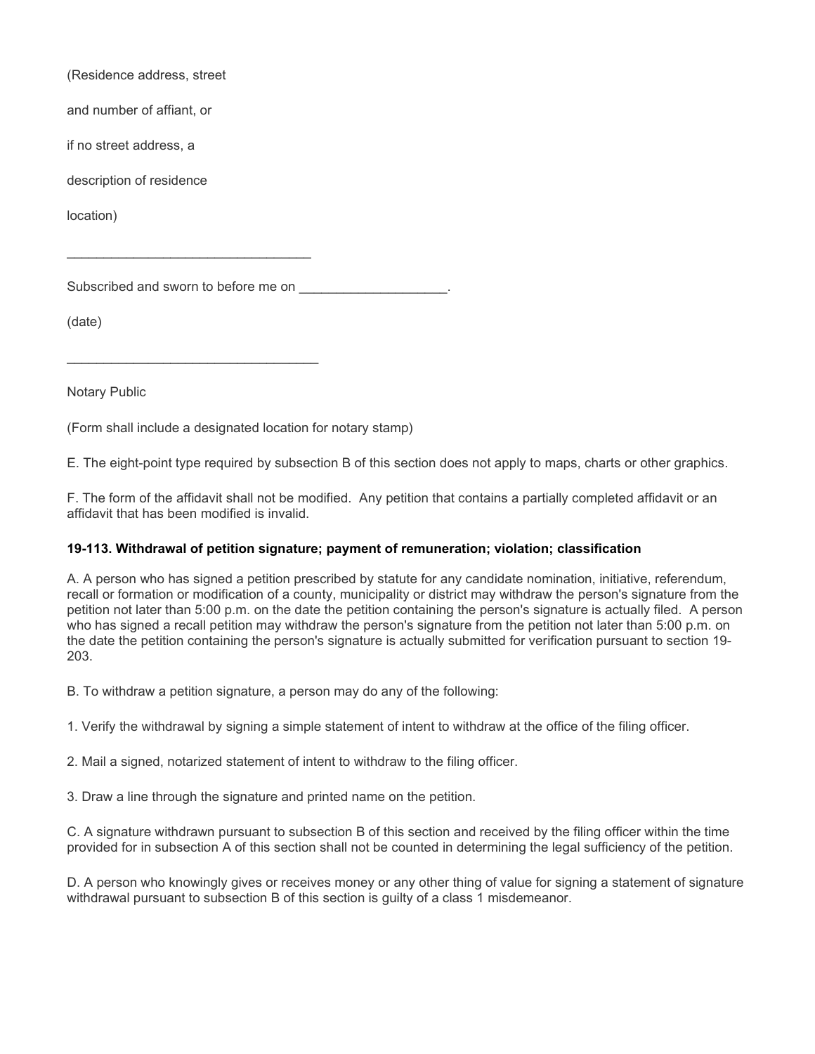(Residence address, street

and number of affiant, or

if no street address, a

description of residence

location)

_________________________________

Subscribed and sworn to before me on ____________________.

(date)

__________________________________

Notary Public

(Form shall include a designated location for notary stamp)

E. The eight-point type required by subsection B of this section does not apply to maps, charts or other graphics.

F. The form of the affidavit shall not be modified. Any petition that contains a partially completed affidavit or an affidavit that has been modified is invalid.

**19-113. Withdrawal of petition signature; payment of remuneration; violation; classification**

A. A person who has signed a petition prescribed by statute for any candidate nomination, initiative, referendum, recall or formation or modification of a county, municipality or district may withdraw the person's signature from the petition not later than 5:00 p.m. on the date the petition containing the person's signature is actually filed. A person who has signed a recall petition may withdraw the person's signature from the petition not later than 5:00 p.m. on the date the petition containing the person's signature is actually submitted for verification pursuant to section 19-203.

B. To withdraw a petition signature, a person may do any of the following:

1. Verify the withdrawal by signing a simple statement of intent to withdraw at the office of the filing officer.

2. Mail a signed, notarized statement of intent to withdraw to the filing officer.

3. Draw a line through the signature and printed name on the petition.

C. A signature withdrawn pursuant to subsection B of this section and received by the filing officer within the time provided for in subsection A of this section shall not be counted in determining the legal sufficiency of the petition.

D. A person who knowingly gives or receives money or any other thing of value for signing a statement of signature withdrawal pursuant to subsection B of this section is guilty of a class 1 misdemeanor.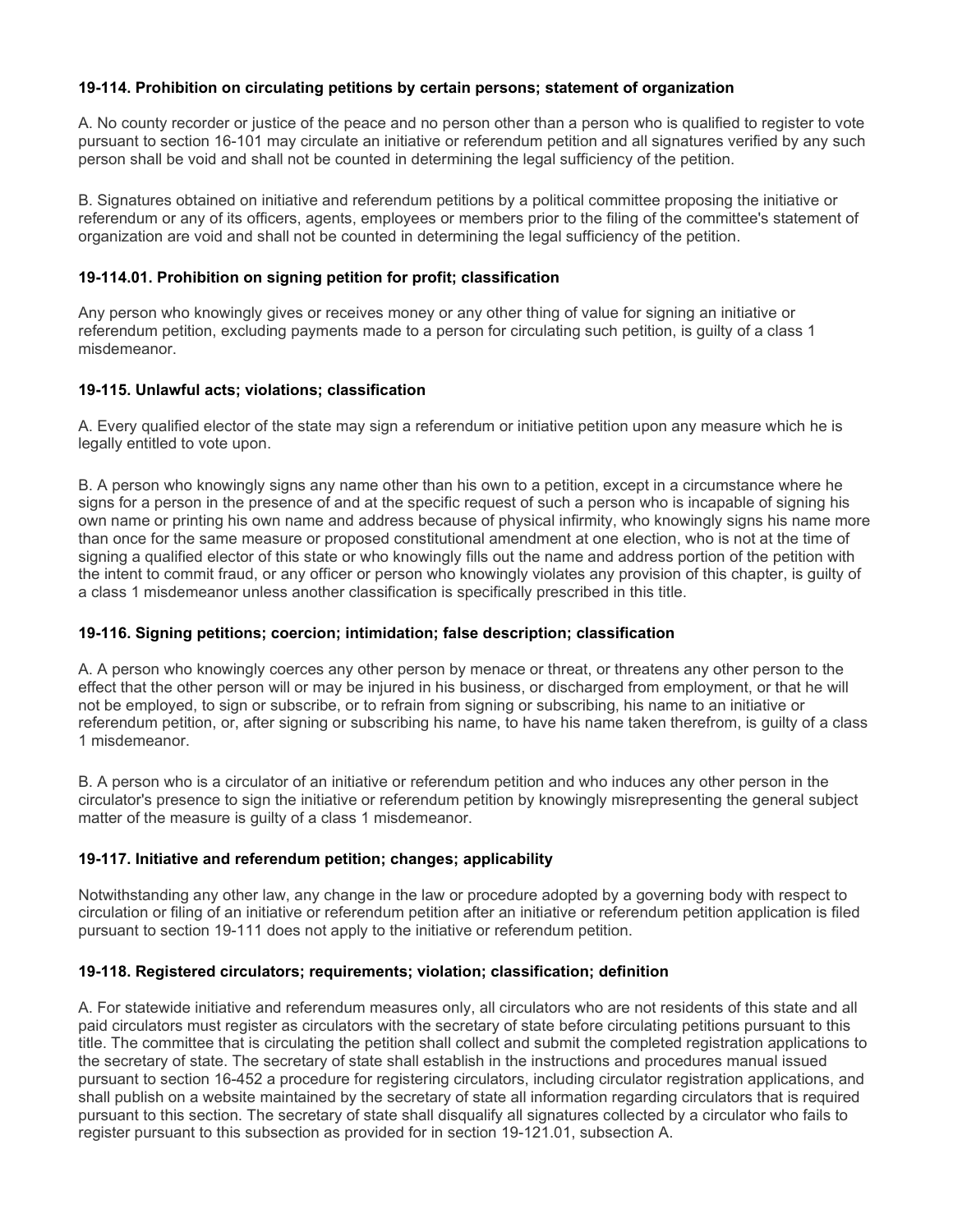#### 19-114. Prohibition on circulating petitions by certain persons; statement of organization

A. No county recorder or justice of the peace and no person other than a person who is qualified to register to vote pursuant to section 16-101 may circulate an initiative or referendum petition and all signatures verified by any such person shall be void and shall not be counted in determining the legal sufficiency of the petition.

B. Signatures obtained on initiative and referendum petitions by a political committee proposing the initiative or referendum or any of its officers, agents, employees or members prior to the filing of the committee's statement of organization are void and shall not be counted in determining the legal sufficiency of the petition.

#### 19-114.01. Prohibition on signing petition for profit; classification

Any person who knowingly gives or receives money or any other thing of value for signing an initiative or referendum petition, excluding payments made to a person for circulating such petition, is guilty of a class 1 misdemeanor.

#### 19-115. Unlawful acts; violations; classification

A. Every qualified elector of the state may sign a referendum or initiative petition upon any measure which he is legally entitled to vote upon.

B. A person who knowingly signs any name other than his own to a petition, except in a circumstance where he signs for a person in the presence of and at the specific request of such a person who is incapable of signing his own name or printing his own name and address because of physical infirmity, who knowingly signs his name more than once for the same measure or proposed constitutional amendment at one election, who is not at the time of signing a qualified elector of this state or who knowingly fills out the name and address portion of the petition with the intent to commit fraud, or any officer or person who knowingly violates any provision of this chapter, is guilty of a class 1 misdemeanor unless another classification is specifically prescribed in this title.

#### 19-116. Signing petitions; coercion; intimidation; false description; classification

A. A person who knowingly coerces any other person by menace or threat, or threatens any other person to the effect that the other person will or may be injured in his business, or discharged from employment, or that he will not be employed, to sign or subscribe, or to refrain from signing or subscribing, his name to an initiative or referendum petition, or, after signing or subscribing his name, to have his name taken therefrom, is guilty of a class 1 misdemeanor.

B. A person who is a circulator of an initiative or referendum petition and who induces any other person in the circulator's presence to sign the initiative or referendum petition by knowingly misrepresenting the general subject matter of the measure is guilty of a class 1 misdemeanor.

#### 19-117. Initiative and referendum petition; changes; applicability

Notwithstanding any other law, any change in the law or procedure adopted by a governing body with respect to circulation or filing of an initiative or referendum petition after an initiative or referendum petition application is filed pursuant to section 19-111 does not apply to the initiative or referendum petition.

#### 19-118. Registered circulators; requirements; violation; classification; definition

A. For statewide initiative and referendum measures only, all circulators who are not residents of this state and all paid circulators must register as circulators with the secretary of state before circulating petitions pursuant to this title. The committee that is circulating the petition shall collect and submit the completed registration applications to the secretary of state. The secretary of state shall establish in the instructions and procedures manual issued pursuant to section 16-452 a procedure for registering circulators, including circulator registration applications, and shall publish on a website maintained by the secretary of state all information regarding circulators that is required pursuant to this section. The secretary of state shall disqualify all signatures collected by a circulator who fails to register pursuant to this subsection as provided for in section 19-121.01, subsection A.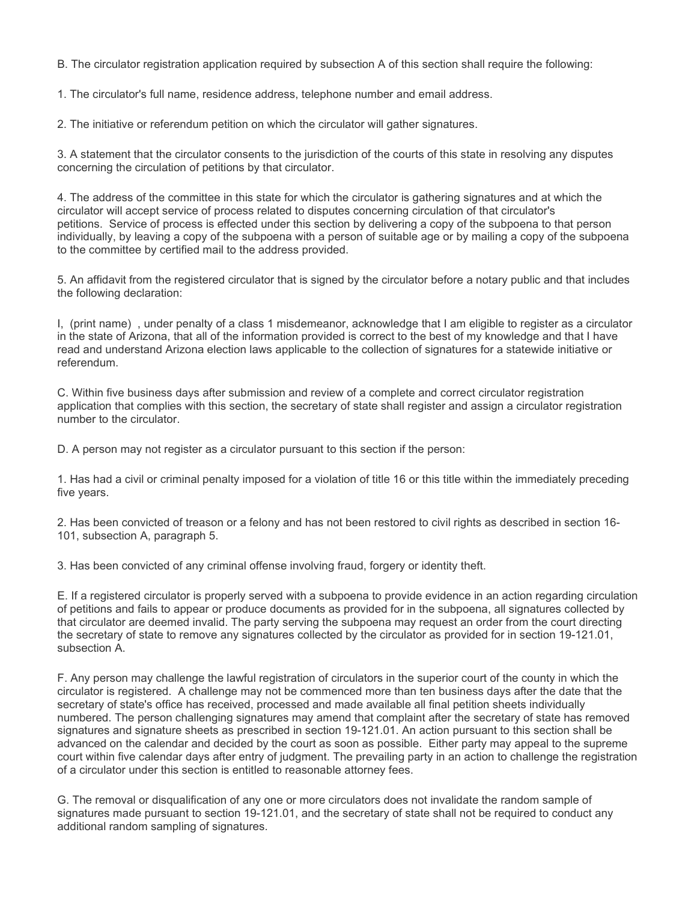B. The circulator registration application required by subsection A of this section shall require the following:

1. The circulator's full name, residence address, telephone number and email address.

2. The initiative or referendum petition on which the circulator will gather signatures.

3. A statement that the circulator consents to the jurisdiction of the courts of this state in resolving any disputes concerning the circulation of petitions by that circulator.

4. The address of the committee in this state for which the circulator is gathering signatures and at which the circulator will accept service of process related to disputes concerning circulation of that circulator's petitions. Service of process is effected under this section by delivering a copy of the subpoena to that person individually, by leaving a copy of the subpoena with a person of suitable age or by mailing a copy of the subpoena to the committee by certified mail to the address provided.

5. An affidavit from the registered circulator that is signed by the circulator before a notary public and that includes the following declaration:

I, (print name) , under penalty of a class 1 misdemeanor, acknowledge that I am eligible to register as a circulator in the state of Arizona, that all of the information provided is correct to the best of my knowledge and that I have read and understand Arizona election laws applicable to the collection of signatures for a statewide initiative or referendum.

C. Within five business days after submission and review of a complete and correct circulator registration application that complies with this section, the secretary of state shall register and assign a circulator registration number to the circulator.

D. A person may not register as a circulator pursuant to this section if the person:

1. Has had a civil or criminal penalty imposed for a violation of title 16 or this title within the immediately preceding five years.

2. Has been convicted of treason or a felony and has not been restored to civil rights as described in section 16-101, subsection A, paragraph 5.

3. Has been convicted of any criminal offense involving fraud, forgery or identity theft.

E. If a registered circulator is properly served with a subpoena to provide evidence in an action regarding circulation of petitions and fails to appear or produce documents as provided for in the subpoena, all signatures collected by that circulator are deemed invalid. The party serving the subpoena may request an order from the court directing the secretary of state to remove any signatures collected by the circulator as provided for in section 19-121.01, subsection A.

F. Any person may challenge the lawful registration of circulators in the superior court of the county in which the circulator is registered. A challenge may not be commenced more than ten business days after the date that the secretary of state's office has received, processed and made available all final petition sheets individually numbered. The person challenging signatures may amend that complaint after the secretary of state has removed signatures and signature sheets as prescribed in section 19-121.01. An action pursuant to this section shall be advanced on the calendar and decided by the court as soon as possible. Either party may appeal to the supreme court within five calendar days after entry of judgment. The prevailing party in an action to challenge the registration of a circulator under this section is entitled to reasonable attorney fees.

G. The removal or disqualification of any one or more circulators does not invalidate the random sample of signatures made pursuant to section 19-121.01, and the secretary of state shall not be required to conduct any additional random sampling of signatures.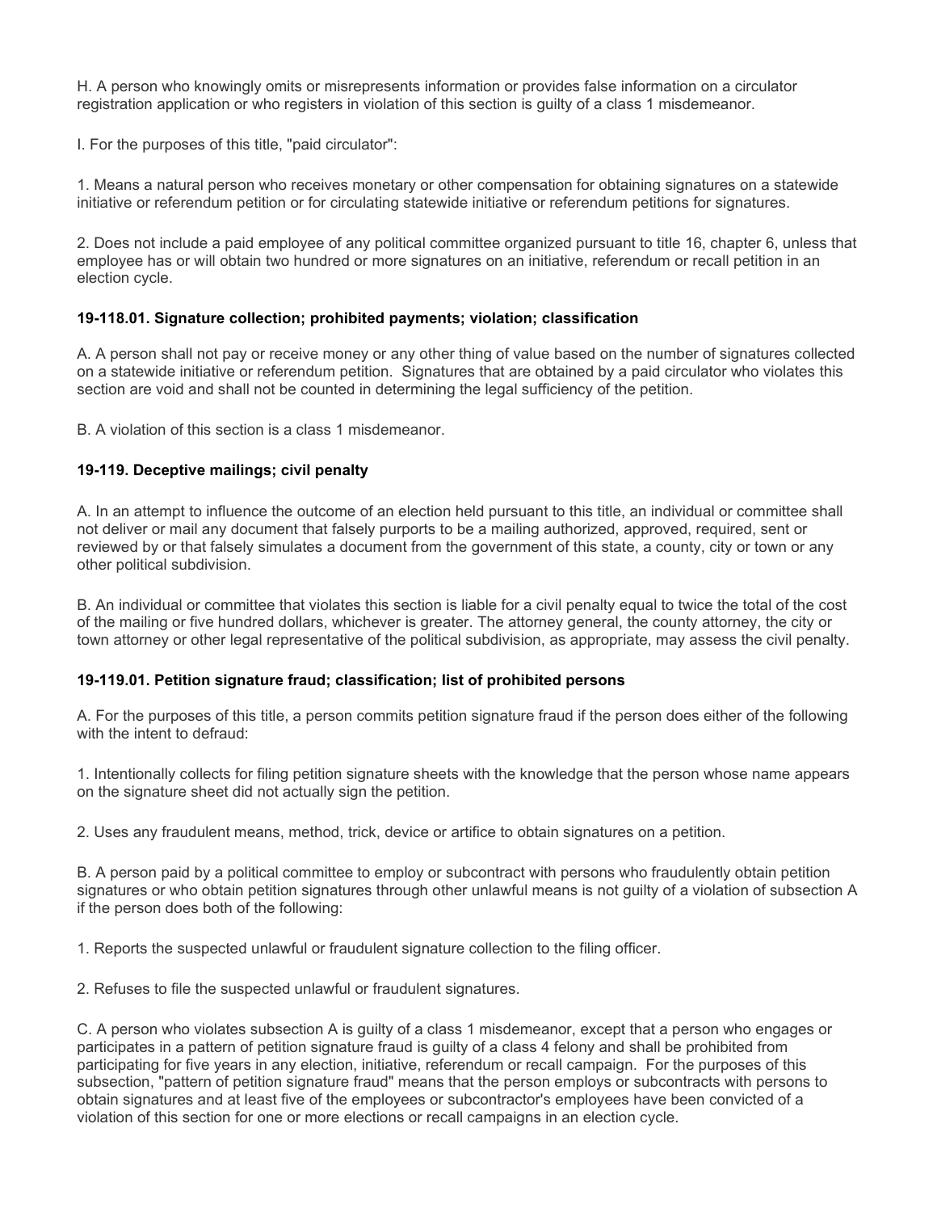H. A person who knowingly omits or misrepresents information or provides false information on a circulator registration application or who registers in violation of this section is guilty of a class 1 misdemeanor.

I. For the purposes of this title, "paid circulator":

1. Means a natural person who receives monetary or other compensation for obtaining signatures on a statewide initiative or referendum petition or for circulating statewide initiative or referendum petitions for signatures.

2. Does not include a paid employee of any political committee organized pursuant to title 16, chapter 6, unless that employee has or will obtain two hundred or more signatures on an initiative, referendum or recall petition in an election cycle.

### 19-118.01. Signature collection; prohibited payments; violation; classification

A. A person shall not pay or receive money or any other thing of value based on the number of signatures collected on a statewide initiative or referendum petition. Signatures that are obtained by a paid circulator who violates this section are void and shall not be counted in determining the legal sufficiency of the petition.

B. A violation of this section is a class 1 misdemeanor.

### 19-119. Deceptive mailings; civil penalty

A. In an attempt to influence the outcome of an election held pursuant to this title, an individual or committee shall not deliver or mail any document that falsely purports to be a mailing authorized, approved, required, sent or reviewed by or that falsely simulates a document from the government of this state, a county, city or town or any other political subdivision.

B. An individual or committee that violates this section is liable for a civil penalty equal to twice the total of the cost of the mailing or five hundred dollars, whichever is greater. The attorney general, the county attorney, the city or town attorney or other legal representative of the political subdivision, as appropriate, may assess the civil penalty.

### 19-119.01. Petition signature fraud; classification; list of prohibited persons

A. For the purposes of this title, a person commits petition signature fraud if the person does either of the following with the intent to defraud:

1. Intentionally collects for filing petition signature sheets with the knowledge that the person whose name appears on the signature sheet did not actually sign the petition.

2. Uses any fraudulent means, method, trick, device or artifice to obtain signatures on a petition.

B. A person paid by a political committee to employ or subcontract with persons who fraudulently obtain petition signatures or who obtain petition signatures through other unlawful means is not guilty of a violation of subsection A if the person does both of the following:

1. Reports the suspected unlawful or fraudulent signature collection to the filing officer.

2. Refuses to file the suspected unlawful or fraudulent signatures.

C. A person who violates subsection A is guilty of a class 1 misdemeanor, except that a person who engages or participates in a pattern of petition signature fraud is guilty of a class 4 felony and shall be prohibited from participating for five years in any election, initiative, referendum or recall campaign. For the purposes of this subsection, "pattern of petition signature fraud" means that the person employs or subcontracts with persons to obtain signatures and at least five of the employees or subcontractor's employees have been convicted of a violation of this section for one or more elections or recall campaigns in an election cycle.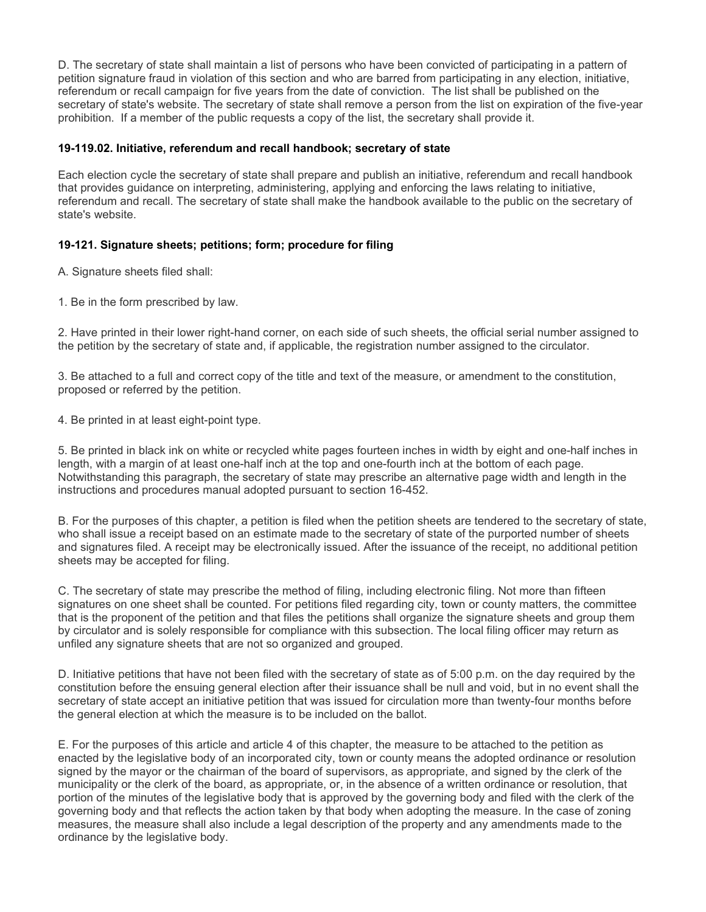D. The secretary of state shall maintain a list of persons who have been convicted of participating in a pattern of petition signature fraud in violation of this section and who are barred from participating in any election, initiative, referendum or recall campaign for five years from the date of conviction. The list shall be published on the secretary of state's website. The secretary of state shall remove a person from the list on expiration of the five-year prohibition. If a member of the public requests a copy of the list, the secretary shall provide it.

### 19-119.02. Initiative, referendum and recall handbook; secretary of state

Each election cycle the secretary of state shall prepare and publish an initiative, referendum and recall handbook that provides guidance on interpreting, administering, applying and enforcing the laws relating to initiative, referendum and recall. The secretary of state shall make the handbook available to the public on the secretary of state's website.

### 19-121. Signature sheets; petitions; form; procedure for filing

A. Signature sheets filed shall:

1. Be in the form prescribed by law.

2. Have printed in their lower right-hand corner, on each side of such sheets, the official serial number assigned to the petition by the secretary of state and, if applicable, the registration number assigned to the circulator.

3. Be attached to a full and correct copy of the title and text of the measure, or amendment to the constitution, proposed or referred by the petition.

4. Be printed in at least eight-point type.

5. Be printed in black ink on white or recycled white pages fourteen inches in width by eight and one-half inches in length, with a margin of at least one-half inch at the top and one-fourth inch at the bottom of each page. Notwithstanding this paragraph, the secretary of state may prescribe an alternative page width and length in the instructions and procedures manual adopted pursuant to section 16-452.

B. For the purposes of this chapter, a petition is filed when the petition sheets are tendered to the secretary of state, who shall issue a receipt based on an estimate made to the secretary of state of the purported number of sheets and signatures filed. A receipt may be electronically issued. After the issuance of the receipt, no additional petition sheets may be accepted for filing.

C. The secretary of state may prescribe the method of filing, including electronic filing. Not more than fifteen signatures on one sheet shall be counted. For petitions filed regarding city, town or county matters, the committee that is the proponent of the petition and that files the petitions shall organize the signature sheets and group them by circulator and is solely responsible for compliance with this subsection. The local filing officer may return as unfiled any signature sheets that are not so organized and grouped.

D. Initiative petitions that have not been filed with the secretary of state as of 5:00 p.m. on the day required by the constitution before the ensuing general election after their issuance shall be null and void, but in no event shall the secretary of state accept an initiative petition that was issued for circulation more than twenty-four months before the general election at which the measure is to be included on the ballot.

E. For the purposes of this article and article 4 of this chapter, the measure to be attached to the petition as enacted by the legislative body of an incorporated city, town or county means the adopted ordinance or resolution signed by the mayor or the chairman of the board of supervisors, as appropriate, and signed by the clerk of the municipality or the clerk of the board, as appropriate, or, in the absence of a written ordinance or resolution, that portion of the minutes of the legislative body that is approved by the governing body and filed with the clerk of the governing body and that reflects the action taken by that body when adopting the measure. In the case of zoning measures, the measure shall also include a legal description of the property and any amendments made to the ordinance by the legislative body.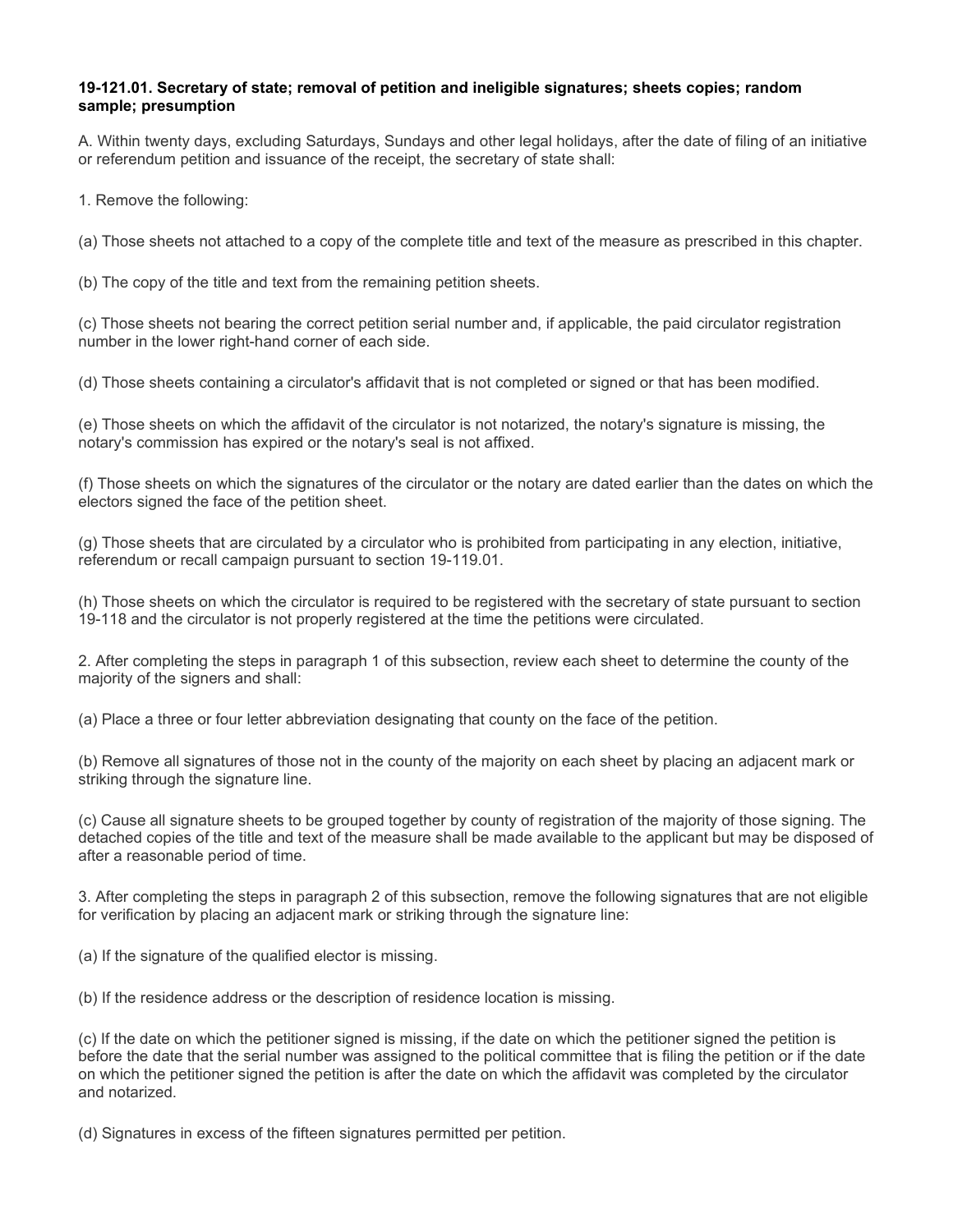**19-121.01. Secretary of state; removal of petition and ineligible signatures; sheets copies; random sample; presumption**

A. Within twenty days, excluding Saturdays, Sundays and other legal holidays, after the date of filing of an initiative or referendum petition and issuance of the receipt, the secretary of state shall:

1. Remove the following:

(a) Those sheets not attached to a copy of the complete title and text of the measure as prescribed in this chapter.

(b) The copy of the title and text from the remaining petition sheets.

(c) Those sheets not bearing the correct petition serial number and, if applicable, the paid circulator registration number in the lower right-hand corner of each side.

(d) Those sheets containing a circulator's affidavit that is not completed or signed or that has been modified.

(e) Those sheets on which the affidavit of the circulator is not notarized, the notary's signature is missing, the notary's commission has expired or the notary's seal is not affixed.

(f) Those sheets on which the signatures of the circulator or the notary are dated earlier than the dates on which the electors signed the face of the petition sheet.

(g) Those sheets that are circulated by a circulator who is prohibited from participating in any election, initiative, referendum or recall campaign pursuant to section 19-119.01.

(h) Those sheets on which the circulator is required to be registered with the secretary of state pursuant to section 19-118 and the circulator is not properly registered at the time the petitions were circulated.

2. After completing the steps in paragraph 1 of this subsection, review each sheet to determine the county of the majority of the signers and shall:

(a) Place a three or four letter abbreviation designating that county on the face of the petition.

(b) Remove all signatures of those not in the county of the majority on each sheet by placing an adjacent mark or striking through the signature line.

(c) Cause all signature sheets to be grouped together by county of registration of the majority of those signing. The detached copies of the title and text of the measure shall be made available to the applicant but may be disposed of after a reasonable period of time.

3. After completing the steps in paragraph 2 of this subsection, remove the following signatures that are not eligible for verification by placing an adjacent mark or striking through the signature line:

(a) If the signature of the qualified elector is missing.

(b) If the residence address or the description of residence location is missing.

(c) If the date on which the petitioner signed is missing, if the date on which the petitioner signed the petition is before the date that the serial number was assigned to the political committee that is filing the petition or if the date on which the petitioner signed the petition is after the date on which the affidavit was completed by the circulator and notarized.

(d) Signatures in excess of the fifteen signatures permitted per petition.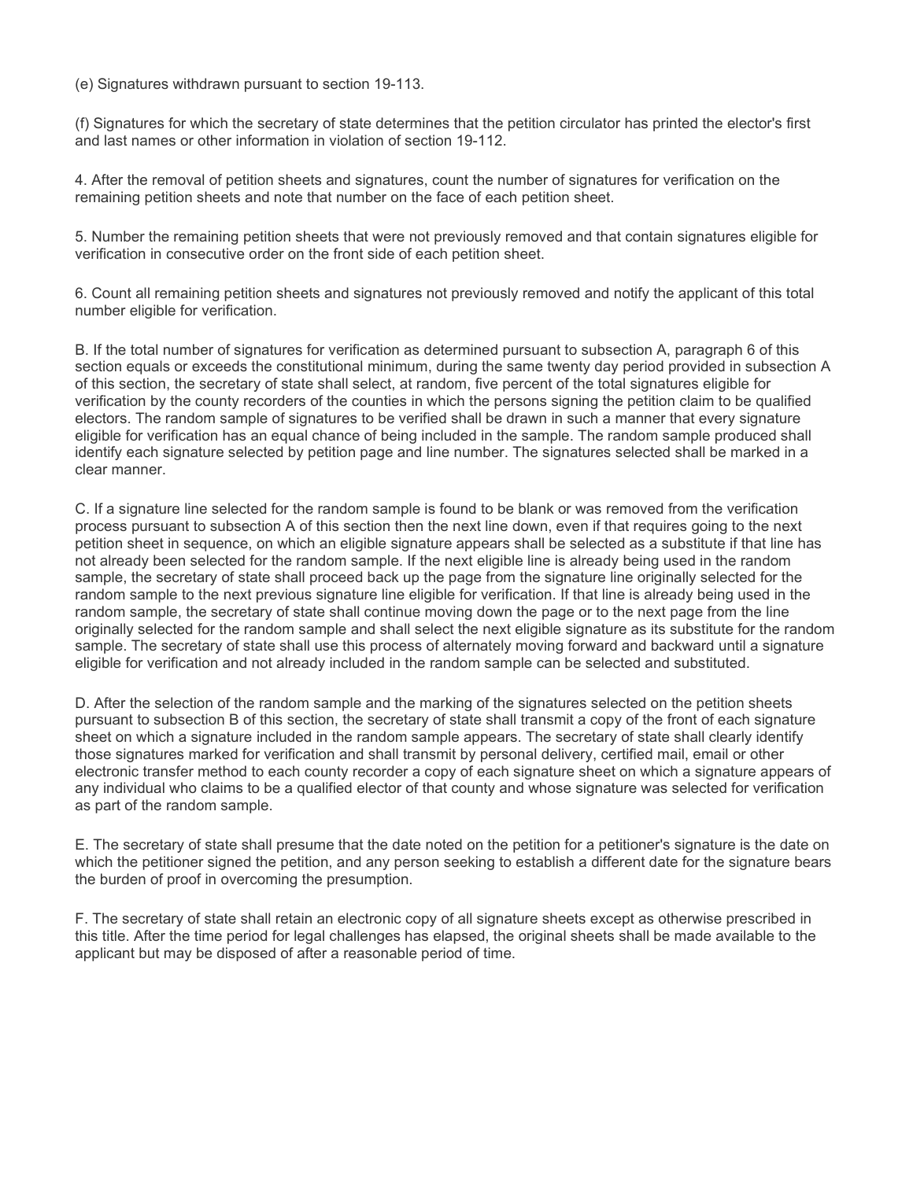(e) Signatures withdrawn pursuant to section 19-113.

(f) Signatures for which the secretary of state determines that the petition circulator has printed the elector's first and last names or other information in violation of section 19-112.

4. After the removal of petition sheets and signatures, count the number of signatures for verification on the remaining petition sheets and note that number on the face of each petition sheet.

5. Number the remaining petition sheets that were not previously removed and that contain signatures eligible for verification in consecutive order on the front side of each petition sheet.

6. Count all remaining petition sheets and signatures not previously removed and notify the applicant of this total number eligible for verification.

B. If the total number of signatures for verification as determined pursuant to subsection A, paragraph 6 of this section equals or exceeds the constitutional minimum, during the same twenty day period provided in subsection A of this section, the secretary of state shall select, at random, five percent of the total signatures eligible for verification by the county recorders of the counties in which the persons signing the petition claim to be qualified electors. The random sample of signatures to be verified shall be drawn in such a manner that every signature eligible for verification has an equal chance of being included in the sample. The random sample produced shall identify each signature selected by petition page and line number. The signatures selected shall be marked in a clear manner.

C. If a signature line selected for the random sample is found to be blank or was removed from the verification process pursuant to subsection A of this section then the next line down, even if that requires going to the next petition sheet in sequence, on which an eligible signature appears shall be selected as a substitute if that line has not already been selected for the random sample. If the next eligible line is already being used in the random sample, the secretary of state shall proceed back up the page from the signature line originally selected for the random sample to the next previous signature line eligible for verification. If that line is already being used in the random sample, the secretary of state shall continue moving down the page or to the next page from the line originally selected for the random sample and shall select the next eligible signature as its substitute for the random sample. The secretary of state shall use this process of alternately moving forward and backward until a signature eligible for verification and not already included in the random sample can be selected and substituted.

D. After the selection of the random sample and the marking of the signatures selected on the petition sheets pursuant to subsection B of this section, the secretary of state shall transmit a copy of the front of each signature sheet on which a signature included in the random sample appears. The secretary of state shall clearly identify those signatures marked for verification and shall transmit by personal delivery, certified mail, email or other electronic transfer method to each county recorder a copy of each signature sheet on which a signature appears of any individual who claims to be a qualified elector of that county and whose signature was selected for verification as part of the random sample.

E. The secretary of state shall presume that the date noted on the petition for a petitioner's signature is the date on which the petitioner signed the petition, and any person seeking to establish a different date for the signature bears the burden of proof in overcoming the presumption.

F. The secretary of state shall retain an electronic copy of all signature sheets except as otherwise prescribed in this title. After the time period for legal challenges has elapsed, the original sheets shall be made available to the applicant but may be disposed of after a reasonable period of time.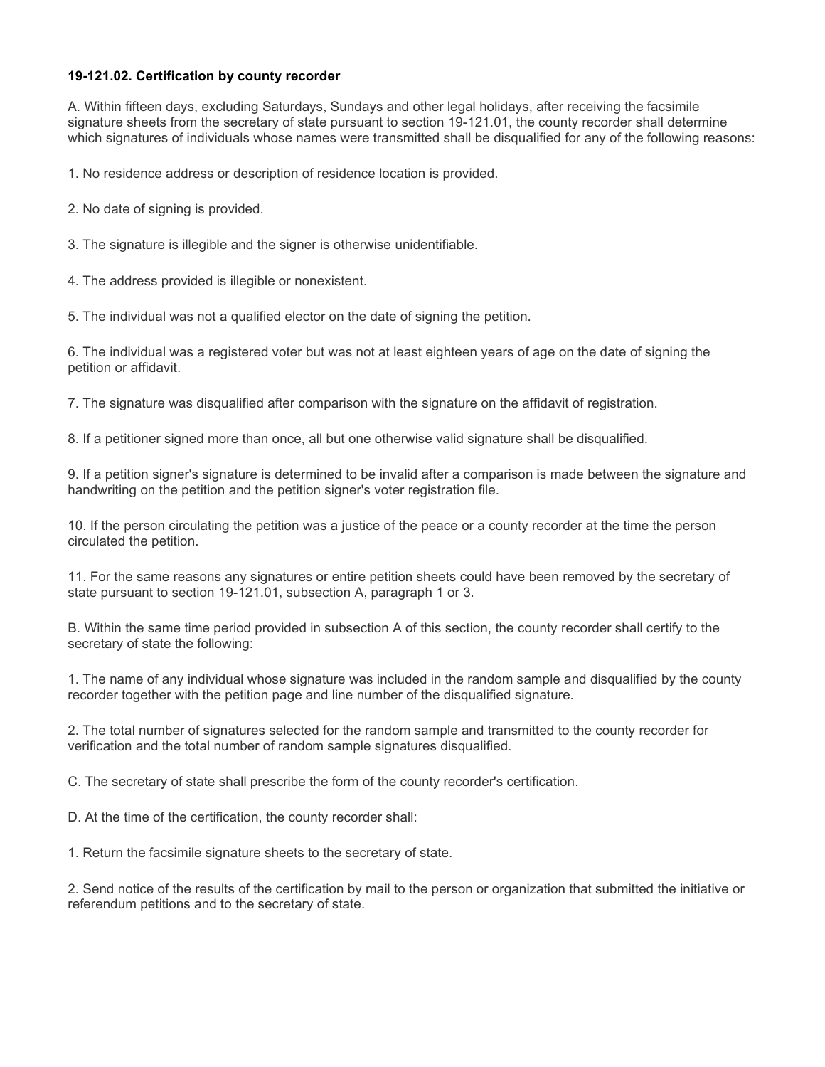**19-121.02. Certification by county recorder**

A. Within fifteen days, excluding Saturdays, Sundays and other legal holidays, after receiving the facsimile signature sheets from the secretary of state pursuant to section 19-121.01, the county recorder shall determine which signatures of individuals whose names were transmitted shall be disqualified for any of the following reasons:

1. No residence address or description of residence location is provided.

2. No date of signing is provided.

3. The signature is illegible and the signer is otherwise unidentifiable.

4. The address provided is illegible or nonexistent.

5. The individual was not a qualified elector on the date of signing the petition.

6. The individual was a registered voter but was not at least eighteen years of age on the date of signing the petition or affidavit.

7. The signature was disqualified after comparison with the signature on the affidavit of registration.

8. If a petitioner signed more than once, all but one otherwise valid signature shall be disqualified.

9. If a petition signer's signature is determined to be invalid after a comparison is made between the signature and handwriting on the petition and the petition signer's voter registration file.

10. If the person circulating the petition was a justice of the peace or a county recorder at the time the person circulated the petition.

11. For the same reasons any signatures or entire petition sheets could have been removed by the secretary of state pursuant to section 19-121.01, subsection A, paragraph 1 or 3.

B. Within the same time period provided in subsection A of this section, the county recorder shall certify to the secretary of state the following:

1. The name of any individual whose signature was included in the random sample and disqualified by the county recorder together with the petition page and line number of the disqualified signature.

2. The total number of signatures selected for the random sample and transmitted to the county recorder for verification and the total number of random sample signatures disqualified.

C. The secretary of state shall prescribe the form of the county recorder's certification.

D. At the time of the certification, the county recorder shall:

1. Return the facsimile signature sheets to the secretary of state.

2. Send notice of the results of the certification by mail to the person or organization that submitted the initiative or referendum petitions and to the secretary of state.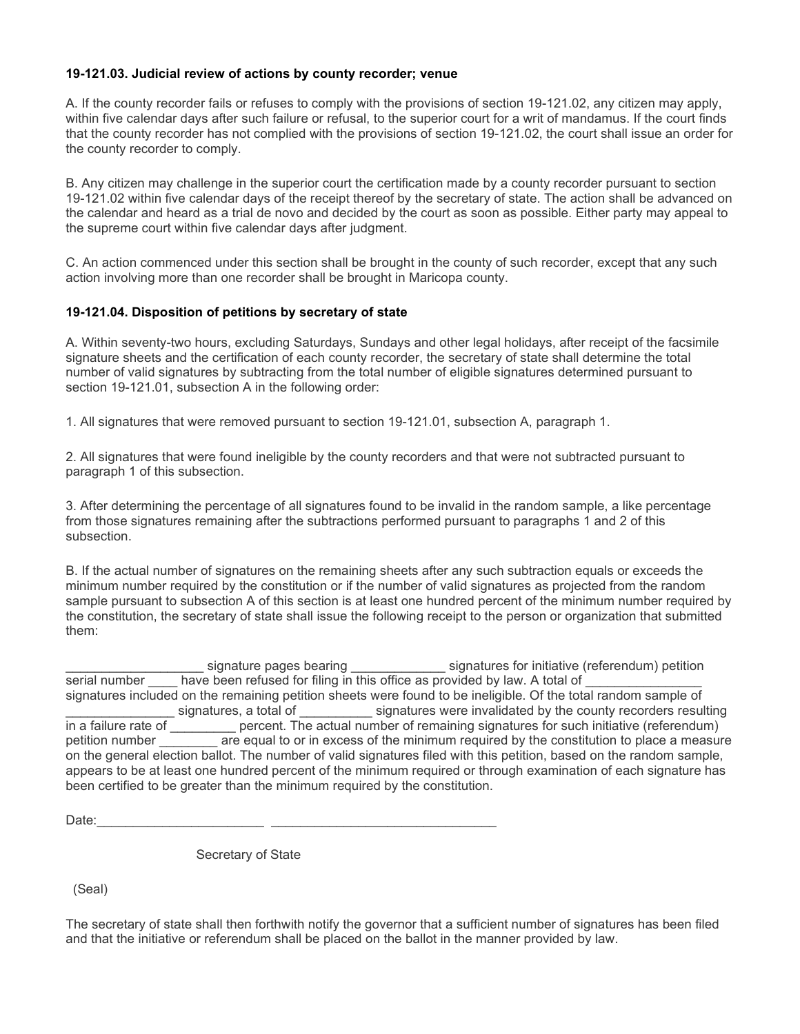**19-121.03. Judicial review of actions by county recorder; venue**

A. If the county recorder fails or refuses to comply with the provisions of section 19-121.02, any citizen may apply, within five calendar days after such failure or refusal, to the superior court for a writ of mandamus. If the court finds that the county recorder has not complied with the provisions of section 19-121.02, the court shall issue an order for the county recorder to comply.

B. Any citizen may challenge in the superior court the certification made by a county recorder pursuant to section 19-121.02 within five calendar days of the receipt thereof by the secretary of state. The action shall be advanced on the calendar and heard as a trial de novo and decided by the court as soon as possible. Either party may appeal to the supreme court within five calendar days after judgment.

C. An action commenced under this section shall be brought in the county of such recorder, except that any such action involving more than one recorder shall be brought in Maricopa county.

**19-121.04. Disposition of petitions by secretary of state**

A. Within seventy-two hours, excluding Saturdays, Sundays and other legal holidays, after receipt of the facsimile signature sheets and the certification of each county recorder, the secretary of state shall determine the total number of valid signatures by subtracting from the total number of eligible signatures determined pursuant to section 19-121.01, subsection A in the following order:

1. All signatures that were removed pursuant to section 19-121.01, subsection A, paragraph 1.

2. All signatures that were found ineligible by the county recorders and that were not subtracted pursuant to paragraph 1 of this subsection.

3. After determining the percentage of all signatures found to be invalid in the random sample, a like percentage from those signatures remaining after the subtractions performed pursuant to paragraphs 1 and 2 of this subsection.

B. If the actual number of signatures on the remaining sheets after any such subtraction equals or exceeds the minimum number required by the constitution or if the number of valid signatures as projected from the random sample pursuant to subsection A of this section is at least one hundred percent of the minimum number required by the constitution, the secretary of state shall issue the following receipt to the person or organization that submitted them:

___________________ signature pages bearing _____________ signatures for initiative (referendum) petition serial number ____ have been refused for filing in this office as provided by law. A total of ________________ signatures included on the remaining petition sheets were found to be ineligible. Of the total random sample of _______________ signatures, a total of __________ signatures were invalidated by the county recorders resulting in a failure rate of _________ percent. The actual number of remaining signatures for such initiative (referendum) petition number ________ are equal to or in excess of the minimum required by the constitution to place a measure on the general election ballot. The number of valid signatures filed with this petition, based on the random sample, appears to be at least one hundred percent of the minimum required or through examination of each signature has been certified to be greater than the minimum required by the constitution.

Date:_______________________ _______________________________

Secretary of State

(Seal)

The secretary of state shall then forthwith notify the governor that a sufficient number of signatures has been filed and that the initiative or referendum shall be placed on the ballot in the manner provided by law.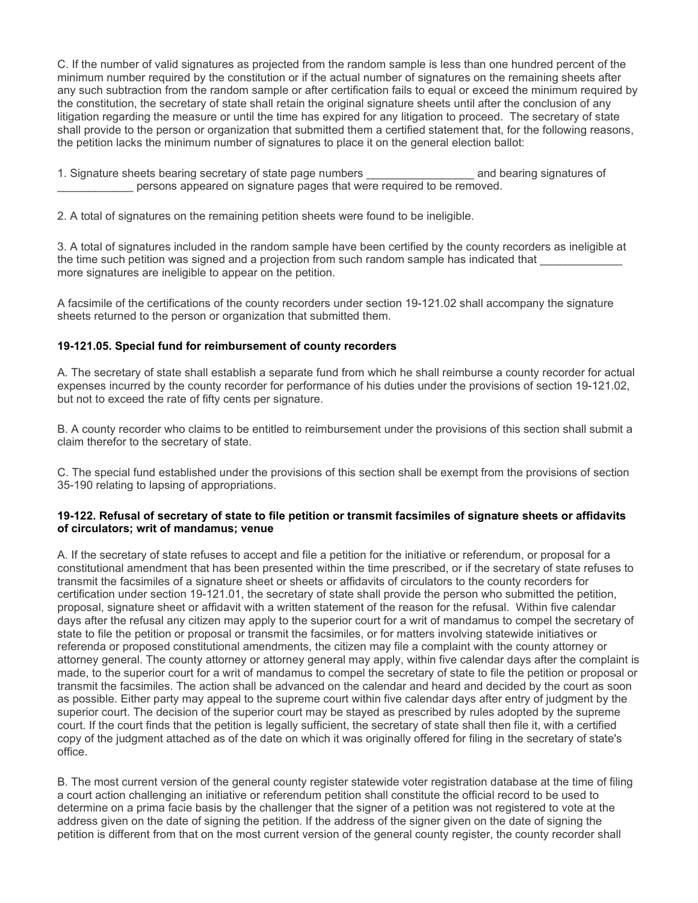C. If the number of valid signatures as projected from the random sample is less than one hundred percent of the minimum number required by the constitution or if the actual number of signatures on the remaining sheets after any such subtraction from the random sample or after certification fails to equal or exceed the minimum required by the constitution, the secretary of state shall retain the original signature sheets until after the conclusion of any litigation regarding the measure or until the time has expired for any litigation to proceed. The secretary of state shall provide to the person or organization that submitted them a certified statement that, for the following reasons, the petition lacks the minimum number of signatures to place it on the general election ballot:

1. Signature sheets bearing secretary of state page numbers _________________ and bearing signatures of ____________ persons appeared on signature pages that were required to be removed.

2. A total of signatures on the remaining petition sheets were found to be ineligible.

3. A total of signatures included in the random sample have been certified by the county recorders as ineligible at the time such petition was signed and a projection from such random sample has indicated that _____________ more signatures are ineligible to appear on the petition.

A facsimile of the certifications of the county recorders under section 19-121.02 shall accompany the signature sheets returned to the person or organization that submitted them.

### 19-121.05. Special fund for reimbursement of county recorders

A. The secretary of state shall establish a separate fund from which he shall reimburse a county recorder for actual expenses incurred by the county recorder for performance of his duties under the provisions of section 19-121.02, but not to exceed the rate of fifty cents per signature.

B. A county recorder who claims to be entitled to reimbursement under the provisions of this section shall submit a claim therefor to the secretary of state.

C. The special fund established under the provisions of this section shall be exempt from the provisions of section 35-190 relating to lapsing of appropriations.

### 19-122. Refusal of secretary of state to file petition or transmit facsimiles of signature sheets or affidavits of circulators; writ of mandamus; venue

A. If the secretary of state refuses to accept and file a petition for the initiative or referendum, or proposal for a constitutional amendment that has been presented within the time prescribed, or if the secretary of state refuses to transmit the facsimiles of a signature sheet or sheets or affidavits of circulators to the county recorders for certification under section 19-121.01, the secretary of state shall provide the person who submitted the petition, proposal, signature sheet or affidavit with a written statement of the reason for the refusal. Within five calendar days after the refusal any citizen may apply to the superior court for a writ of mandamus to compel the secretary of state to file the petition or proposal or transmit the facsimiles, or for matters involving statewide initiatives or referenda or proposed constitutional amendments, the citizen may file a complaint with the county attorney or attorney general. The county attorney or attorney general may apply, within five calendar days after the complaint is made, to the superior court for a writ of mandamus to compel the secretary of state to file the petition or proposal or transmit the facsimiles. The action shall be advanced on the calendar and heard and decided by the court as soon as possible. Either party may appeal to the supreme court within five calendar days after entry of judgment by the superior court. The decision of the superior court may be stayed as prescribed by rules adopted by the supreme court. If the court finds that the petition is legally sufficient, the secretary of state shall then file it, with a certified copy of the judgment attached as of the date on which it was originally offered for filing in the secretary of state's office.

B. The most current version of the general county register statewide voter registration database at the time of filing a court action challenging an initiative or referendum petition shall constitute the official record to be used to determine on a prima facie basis by the challenger that the signer of a petition was not registered to vote at the address given on the date of signing the petition. If the address of the signer given on the date of signing the petition is different from that on the most current version of the general county register, the county recorder shall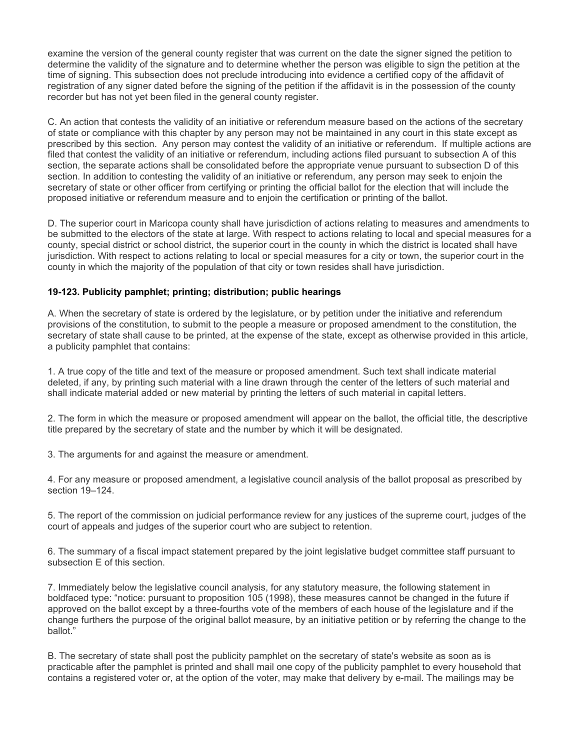examine the version of the general county register that was current on the date the signer signed the petition to determine the validity of the signature and to determine whether the person was eligible to sign the petition at the time of signing. This subsection does not preclude introducing into evidence a certified copy of the affidavit of registration of any signer dated before the signing of the petition if the affidavit is in the possession of the county recorder but has not yet been filed in the general county register.

C. An action that contests the validity of an initiative or referendum measure based on the actions of the secretary of state or compliance with this chapter by any person may not be maintained in any court in this state except as prescribed by this section. Any person may contest the validity of an initiative or referendum. If multiple actions are filed that contest the validity of an initiative or referendum, including actions filed pursuant to subsection A of this section, the separate actions shall be consolidated before the appropriate venue pursuant to subsection D of this section. In addition to contesting the validity of an initiative or referendum, any person may seek to enjoin the secretary of state or other officer from certifying or printing the official ballot for the election that will include the proposed initiative or referendum measure and to enjoin the certification or printing of the ballot.

D. The superior court in Maricopa county shall have jurisdiction of actions relating to measures and amendments to be submitted to the electors of the state at large. With respect to actions relating to local and special measures for a county, special district or school district, the superior court in the county in which the district is located shall have jurisdiction. With respect to actions relating to local or special measures for a city or town, the superior court in the county in which the majority of the population of that city or town resides shall have jurisdiction.

### 19-123. Publicity pamphlet; printing; distribution; public hearings

A. When the secretary of state is ordered by the legislature, or by petition under the initiative and referendum provisions of the constitution, to submit to the people a measure or proposed amendment to the constitution, the secretary of state shall cause to be printed, at the expense of the state, except as otherwise provided in this article, a publicity pamphlet that contains:

1. A true copy of the title and text of the measure or proposed amendment. Such text shall indicate material deleted, if any, by printing such material with a line drawn through the center of the letters of such material and shall indicate material added or new material by printing the letters of such material in capital letters.

2. The form in which the measure or proposed amendment will appear on the ballot, the official title, the descriptive title prepared by the secretary of state and the number by which it will be designated.

3. The arguments for and against the measure or amendment.

4. For any measure or proposed amendment, a legislative council analysis of the ballot proposal as prescribed by section 19–124.

5. The report of the commission on judicial performance review for any justices of the supreme court, judges of the court of appeals and judges of the superior court who are subject to retention.

6. The summary of a fiscal impact statement prepared by the joint legislative budget committee staff pursuant to subsection E of this section.

7. Immediately below the legislative council analysis, for any statutory measure, the following statement in boldfaced type: **"notice: pursuant to proposition 105 (1998), these measures cannot be changed in the future if approved on the ballot except by a three-fourths vote of the members of each house of the legislature and if the change furthers the purpose of the original ballot measure, by an initiative petition or by referring the change to the ballot."**

B. The secretary of state shall post the publicity pamphlet on the secretary of state's website as soon as is practicable after the pamphlet is printed and shall mail one copy of the publicity pamphlet to every household that contains a registered voter or, at the option of the voter, may make that delivery by e-mail. The mailings may be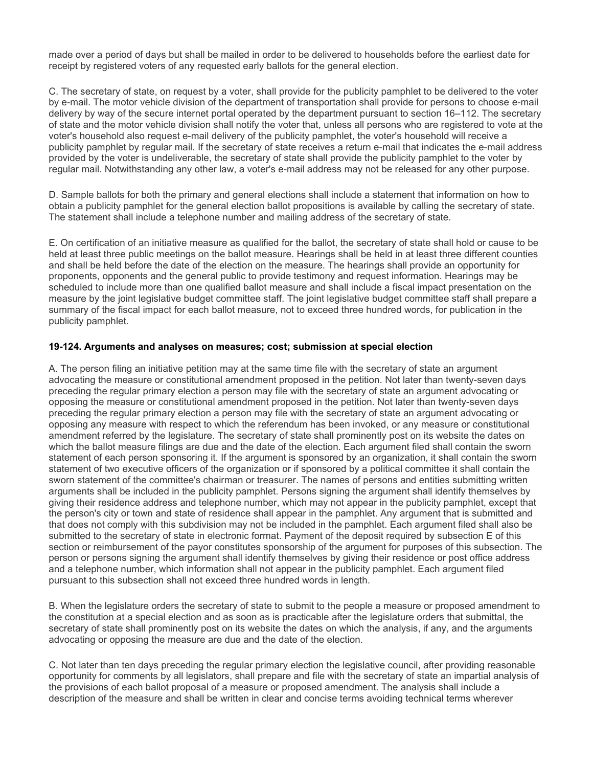made over a period of days but shall be mailed in order to be delivered to households before the earliest date for receipt by registered voters of any requested early ballots for the general election.

C. The secretary of state, on request by a voter, shall provide for the publicity pamphlet to be delivered to the voter by e-mail. The motor vehicle division of the department of transportation shall provide for persons to choose e-mail delivery by way of the secure internet portal operated by the department pursuant to section 16–112. The secretary of state and the motor vehicle division shall notify the voter that, unless all persons who are registered to vote at the voter's household also request e-mail delivery of the publicity pamphlet, the voter's household will receive a publicity pamphlet by regular mail. If the secretary of state receives a return e-mail that indicates the e-mail address provided by the voter is undeliverable, the secretary of state shall provide the publicity pamphlet to the voter by regular mail. Notwithstanding any other law, a voter's e-mail address may not be released for any other purpose.

D. Sample ballots for both the primary and general elections shall include a statement that information on how to obtain a publicity pamphlet for the general election ballot propositions is available by calling the secretary of state. The statement shall include a telephone number and mailing address of the secretary of state.

E. On certification of an initiative measure as qualified for the ballot, the secretary of state shall hold or cause to be held at least three public meetings on the ballot measure. Hearings shall be held in at least three different counties and shall be held before the date of the election on the measure. The hearings shall provide an opportunity for proponents, opponents and the general public to provide testimony and request information. Hearings may be scheduled to include more than one qualified ballot measure and shall include a fiscal impact presentation on the measure by the joint legislative budget committee staff. The joint legislative budget committee staff shall prepare a summary of the fiscal impact for each ballot measure, not to exceed three hundred words, for publication in the publicity pamphlet.

**19-124. Arguments and analyses on measures; cost; submission at special election**

A. The person filing an initiative petition may at the same time file with the secretary of state an argument advocating the measure or constitutional amendment proposed in the petition. Not later than twenty-seven days preceding the regular primary election a person may file with the secretary of state an argument advocating or opposing the measure or constitutional amendment proposed in the petition. Not later than twenty-seven days preceding the regular primary election a person may file with the secretary of state an argument advocating or opposing any measure with respect to which the referendum has been invoked, or any measure or constitutional amendment referred by the legislature. The secretary of state shall prominently post on its website the dates on which the ballot measure filings are due and the date of the election. Each argument filed shall contain the sworn statement of each person sponsoring it. If the argument is sponsored by an organization, it shall contain the sworn statement of two executive officers of the organization or if sponsored by a political committee it shall contain the sworn statement of the committee's chairman or treasurer. The names of persons and entities submitting written arguments shall be included in the publicity pamphlet. Persons signing the argument shall identify themselves by giving their residence address and telephone number, which may not appear in the publicity pamphlet, except that the person's city or town and state of residence shall appear in the pamphlet. Any argument that is submitted and that does not comply with this subdivision may not be included in the pamphlet. Each argument filed shall also be submitted to the secretary of state in electronic format. Payment of the deposit required by subsection E of this section or reimbursement of the payor constitutes sponsorship of the argument for purposes of this subsection. The person or persons signing the argument shall identify themselves by giving their residence or post office address and a telephone number, which information shall not appear in the publicity pamphlet. Each argument filed pursuant to this subsection shall not exceed three hundred words in length.

B. When the legislature orders the secretary of state to submit to the people a measure or proposed amendment to the constitution at a special election and as soon as is practicable after the legislature orders that submittal, the secretary of state shall prominently post on its website the dates on which the analysis, if any, and the arguments advocating or opposing the measure are due and the date of the election.

C. Not later than ten days preceding the regular primary election the legislative council, after providing reasonable opportunity for comments by all legislators, shall prepare and file with the secretary of state an impartial analysis of the provisions of each ballot proposal of a measure or proposed amendment. The analysis shall include a description of the measure and shall be written in clear and concise terms avoiding technical terms wherever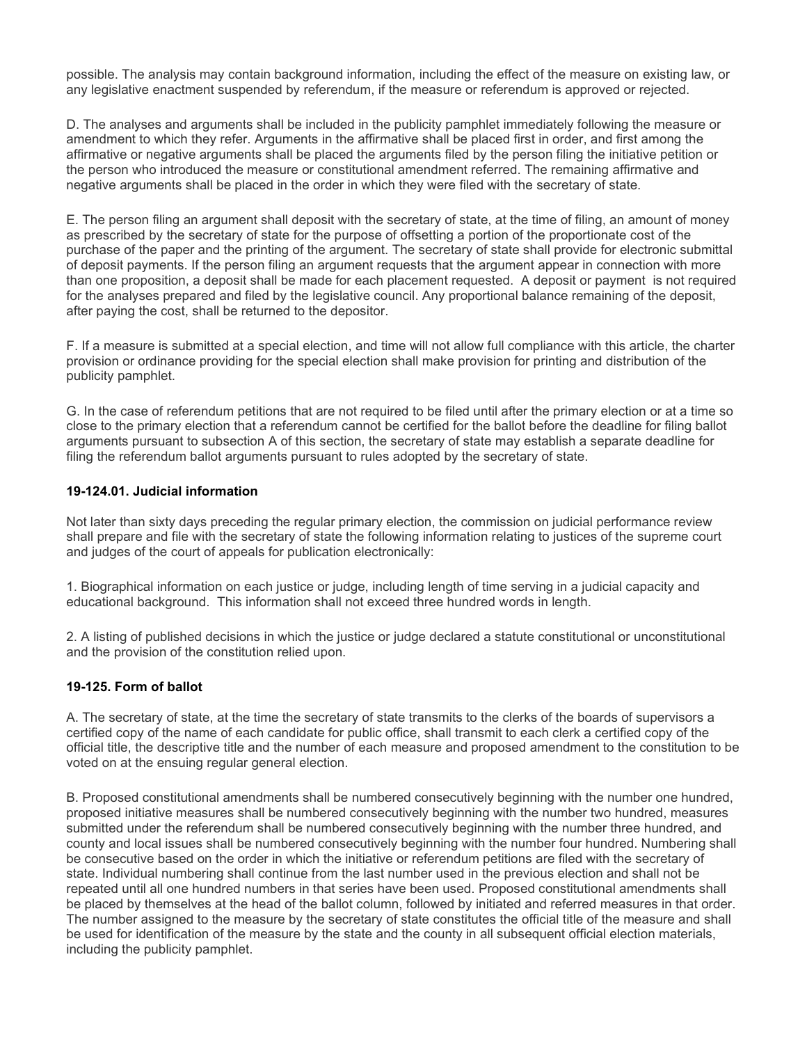possible. The analysis may contain background information, including the effect of the measure on existing law, or any legislative enactment suspended by referendum, if the measure or referendum is approved or rejected.

D. The analyses and arguments shall be included in the publicity pamphlet immediately following the measure or amendment to which they refer. Arguments in the affirmative shall be placed first in order, and first among the affirmative or negative arguments shall be placed the arguments filed by the person filing the initiative petition or the person who introduced the measure or constitutional amendment referred. The remaining affirmative and negative arguments shall be placed in the order in which they were filed with the secretary of state.

E. The person filing an argument shall deposit with the secretary of state, at the time of filing, an amount of money as prescribed by the secretary of state for the purpose of offsetting a portion of the proportionate cost of the purchase of the paper and the printing of the argument. The secretary of state shall provide for electronic submittal of deposit payments. If the person filing an argument requests that the argument appear in connection with more than one proposition, a deposit shall be made for each placement requested. A deposit or payment is not required for the analyses prepared and filed by the legislative council. Any proportional balance remaining of the deposit, after paying the cost, shall be returned to the depositor.

F. If a measure is submitted at a special election, and time will not allow full compliance with this article, the charter provision or ordinance providing for the special election shall make provision for printing and distribution of the publicity pamphlet.

G. In the case of referendum petitions that are not required to be filed until after the primary election or at a time so close to the primary election that a referendum cannot be certified for the ballot before the deadline for filing ballot arguments pursuant to subsection A of this section, the secretary of state may establish a separate deadline for filing the referendum ballot arguments pursuant to rules adopted by the secretary of state.

### 19-124.01. Judicial information

Not later than sixty days preceding the regular primary election, the commission on judicial performance review shall prepare and file with the secretary of state the following information relating to justices of the supreme court and judges of the court of appeals for publication electronically:

1. Biographical information on each justice or judge, including length of time serving in a judicial capacity and educational background. This information shall not exceed three hundred words in length.

2. A listing of published decisions in which the justice or judge declared a statute constitutional or unconstitutional and the provision of the constitution relied upon.

### 19-125. Form of ballot

A. The secretary of state, at the time the secretary of state transmits to the clerks of the boards of supervisors a certified copy of the name of each candidate for public office, shall transmit to each clerk a certified copy of the official title, the descriptive title and the number of each measure and proposed amendment to the constitution to be voted on at the ensuing regular general election.

B. Proposed constitutional amendments shall be numbered consecutively beginning with the number one hundred, proposed initiative measures shall be numbered consecutively beginning with the number two hundred, measures submitted under the referendum shall be numbered consecutively beginning with the number three hundred, and county and local issues shall be numbered consecutively beginning with the number four hundred. Numbering shall be consecutive based on the order in which the initiative or referendum petitions are filed with the secretary of state. Individual numbering shall continue from the last number used in the previous election and shall not be repeated until all one hundred numbers in that series have been used. Proposed constitutional amendments shall be placed by themselves at the head of the ballot column, followed by initiated and referred measures in that order. The number assigned to the measure by the secretary of state constitutes the official title of the measure and shall be used for identification of the measure by the state and the county in all subsequent official election materials, including the publicity pamphlet.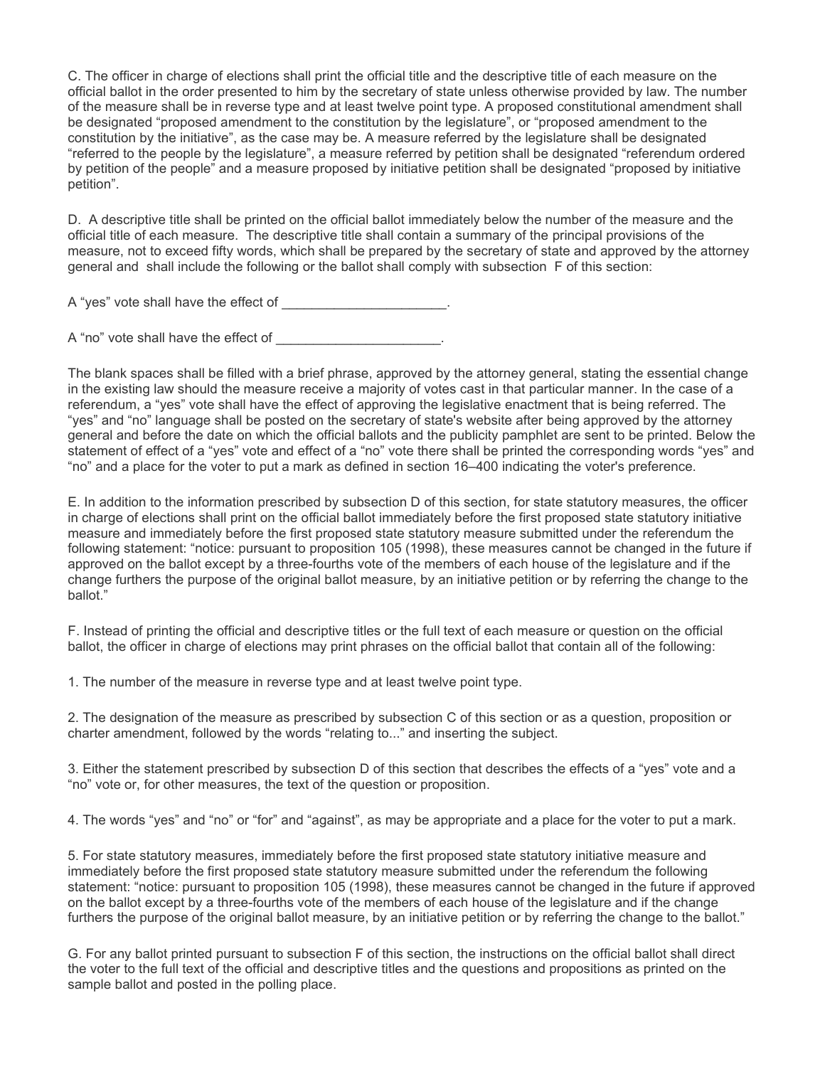C. The officer in charge of elections shall print the official title and the descriptive title of each measure on the official ballot in the order presented to him by the secretary of state unless otherwise provided by law. The number of the measure shall be in reverse type and at least twelve point type. A proposed constitutional amendment shall be designated "proposed amendment to the constitution by the legislature", or "proposed amendment to the constitution by the initiative", as the case may be. A measure referred by the legislature shall be designated "referred to the people by the legislature", a measure referred by petition shall be designated "referendum ordered by petition of the people" and a measure proposed by initiative petition shall be designated "proposed by initiative petition".

D. A descriptive title shall be printed on the official ballot immediately below the number of the measure and the official title of each measure. The descriptive title shall contain a summary of the principal provisions of the measure, not to exceed fifty words, which shall be prepared by the secretary of state and approved by the attorney general and shall include the following or the ballot shall comply with subsection F of this section:

A "yes" vote shall have the effect of ______________________.

A "no" vote shall have the effect of ______________________.

The blank spaces shall be filled with a brief phrase, approved by the attorney general, stating the essential change in the existing law should the measure receive a majority of votes cast in that particular manner. In the case of a referendum, a "yes" vote shall have the effect of approving the legislative enactment that is being referred. The "yes" and "no" language shall be posted on the secretary of state's website after being approved by the attorney general and before the date on which the official ballots and the publicity pamphlet are sent to be printed. Below the statement of effect of a "yes" vote and effect of a "no" vote there shall be printed the corresponding words "yes" and "no" and a place for the voter to put a mark as defined in section 16–400 indicating the voter's preference.

E. In addition to the information prescribed by subsection D of this section, for state statutory measures, the officer in charge of elections shall print on the official ballot immediately before the first proposed state statutory initiative measure and immediately before the first proposed state statutory measure submitted under the referendum the following statement: "notice: pursuant to proposition 105 (1998), these measures cannot be changed in the future if approved on the ballot except by a three-fourths vote of the members of each house of the legislature and if the change furthers the purpose of the original ballot measure, by an initiative petition or by referring the change to the ballot."

F. Instead of printing the official and descriptive titles or the full text of each measure or question on the official ballot, the officer in charge of elections may print phrases on the official ballot that contain all of the following:

1. The number of the measure in reverse type and at least twelve point type.

2. The designation of the measure as prescribed by subsection C of this section or as a question, proposition or charter amendment, followed by the words "relating to..." and inserting the subject.

3. Either the statement prescribed by subsection D of this section that describes the effects of a "yes" vote and a "no" vote or, for other measures, the text of the question or proposition.

4. The words "yes" and "no" or "for" and "against", as may be appropriate and a place for the voter to put a mark.

5. For state statutory measures, immediately before the first proposed state statutory initiative measure and immediately before the first proposed state statutory measure submitted under the referendum the following statement: "notice: pursuant to proposition 105 (1998), these measures cannot be changed in the future if approved on the ballot except by a three-fourths vote of the members of each house of the legislature and if the change furthers the purpose of the original ballot measure, by an initiative petition or by referring the change to the ballot."

G. For any ballot printed pursuant to subsection F of this section, the instructions on the official ballot shall direct the voter to the full text of the official and descriptive titles and the questions and propositions as printed on the sample ballot and posted in the polling place.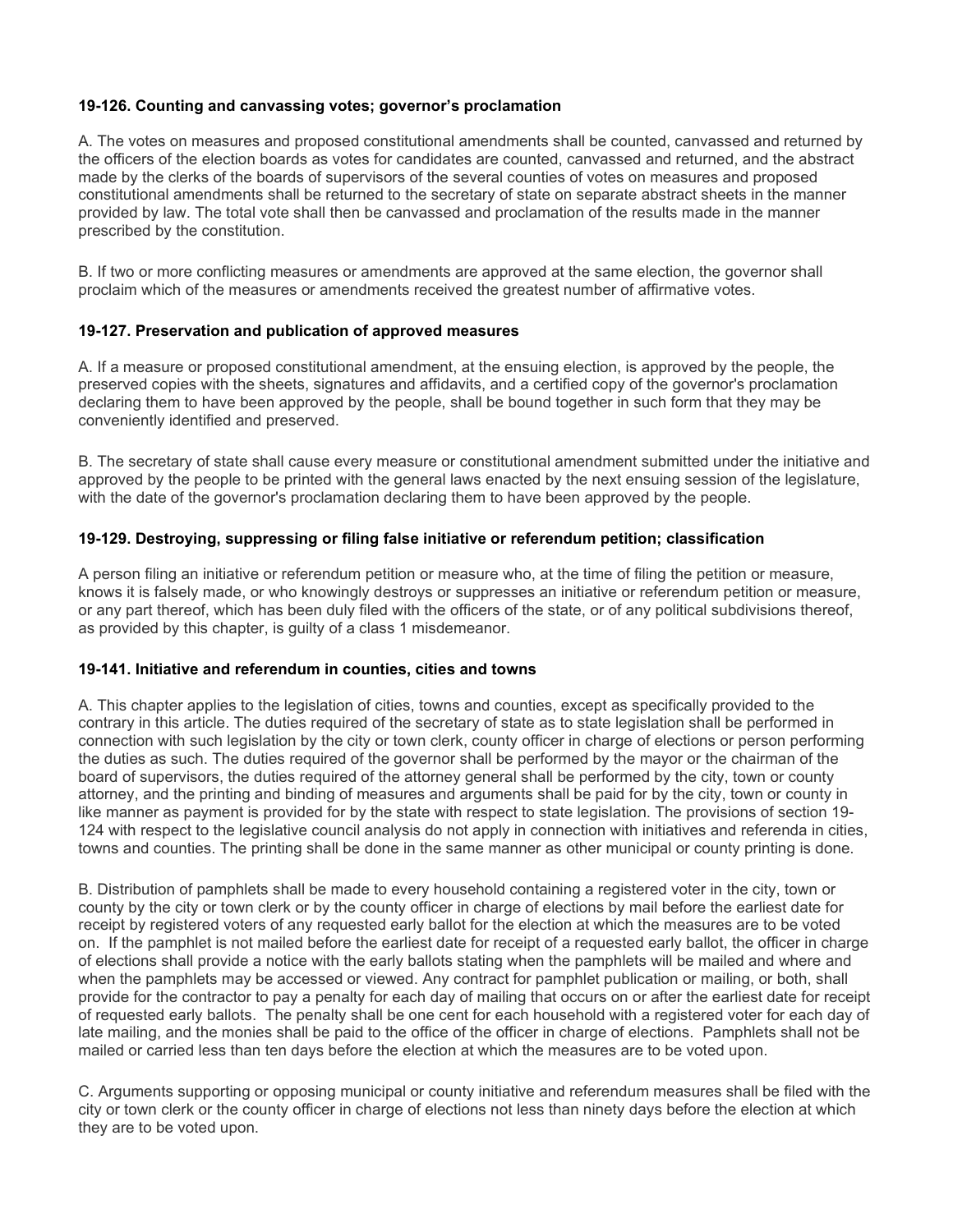### 19-126. Counting and canvassing votes; governor's proclamation

A. The votes on measures and proposed constitutional amendments shall be counted, canvassed and returned by the officers of the election boards as votes for candidates are counted, canvassed and returned, and the abstract made by the clerks of the boards of supervisors of the several counties of votes on measures and proposed constitutional amendments shall be returned to the secretary of state on separate abstract sheets in the manner provided by law. The total vote shall then be canvassed and proclamation of the results made in the manner prescribed by the constitution.

B. If two or more conflicting measures or amendments are approved at the same election, the governor shall proclaim which of the measures or amendments received the greatest number of affirmative votes.

### 19-127. Preservation and publication of approved measures

A. If a measure or proposed constitutional amendment, at the ensuing election, is approved by the people, the preserved copies with the sheets, signatures and affidavits, and a certified copy of the governor's proclamation declaring them to have been approved by the people, shall be bound together in such form that they may be conveniently identified and preserved.

B. The secretary of state shall cause every measure or constitutional amendment submitted under the initiative and approved by the people to be printed with the general laws enacted by the next ensuing session of the legislature, with the date of the governor's proclamation declaring them to have been approved by the people.

### 19-129. Destroying, suppressing or filing false initiative or referendum petition; classification

A person filing an initiative or referendum petition or measure who, at the time of filing the petition or measure, knows it is falsely made, or who knowingly destroys or suppresses an initiative or referendum petition or measure, or any part thereof, which has been duly filed with the officers of the state, or of any political subdivisions thereof, as provided by this chapter, is guilty of a class 1 misdemeanor.

### 19-141. Initiative and referendum in counties, cities and towns

A. This chapter applies to the legislation of cities, towns and counties, except as specifically provided to the contrary in this article. The duties required of the secretary of state as to state legislation shall be performed in connection with such legislation by the city or town clerk, county officer in charge of elections or person performing the duties as such. The duties required of the governor shall be performed by the mayor or the chairman of the board of supervisors, the duties required of the attorney general shall be performed by the city, town or county attorney, and the printing and binding of measures and arguments shall be paid for by the city, town or county in like manner as payment is provided for by the state with respect to state legislation. The provisions of section 19-124 with respect to the legislative council analysis do not apply in connection with initiatives and referenda in cities, towns and counties. The printing shall be done in the same manner as other municipal or county printing is done.

B. Distribution of pamphlets shall be made to every household containing a registered voter in the city, town or county by the city or town clerk or by the county officer in charge of elections by mail before the earliest date for receipt by registered voters of any requested early ballot for the election at which the measures are to be voted on. If the pamphlet is not mailed before the earliest date for receipt of a requested early ballot, the officer in charge of elections shall provide a notice with the early ballots stating when the pamphlets will be mailed and where and when the pamphlets may be accessed or viewed. Any contract for pamphlet publication or mailing, or both, shall provide for the contractor to pay a penalty for each day of mailing that occurs on or after the earliest date for receipt of requested early ballots. The penalty shall be one cent for each household with a registered voter for each day of late mailing, and the monies shall be paid to the office of the officer in charge of elections. Pamphlets shall not be mailed or carried less than ten days before the election at which the measures are to be voted upon.

C. Arguments supporting or opposing municipal or county initiative and referendum measures shall be filed with the city or town clerk or the county officer in charge of elections not less than ninety days before the election at which they are to be voted upon.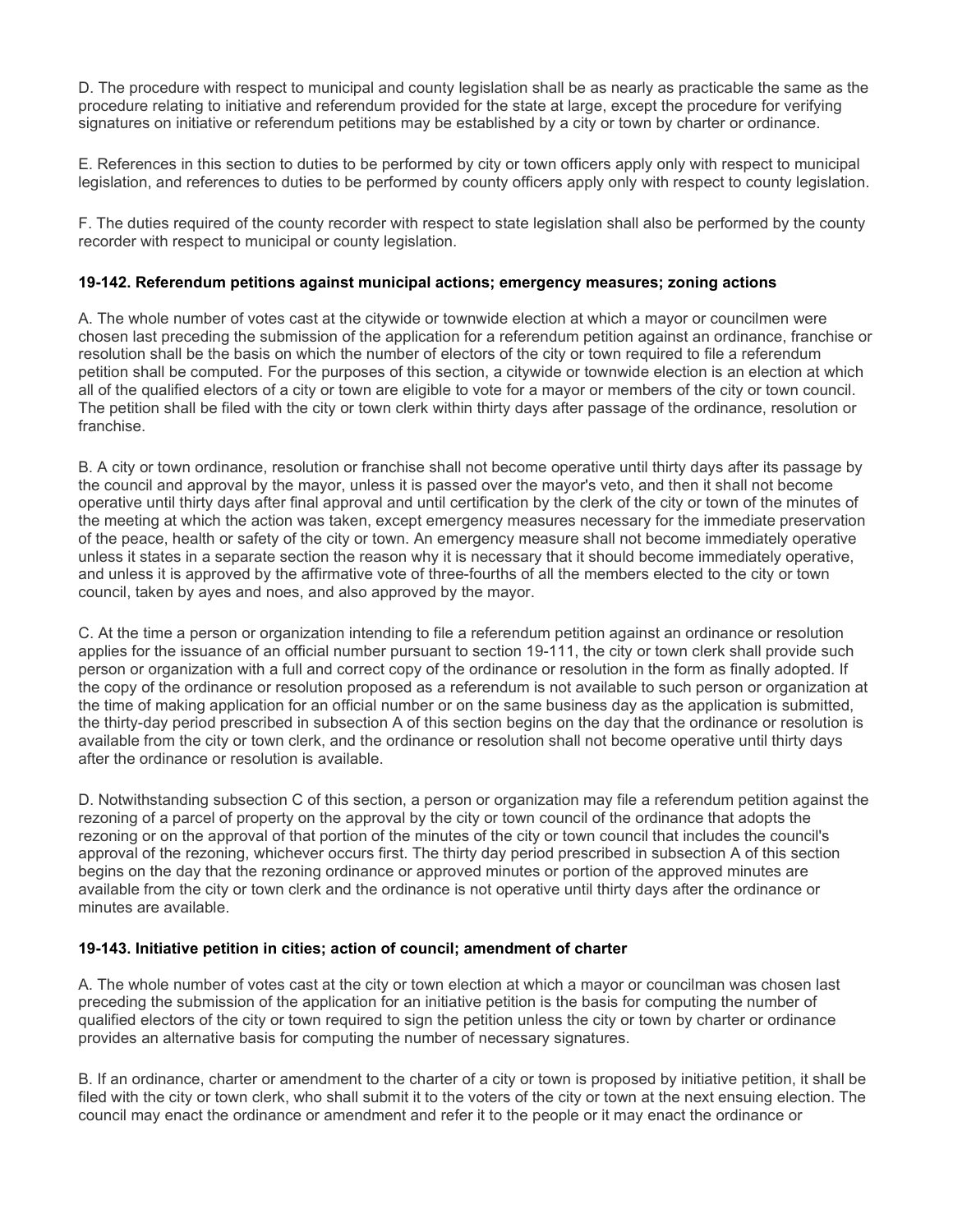D. The procedure with respect to municipal and county legislation shall be as nearly as practicable the same as the procedure relating to initiative and referendum provided for the state at large, except the procedure for verifying signatures on initiative or referendum petitions may be established by a city or town by charter or ordinance.

E. References in this section to duties to be performed by city or town officers apply only with respect to municipal legislation, and references to duties to be performed by county officers apply only with respect to county legislation.

F. The duties required of the county recorder with respect to state legislation shall also be performed by the county recorder with respect to municipal or county legislation.

### 19-142. Referendum petitions against municipal actions; emergency measures; zoning actions

A. The whole number of votes cast at the citywide or townwide election at which a mayor or councilmen were chosen last preceding the submission of the application for a referendum petition against an ordinance, franchise or resolution shall be the basis on which the number of electors of the city or town required to file a referendum petition shall be computed. For the purposes of this section, a citywide or townwide election is an election at which all of the qualified electors of a city or town are eligible to vote for a mayor or members of the city or town council. The petition shall be filed with the city or town clerk within thirty days after passage of the ordinance, resolution or franchise.

B. A city or town ordinance, resolution or franchise shall not become operative until thirty days after its passage by the council and approval by the mayor, unless it is passed over the mayor's veto, and then it shall not become operative until thirty days after final approval and until certification by the clerk of the city or town of the minutes of the meeting at which the action was taken, except emergency measures necessary for the immediate preservation of the peace, health or safety of the city or town. An emergency measure shall not become immediately operative unless it states in a separate section the reason why it is necessary that it should become immediately operative, and unless it is approved by the affirmative vote of three-fourths of all the members elected to the city or town council, taken by ayes and noes, and also approved by the mayor.

C. At the time a person or organization intending to file a referendum petition against an ordinance or resolution applies for the issuance of an official number pursuant to section 19-111, the city or town clerk shall provide such person or organization with a full and correct copy of the ordinance or resolution in the form as finally adopted. If the copy of the ordinance or resolution proposed as a referendum is not available to such person or organization at the time of making application for an official number or on the same business day as the application is submitted, the thirty-day period prescribed in subsection A of this section begins on the day that the ordinance or resolution is available from the city or town clerk, and the ordinance or resolution shall not become operative until thirty days after the ordinance or resolution is available.

D. Notwithstanding subsection C of this section, a person or organization may file a referendum petition against the rezoning of a parcel of property on the approval by the city or town council of the ordinance that adopts the rezoning or on the approval of that portion of the minutes of the city or town council that includes the council's approval of the rezoning, whichever occurs first. The thirty day period prescribed in subsection A of this section begins on the day that the rezoning ordinance or approved minutes or portion of the approved minutes are available from the city or town clerk and the ordinance is not operative until thirty days after the ordinance or minutes are available.

### 19-143. Initiative petition in cities; action of council; amendment of charter

A. The whole number of votes cast at the city or town election at which a mayor or councilman was chosen last preceding the submission of the application for an initiative petition is the basis for computing the number of qualified electors of the city or town required to sign the petition unless the city or town by charter or ordinance provides an alternative basis for computing the number of necessary signatures.

B. If an ordinance, charter or amendment to the charter of a city or town is proposed by initiative petition, it shall be filed with the city or town clerk, who shall submit it to the voters of the city or town at the next ensuing election. The council may enact the ordinance or amendment and refer it to the people or it may enact the ordinance or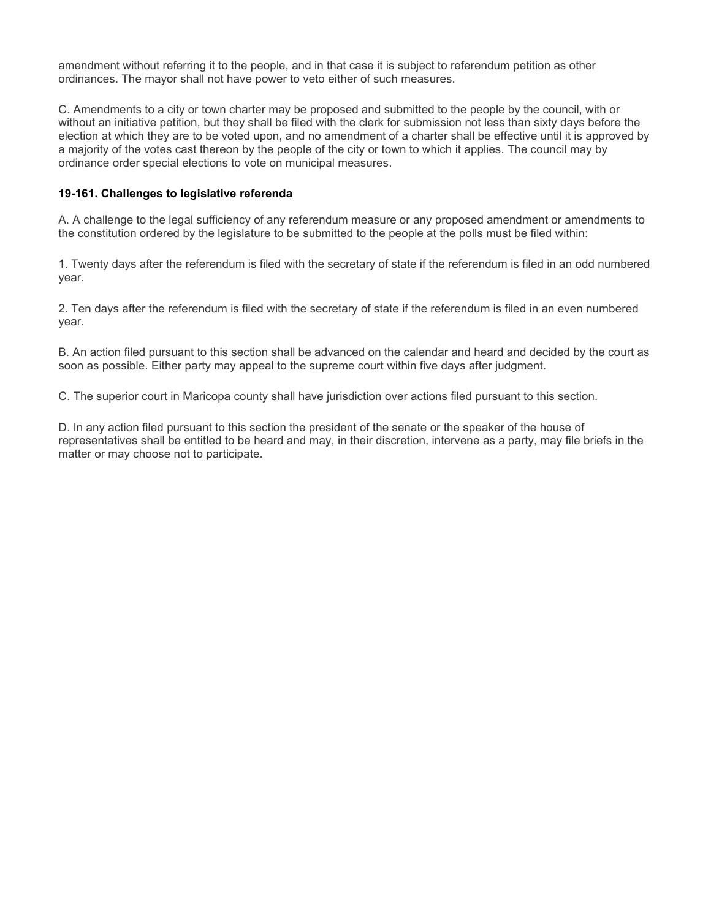amendment without referring it to the people, and in that case it is subject to referendum petition as other ordinances. The mayor shall not have power to veto either of such measures.

C. Amendments to a city or town charter may be proposed and submitted to the people by the council, with or without an initiative petition, but they shall be filed with the clerk for submission not less than sixty days before the election at which they are to be voted upon, and no amendment of a charter shall be effective until it is approved by a majority of the votes cast thereon by the people of the city or town to which it applies. The council may by ordinance order special elections to vote on municipal measures.

### 19-161. Challenges to legislative referenda

A. A challenge to the legal sufficiency of any referendum measure or any proposed amendment or amendments to the constitution ordered by the legislature to be submitted to the people at the polls must be filed within:

1. Twenty days after the referendum is filed with the secretary of state if the referendum is filed in an odd numbered year.

2. Ten days after the referendum is filed with the secretary of state if the referendum is filed in an even numbered year.

B. An action filed pursuant to this section shall be advanced on the calendar and heard and decided by the court as soon as possible. Either party may appeal to the supreme court within five days after judgment.

C. The superior court in Maricopa county shall have jurisdiction over actions filed pursuant to this section.

D. In any action filed pursuant to this section the president of the senate or the speaker of the house of representatives shall be entitled to be heard and may, in their discretion, intervene as a party, may file briefs in the matter or may choose not to participate.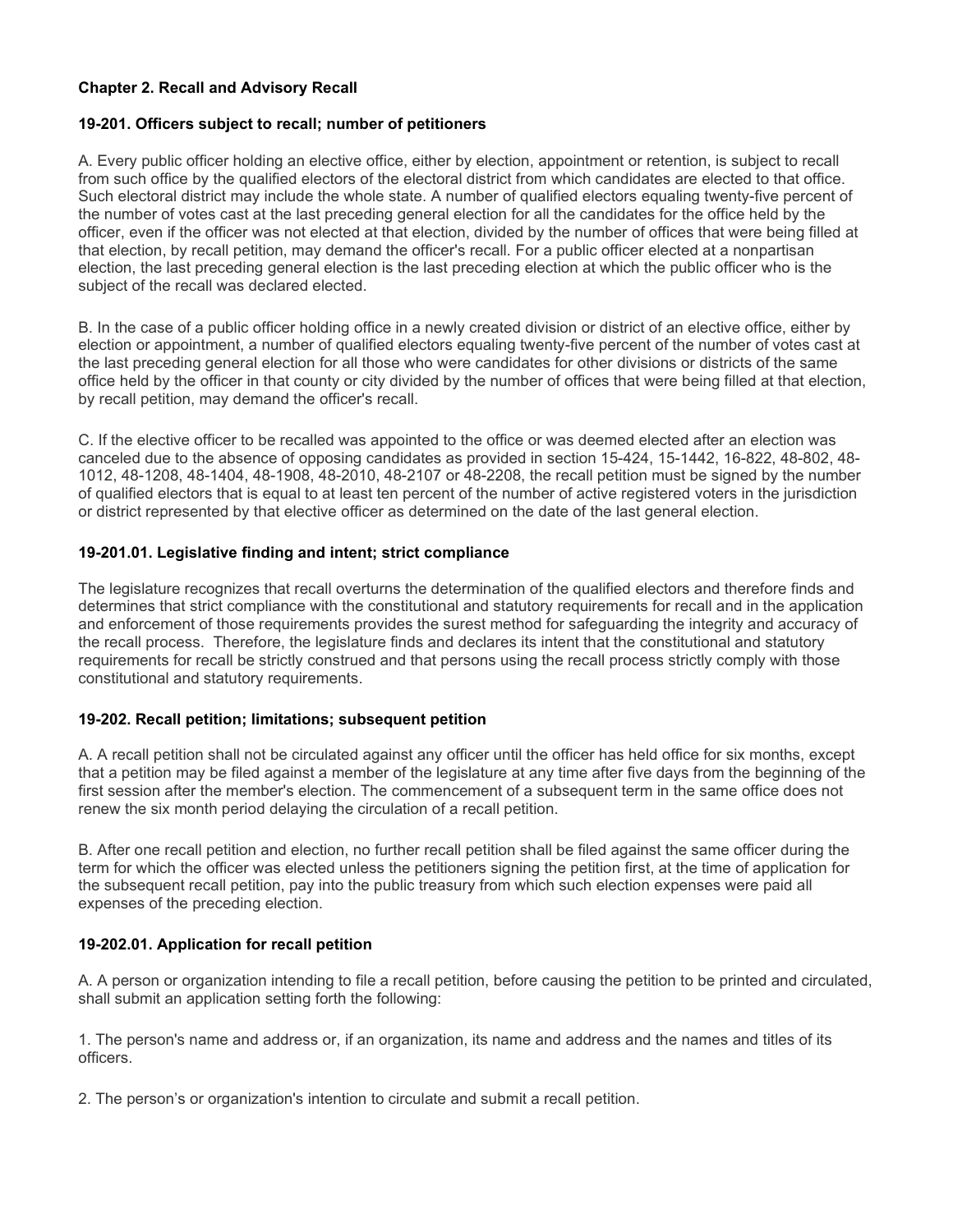## Chapter 2. Recall and Advisory Recall

### 19-201. Officers subject to recall; number of petitioners

A. Every public officer holding an elective office, either by election, appointment or retention, is subject to recall from such office by the qualified electors of the electoral district from which candidates are elected to that office. Such electoral district may include the whole state. A number of qualified electors equaling twenty-five percent of the number of votes cast at the last preceding general election for all the candidates for the office held by the officer, even if the officer was not elected at that election, divided by the number of offices that were being filled at that election, by recall petition, may demand the officer's recall. For a public officer elected at a nonpartisan election, the last preceding general election is the last preceding election at which the public officer who is the subject of the recall was declared elected.

B. In the case of a public officer holding office in a newly created division or district of an elective office, either by election or appointment, a number of qualified electors equaling twenty-five percent of the number of votes cast at the last preceding general election for all those who were candidates for other divisions or districts of the same office held by the officer in that county or city divided by the number of offices that were being filled at that election, by recall petition, may demand the officer's recall.

C. If the elective officer to be recalled was appointed to the office or was deemed elected after an election was canceled due to the absence of opposing candidates as provided in section 15-424, 15-1442, 16-822, 48-802, 48-1012, 48-1208, 48-1404, 48-1908, 48-2010, 48-2107 or 48-2208, the recall petition must be signed by the number of qualified electors that is equal to at least ten percent of the number of active registered voters in the jurisdiction or district represented by that elective officer as determined on the date of the last general election.

### 19-201.01. Legislative finding and intent; strict compliance

The legislature recognizes that recall overturns the determination of the qualified electors and therefore finds and determines that strict compliance with the constitutional and statutory requirements for recall and in the application and enforcement of those requirements provides the surest method for safeguarding the integrity and accuracy of the recall process. Therefore, the legislature finds and declares its intent that the constitutional and statutory requirements for recall be strictly construed and that persons using the recall process strictly comply with those constitutional and statutory requirements.

### 19-202. Recall petition; limitations; subsequent petition

A. A recall petition shall not be circulated against any officer until the officer has held office for six months, except that a petition may be filed against a member of the legislature at any time after five days from the beginning of the first session after the member's election. The commencement of a subsequent term in the same office does not renew the six month period delaying the circulation of a recall petition.

B. After one recall petition and election, no further recall petition shall be filed against the same officer during the term for which the officer was elected unless the petitioners signing the petition first, at the time of application for the subsequent recall petition, pay into the public treasury from which such election expenses were paid all expenses of the preceding election.

### 19-202.01. Application for recall petition

A. A person or organization intending to file a recall petition, before causing the petition to be printed and circulated, shall submit an application setting forth the following:

1. The person's name and address or, if an organization, its name and address and the names and titles of its officers.

2. The person's or organization's intention to circulate and submit a recall petition.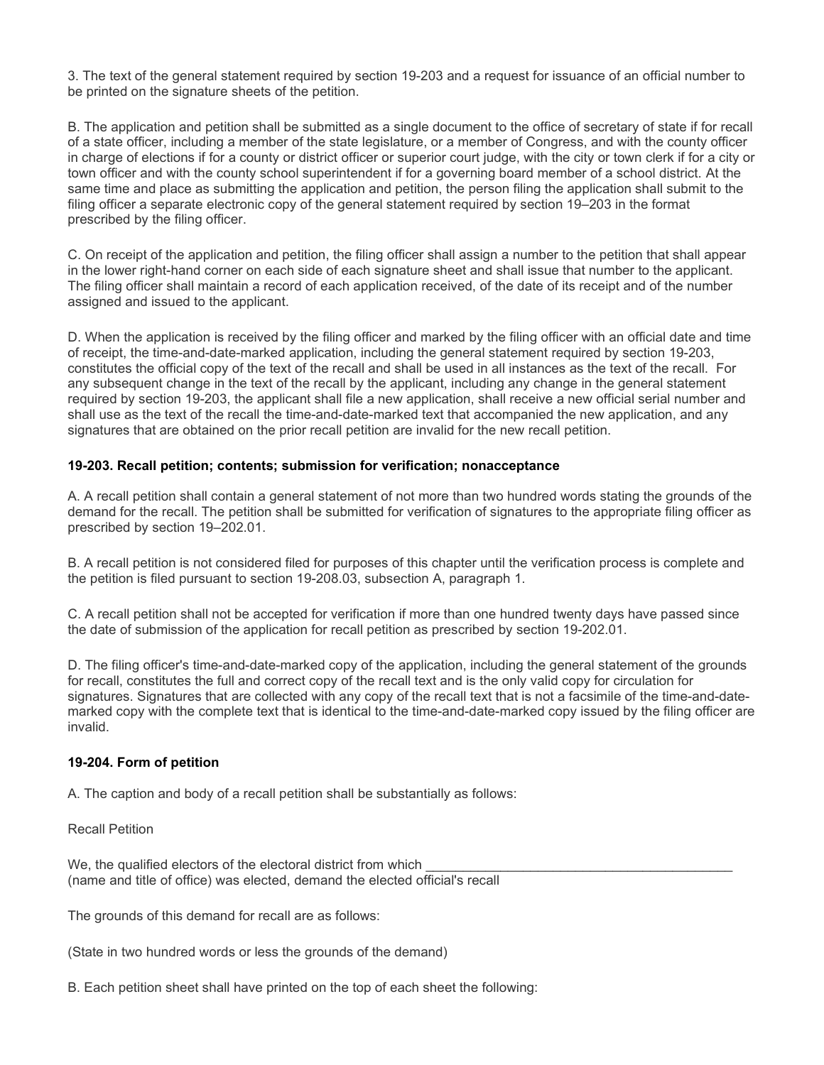3. The text of the general statement required by section 19-203 and a request for issuance of an official number to be printed on the signature sheets of the petition.

B. The application and petition shall be submitted as a single document to the office of secretary of state if for recall of a state officer, including a member of the state legislature, or a member of Congress, and with the county officer in charge of elections if for a county or district officer or superior court judge, with the city or town clerk if for a city or town officer and with the county school superintendent if for a governing board member of a school district. At the same time and place as submitting the application and petition, the person filing the application shall submit to the filing officer a separate electronic copy of the general statement required by section 19–203 in the format prescribed by the filing officer.

C. On receipt of the application and petition, the filing officer shall assign a number to the petition that shall appear in the lower right-hand corner on each side of each signature sheet and shall issue that number to the applicant. The filing officer shall maintain a record of each application received, of the date of its receipt and of the number assigned and issued to the applicant.

D. When the application is received by the filing officer and marked by the filing officer with an official date and time of receipt, the time-and-date-marked application, including the general statement required by section 19-203, constitutes the official copy of the text of the recall and shall be used in all instances as the text of the recall. For any subsequent change in the text of the recall by the applicant, including any change in the general statement required by section 19-203, the applicant shall file a new application, shall receive a new official serial number and shall use as the text of the recall the time-and-date-marked text that accompanied the new application, and any signatures that are obtained on the prior recall petition are invalid for the new recall petition.

**19-203. Recall petition; contents; submission for verification; nonacceptance**

A. A recall petition shall contain a general statement of not more than two hundred words stating the grounds of the demand for the recall. The petition shall be submitted for verification of signatures to the appropriate filing officer as prescribed by section 19–202.01.

B. A recall petition is not considered filed for purposes of this chapter until the verification process is complete and the petition is filed pursuant to section 19-208.03, subsection A, paragraph 1.

C. A recall petition shall not be accepted for verification if more than one hundred twenty days have passed since the date of submission of the application for recall petition as prescribed by section 19-202.01.

D. The filing officer's time-and-date-marked copy of the application, including the general statement of the grounds for recall, constitutes the full and correct copy of the recall text and is the only valid copy for circulation for signatures. Signatures that are collected with any copy of the recall text that is not a facsimile of the time-and-date-marked copy with the complete text that is identical to the time-and-date-marked copy issued by the filing officer are invalid.

**19-204. Form of petition**

A. The caption and body of a recall petition shall be substantially as follows:

Recall Petition

We, the qualified electors of the electoral district from which ________________________________________ (name and title of office) was elected, demand the elected official's recall

The grounds of this demand for recall are as follows:

(State in two hundred words or less the grounds of the demand)

B. Each petition sheet shall have printed on the top of each sheet the following: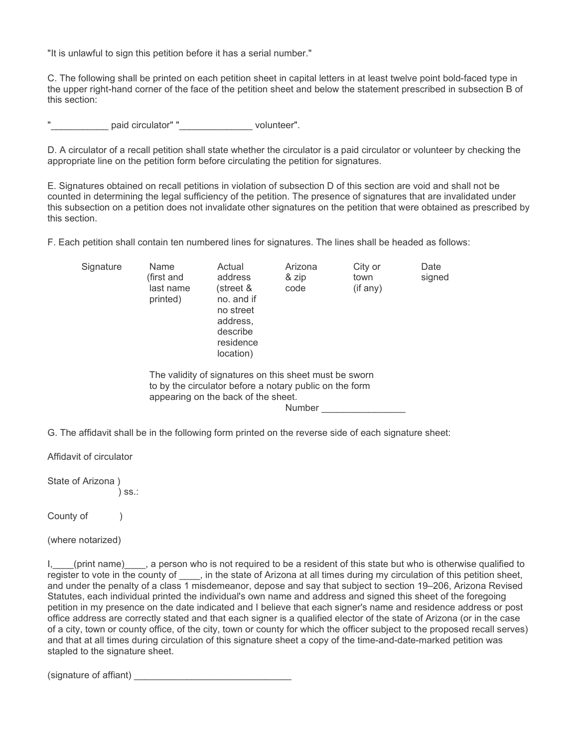"It is unlawful to sign this petition before it has a serial number."

C. The following shall be printed on each petition sheet in capital letters in at least twelve point bold-faced type in the upper right-hand corner of the face of the petition sheet and below the statement prescribed in subsection B of this section:

"___________ paid circulator" "______________ volunteer".

D. A circulator of a recall petition shall state whether the circulator is a paid circulator or volunteer by checking the appropriate line on the petition form before circulating the petition for signatures.

E. Signatures obtained on recall petitions in violation of subsection D of this section are void and shall not be counted in determining the legal sufficiency of the petition. The presence of signatures that are invalidated under this subsection on a petition does not invalidate other signatures on the petition that were obtained as prescribed by this section.

F. Each petition shall contain ten numbered lines for signatures. The lines shall be headed as follows:

| Signature | Name (first and last name printed) | Actual address (street & no. and if no street address, describe residence location) | Arizona & zip code | City or town (if any) | Date signed |
|---|---|---|---|---|---|

The validity of signatures on this sheet must be sworn to by the circulator before a notary public on the form appearing on the back of the sheet.

Number ________________

G. The affidavit shall be in the following form printed on the reverse side of each signature sheet:

Affidavit of circulator

State of Arizona )
) ss.:

County of )

(where notarized)

I,____(print name)____, a person who is not required to be a resident of this state but who is otherwise qualified to register to vote in the county of ____, in the state of Arizona at all times during my circulation of this petition sheet, and under the penalty of a class 1 misdemeanor, depose and say that subject to section 19–206, Arizona Revised Statutes, each individual printed the individual's own name and address and signed this sheet of the foregoing petition in my presence on the date indicated and I believe that each signer's name and residence address or post office address are correctly stated and that each signer is a qualified elector of the state of Arizona (or in the case of a city, town or county office, of the city, town or county for which the officer subject to the proposed recall serves) and that at all times during circulation of this signature sheet a copy of the time-and-date-marked petition was stapled to the signature sheet.

(signature of affiant) ______________________________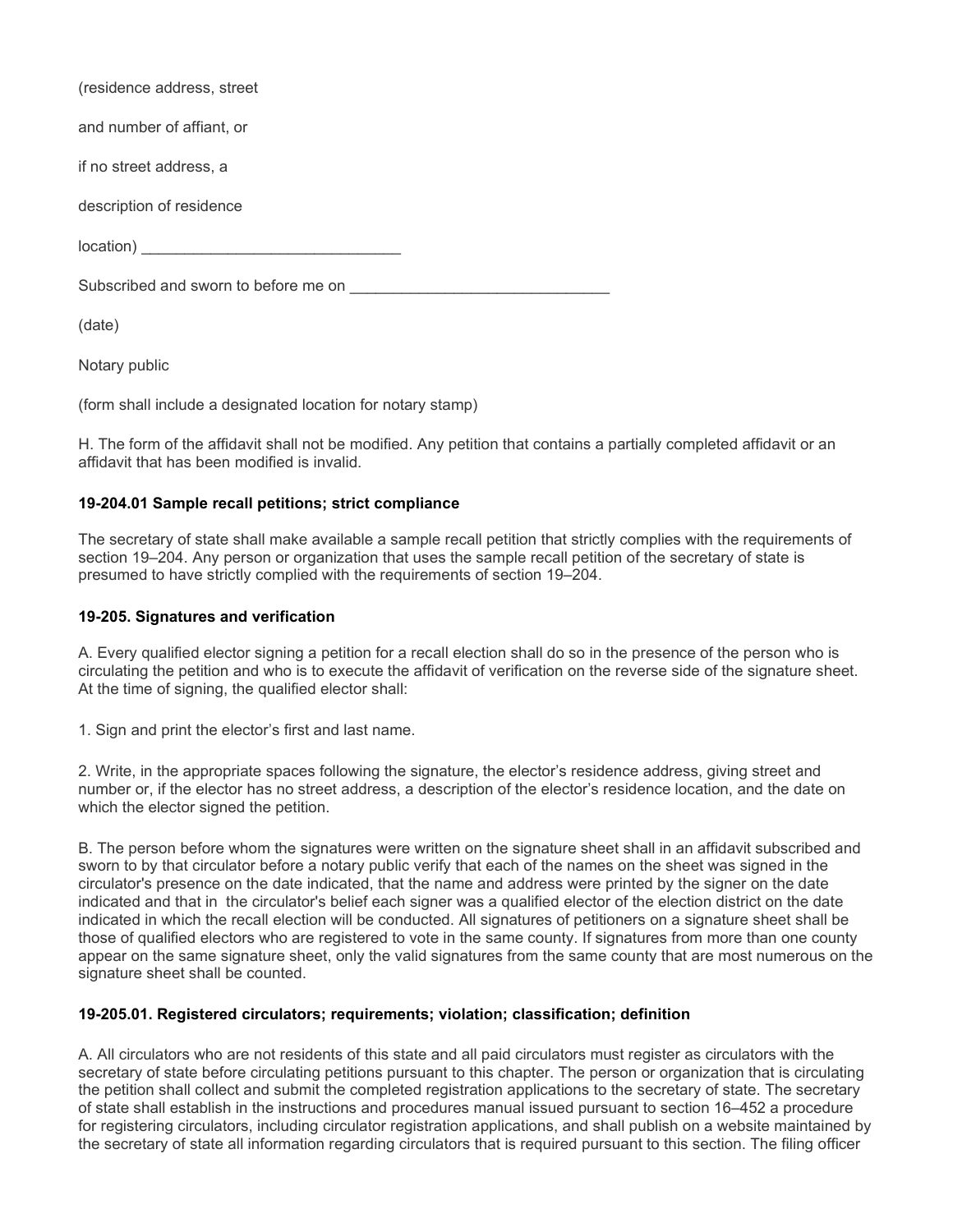(residence address, street

and number of affiant, or

if no street address, a

description of residence

location) ______________________________

Subscribed and sworn to before me on ______________________________

(date)

Notary public

(form shall include a designated location for notary stamp)

H. The form of the affidavit shall not be modified. Any petition that contains a partially completed affidavit or an affidavit that has been modified is invalid.

### 19-204.01 Sample recall petitions; strict compliance

The secretary of state shall make available a sample recall petition that strictly complies with the requirements of section 19–204. Any person or organization that uses the sample recall petition of the secretary of state is presumed to have strictly complied with the requirements of section 19–204.

### 19-205. Signatures and verification

A. Every qualified elector signing a petition for a recall election shall do so in the presence of the person who is circulating the petition and who is to execute the affidavit of verification on the reverse side of the signature sheet. At the time of signing, the qualified elector shall:

1. Sign and print the elector's first and last name.

2. Write, in the appropriate spaces following the signature, the elector's residence address, giving street and number or, if the elector has no street address, a description of the elector's residence location, and the date on which the elector signed the petition.

B. The person before whom the signatures were written on the signature sheet shall in an affidavit subscribed and sworn to by that circulator before a notary public verify that each of the names on the sheet was signed in the circulator's presence on the date indicated, that the name and address were printed by the signer on the date indicated and that in the circulator's belief each signer was a qualified elector of the election district on the date indicated in which the recall election will be conducted. All signatures of petitioners on a signature sheet shall be those of qualified electors who are registered to vote in the same county. If signatures from more than one county appear on the same signature sheet, only the valid signatures from the same county that are most numerous on the signature sheet shall be counted.

### 19-205.01. Registered circulators; requirements; violation; classification; definition

A. All circulators who are not residents of this state and all paid circulators must register as circulators with the secretary of state before circulating petitions pursuant to this chapter. The person or organization that is circulating the petition shall collect and submit the completed registration applications to the secretary of state. The secretary of state shall establish in the instructions and procedures manual issued pursuant to section 16–452 a procedure for registering circulators, including circulator registration applications, and shall publish on a website maintained by the secretary of state all information regarding circulators that is required pursuant to this section. The filing officer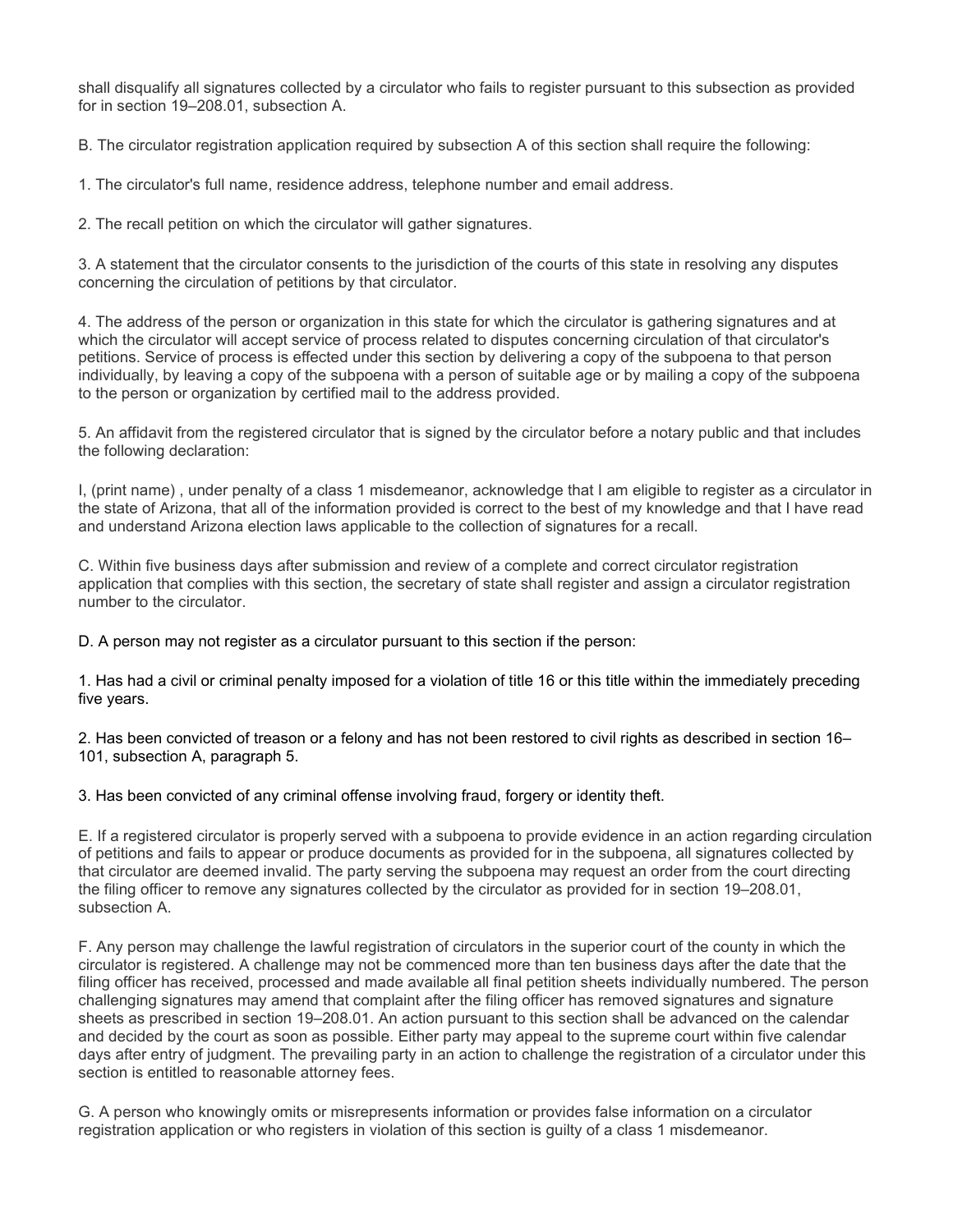shall disqualify all signatures collected by a circulator who fails to register pursuant to this subsection as provided for in section 19–208.01, subsection A.

B. The circulator registration application required by subsection A of this section shall require the following:

1. The circulator's full name, residence address, telephone number and email address.

2. The recall petition on which the circulator will gather signatures.

3. A statement that the circulator consents to the jurisdiction of the courts of this state in resolving any disputes concerning the circulation of petitions by that circulator.

4. The address of the person or organization in this state for which the circulator is gathering signatures and at which the circulator will accept service of process related to disputes concerning circulation of that circulator's petitions. Service of process is effected under this section by delivering a copy of the subpoena to that person individually, by leaving a copy of the subpoena with a person of suitable age or by mailing a copy of the subpoena to the person or organization by certified mail to the address provided.

5. An affidavit from the registered circulator that is signed by the circulator before a notary public and that includes the following declaration:

I, (print name) , under penalty of a class 1 misdemeanor, acknowledge that I am eligible to register as a circulator in the state of Arizona, that all of the information provided is correct to the best of my knowledge and that I have read and understand Arizona election laws applicable to the collection of signatures for a recall.

C. Within five business days after submission and review of a complete and correct circulator registration application that complies with this section, the secretary of state shall register and assign a circulator registration number to the circulator.

D. A person may not register as a circulator pursuant to this section if the person:

1. Has had a civil or criminal penalty imposed for a violation of title 16 or this title within the immediately preceding five years.

2. Has been convicted of treason or a felony and has not been restored to civil rights as described in section 16–101, subsection A, paragraph 5.

3. Has been convicted of any criminal offense involving fraud, forgery or identity theft.

E. If a registered circulator is properly served with a subpoena to provide evidence in an action regarding circulation of petitions and fails to appear or produce documents as provided for in the subpoena, all signatures collected by that circulator are deemed invalid. The party serving the subpoena may request an order from the court directing the filing officer to remove any signatures collected by the circulator as provided for in section 19–208.01, subsection A.

F. Any person may challenge the lawful registration of circulators in the superior court of the county in which the circulator is registered. A challenge may not be commenced more than ten business days after the date that the filing officer has received, processed and made available all final petition sheets individually numbered. The person challenging signatures may amend that complaint after the filing officer has removed signatures and signature sheets as prescribed in section 19–208.01. An action pursuant to this section shall be advanced on the calendar and decided by the court as soon as possible. Either party may appeal to the supreme court within five calendar days after entry of judgment. The prevailing party in an action to challenge the registration of a circulator under this section is entitled to reasonable attorney fees.

G. A person who knowingly omits or misrepresents information or provides false information on a circulator registration application or who registers in violation of this section is guilty of a class 1 misdemeanor.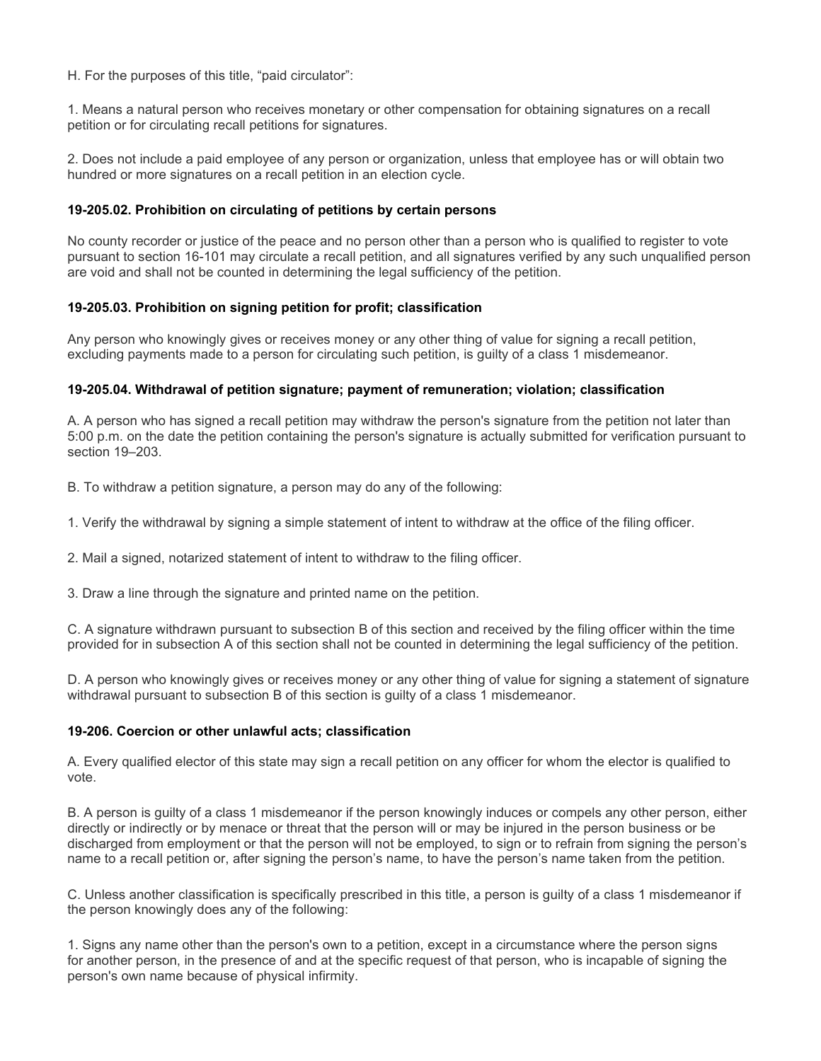H. For the purposes of this title, "paid circulator":

1. Means a natural person who receives monetary or other compensation for obtaining signatures on a recall petition or for circulating recall petitions for signatures.

2. Does not include a paid employee of any person or organization, unless that employee has or will obtain two hundred or more signatures on a recall petition in an election cycle.

### 19-205.02. Prohibition on circulating of petitions by certain persons

No county recorder or justice of the peace and no person other than a person who is qualified to register to vote pursuant to section 16-101 may circulate a recall petition, and all signatures verified by any such unqualified person are void and shall not be counted in determining the legal sufficiency of the petition.

### 19-205.03. Prohibition on signing petition for profit; classification

Any person who knowingly gives or receives money or any other thing of value for signing a recall petition, excluding payments made to a person for circulating such petition, is guilty of a class 1 misdemeanor.

### 19-205.04. Withdrawal of petition signature; payment of remuneration; violation; classification

A. A person who has signed a recall petition may withdraw the person's signature from the petition not later than 5:00 p.m. on the date the petition containing the person's signature is actually submitted for verification pursuant to section 19–203.

B. To withdraw a petition signature, a person may do any of the following:

1. Verify the withdrawal by signing a simple statement of intent to withdraw at the office of the filing officer.

2. Mail a signed, notarized statement of intent to withdraw to the filing officer.

3. Draw a line through the signature and printed name on the petition.

C. A signature withdrawn pursuant to subsection B of this section and received by the filing officer within the time provided for in subsection A of this section shall not be counted in determining the legal sufficiency of the petition.

D. A person who knowingly gives or receives money or any other thing of value for signing a statement of signature withdrawal pursuant to subsection B of this section is guilty of a class 1 misdemeanor.

### 19-206. Coercion or other unlawful acts; classification

A. Every qualified elector of this state may sign a recall petition on any officer for whom the elector is qualified to vote.

B. A person is guilty of a class 1 misdemeanor if the person knowingly induces or compels any other person, either directly or indirectly or by menace or threat that the person will or may be injured in the person business or be discharged from employment or that the person will not be employed, to sign or to refrain from signing the person's name to a recall petition or, after signing the person's name, to have the person's name taken from the petition.

C. Unless another classification is specifically prescribed in this title, a person is guilty of a class 1 misdemeanor if the person knowingly does any of the following:

1. Signs any name other than the person's own to a petition, except in a circumstance where the person signs for another person, in the presence of and at the specific request of that person, who is incapable of signing the person's own name because of physical infirmity.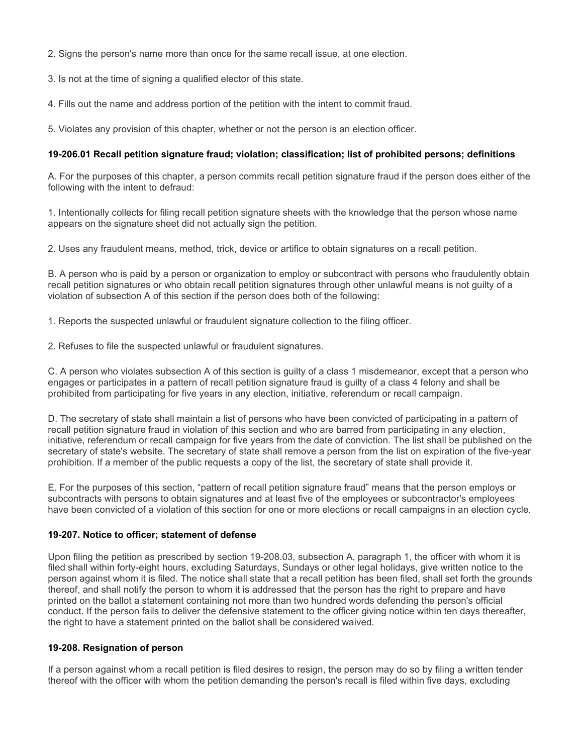2. Signs the person's name more than once for the same recall issue, at one election.

3. Is not at the time of signing a qualified elector of this state.

4. Fills out the name and address portion of the petition with the intent to commit fraud.

5. Violates any provision of this chapter, whether or not the person is an election officer.

**19-206.01 Recall petition signature fraud; violation; classification; list of prohibited persons; definitions**

A. For the purposes of this chapter, a person commits recall petition signature fraud if the person does either of the following with the intent to defraud:

1. Intentionally collects for filing recall petition signature sheets with the knowledge that the person whose name appears on the signature sheet did not actually sign the petition.

2. Uses any fraudulent means, method, trick, device or artifice to obtain signatures on a recall petition.

B. A person who is paid by a person or organization to employ or subcontract with persons who fraudulently obtain recall petition signatures or who obtain recall petition signatures through other unlawful means is not guilty of a violation of subsection A of this section if the person does both of the following:

1. Reports the suspected unlawful or fraudulent signature collection to the filing officer.

2. Refuses to file the suspected unlawful or fraudulent signatures.

C. A person who violates subsection A of this section is guilty of a class 1 misdemeanor, except that a person who engages or participates in a pattern of recall petition signature fraud is guilty of a class 4 felony and shall be prohibited from participating for five years in any election, initiative, referendum or recall campaign.

D. The secretary of state shall maintain a list of persons who have been convicted of participating in a pattern of recall petition signature fraud in violation of this section and who are barred from participating in any election, initiative, referendum or recall campaign for five years from the date of conviction. The list shall be published on the secretary of state's website. The secretary of state shall remove a person from the list on expiration of the five-year prohibition. If a member of the public requests a copy of the list, the secretary of state shall provide it.

E. For the purposes of this section, "pattern of recall petition signature fraud" means that the person employs or subcontracts with persons to obtain signatures and at least five of the employees or subcontractor's employees have been convicted of a violation of this section for one or more elections or recall campaigns in an election cycle.

**19-207. Notice to officer; statement of defense**

Upon filing the petition as prescribed by section 19-208.03, subsection A, paragraph 1, the officer with whom it is filed shall within forty-eight hours, excluding Saturdays, Sundays or other legal holidays, give written notice to the person against whom it is filed. The notice shall state that a recall petition has been filed, shall set forth the grounds thereof, and shall notify the person to whom it is addressed that the person has the right to prepare and have printed on the ballot a statement containing not more than two hundred words defending the person's official conduct. If the person fails to deliver the defensive statement to the officer giving notice within ten days thereafter, the right to have a statement printed on the ballot shall be considered waived.

**19-208. Resignation of person**

If a person against whom a recall petition is filed desires to resign, the person may do so by filing a written tender thereof with the officer with whom the petition demanding the person's recall is filed within five days, excluding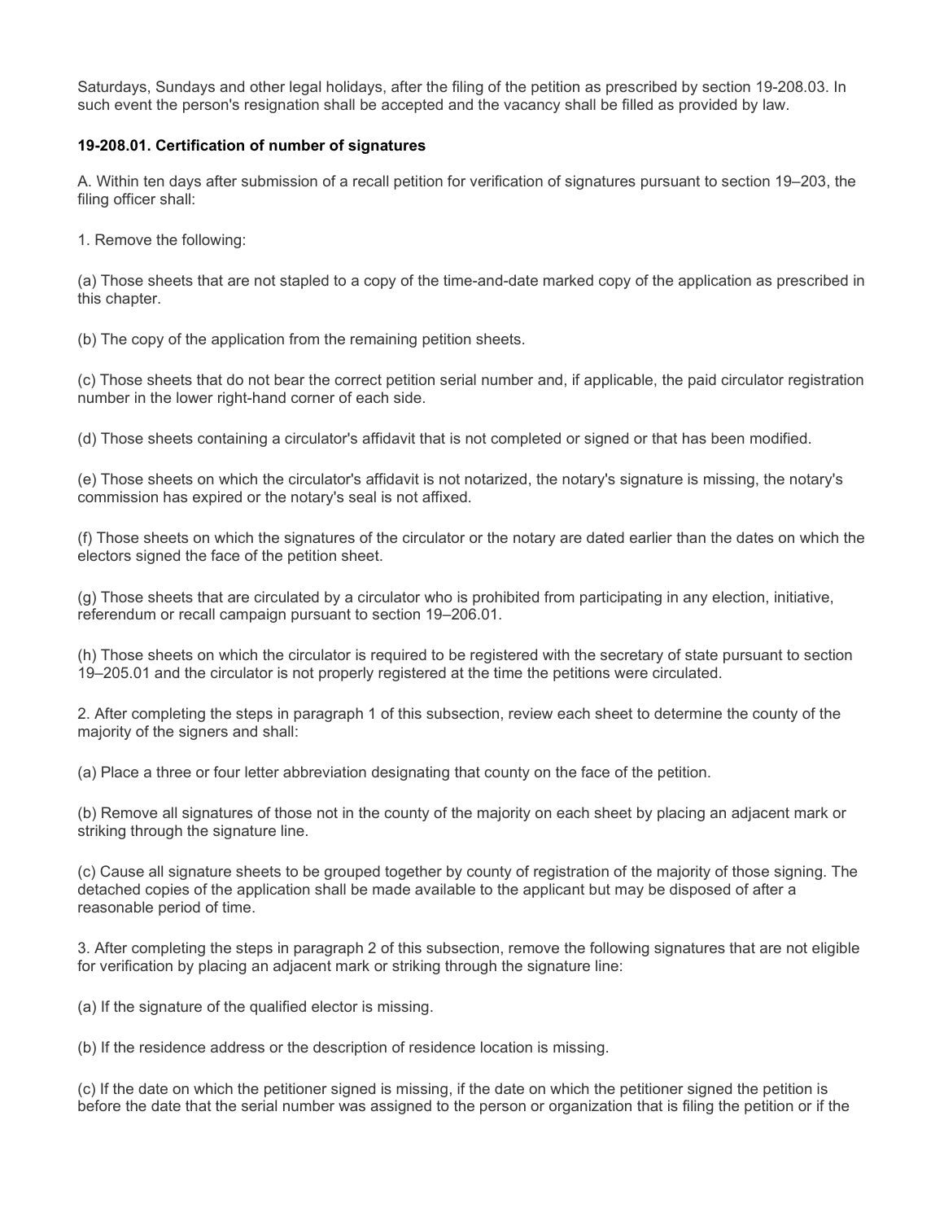Saturdays, Sundays and other legal holidays, after the filing of the petition as prescribed by section 19-208.03. In such event the person's resignation shall be accepted and the vacancy shall be filled as provided by law.

**19-208.01. Certification of number of signatures**

A. Within ten days after submission of a recall petition for verification of signatures pursuant to section 19–203, the filing officer shall:

1. Remove the following:

(a) Those sheets that are not stapled to a copy of the time-and-date marked copy of the application as prescribed in this chapter.

(b) The copy of the application from the remaining petition sheets.

(c) Those sheets that do not bear the correct petition serial number and, if applicable, the paid circulator registration number in the lower right-hand corner of each side.

(d) Those sheets containing a circulator's affidavit that is not completed or signed or that has been modified.

(e) Those sheets on which the circulator's affidavit is not notarized, the notary's signature is missing, the notary's commission has expired or the notary's seal is not affixed.

(f) Those sheets on which the signatures of the circulator or the notary are dated earlier than the dates on which the electors signed the face of the petition sheet.

(g) Those sheets that are circulated by a circulator who is prohibited from participating in any election, initiative, referendum or recall campaign pursuant to section 19–206.01.

(h) Those sheets on which the circulator is required to be registered with the secretary of state pursuant to section 19–205.01 and the circulator is not properly registered at the time the petitions were circulated.

2. After completing the steps in paragraph 1 of this subsection, review each sheet to determine the county of the majority of the signers and shall:

(a) Place a three or four letter abbreviation designating that county on the face of the petition.

(b) Remove all signatures of those not in the county of the majority on each sheet by placing an adjacent mark or striking through the signature line.

(c) Cause all signature sheets to be grouped together by county of registration of the majority of those signing. The detached copies of the application shall be made available to the applicant but may be disposed of after a reasonable period of time.

3. After completing the steps in paragraph 2 of this subsection, remove the following signatures that are not eligible for verification by placing an adjacent mark or striking through the signature line:

(a) If the signature of the qualified elector is missing.

(b) If the residence address or the description of residence location is missing.

(c) If the date on which the petitioner signed is missing, if the date on which the petitioner signed the petition is before the date that the serial number was assigned to the person or organization that is filing the petition or if the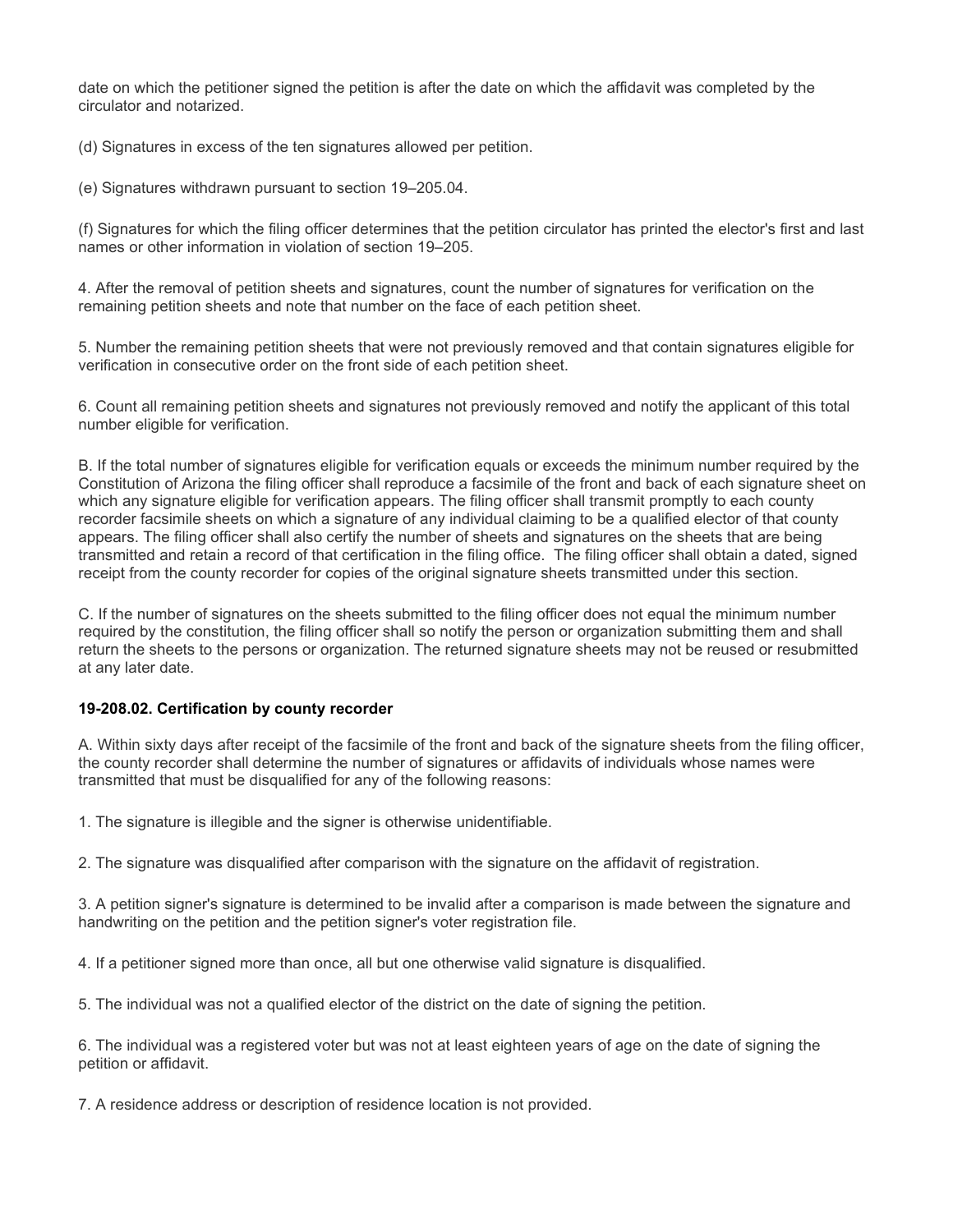date on which the petitioner signed the petition is after the date on which the affidavit was completed by the circulator and notarized.

(d) Signatures in excess of the ten signatures allowed per petition.

(e) Signatures withdrawn pursuant to section 19–205.04.

(f) Signatures for which the filing officer determines that the petition circulator has printed the elector's first and last names or other information in violation of section 19–205.

4. After the removal of petition sheets and signatures, count the number of signatures for verification on the remaining petition sheets and note that number on the face of each petition sheet.

5. Number the remaining petition sheets that were not previously removed and that contain signatures eligible for verification in consecutive order on the front side of each petition sheet.

6. Count all remaining petition sheets and signatures not previously removed and notify the applicant of this total number eligible for verification.

B. If the total number of signatures eligible for verification equals or exceeds the minimum number required by the Constitution of Arizona the filing officer shall reproduce a facsimile of the front and back of each signature sheet on which any signature eligible for verification appears. The filing officer shall transmit promptly to each county recorder facsimile sheets on which a signature of any individual claiming to be a qualified elector of that county appears. The filing officer shall also certify the number of sheets and signatures on the sheets that are being transmitted and retain a record of that certification in the filing office. The filing officer shall obtain a dated, signed receipt from the county recorder for copies of the original signature sheets transmitted under this section.

C. If the number of signatures on the sheets submitted to the filing officer does not equal the minimum number required by the constitution, the filing officer shall so notify the person or organization submitting them and shall return the sheets to the persons or organization. The returned signature sheets may not be reused or resubmitted at any later date.

**19-208.02. Certification by county recorder**

A. Within sixty days after receipt of the facsimile of the front and back of the signature sheets from the filing officer, the county recorder shall determine the number of signatures or affidavits of individuals whose names were transmitted that must be disqualified for any of the following reasons:

1. The signature is illegible and the signer is otherwise unidentifiable.

2. The signature was disqualified after comparison with the signature on the affidavit of registration.

3. A petition signer's signature is determined to be invalid after a comparison is made between the signature and handwriting on the petition and the petition signer's voter registration file.

4. If a petitioner signed more than once, all but one otherwise valid signature is disqualified.

5. The individual was not a qualified elector of the district on the date of signing the petition.

6. The individual was a registered voter but was not at least eighteen years of age on the date of signing the petition or affidavit.

7. A residence address or description of residence location is not provided.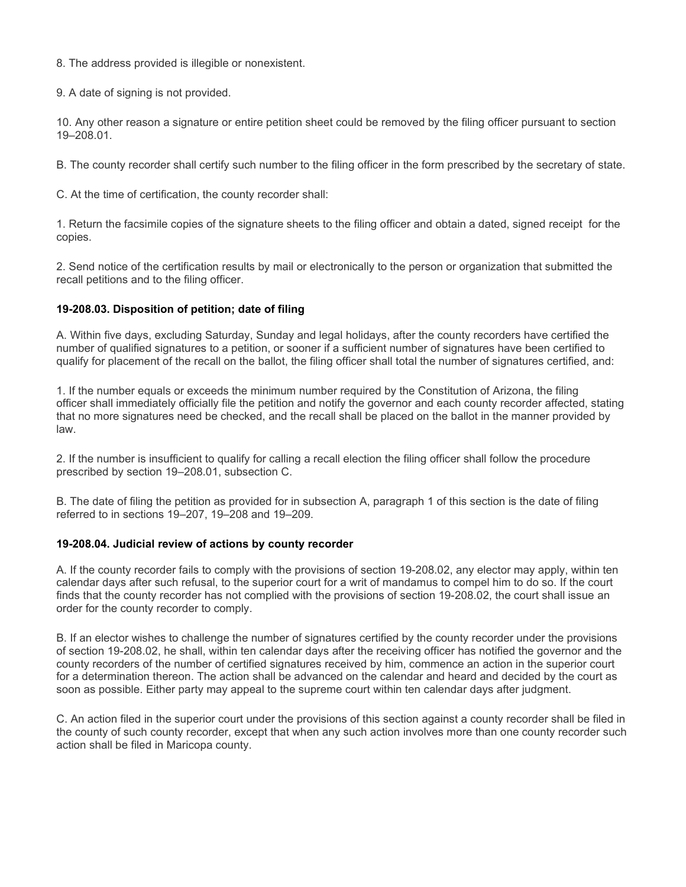8. The address provided is illegible or nonexistent.

9. A date of signing is not provided.

10. Any other reason a signature or entire petition sheet could be removed by the filing officer pursuant to section 19–208.01.

B. The county recorder shall certify such number to the filing officer in the form prescribed by the secretary of state.

C. At the time of certification, the county recorder shall:

1. Return the facsimile copies of the signature sheets to the filing officer and obtain a dated, signed receipt for the copies.

2. Send notice of the certification results by mail or electronically to the person or organization that submitted the recall petitions and to the filing officer.

**19-208.03. Disposition of petition; date of filing**

A. Within five days, excluding Saturday, Sunday and legal holidays, after the county recorders have certified the number of qualified signatures to a petition, or sooner if a sufficient number of signatures have been certified to qualify for placement of the recall on the ballot, the filing officer shall total the number of signatures certified, and:

1. If the number equals or exceeds the minimum number required by the Constitution of Arizona, the filing officer shall immediately officially file the petition and notify the governor and each county recorder affected, stating that no more signatures need be checked, and the recall shall be placed on the ballot in the manner provided by law.

2. If the number is insufficient to qualify for calling a recall election the filing officer shall follow the procedure prescribed by section 19–208.01, subsection C.

B. The date of filing the petition as provided for in subsection A, paragraph 1 of this section is the date of filing referred to in sections 19–207, 19–208 and 19–209.

**19-208.04. Judicial review of actions by county recorder**

A. If the county recorder fails to comply with the provisions of section 19-208.02, any elector may apply, within ten calendar days after such refusal, to the superior court for a writ of mandamus to compel him to do so. If the court finds that the county recorder has not complied with the provisions of section 19-208.02, the court shall issue an order for the county recorder to comply.

B. If an elector wishes to challenge the number of signatures certified by the county recorder under the provisions of section 19-208.02, he shall, within ten calendar days after the receiving officer has notified the governor and the county recorders of the number of certified signatures received by him, commence an action in the superior court for a determination thereon. The action shall be advanced on the calendar and heard and decided by the court as soon as possible. Either party may appeal to the supreme court within ten calendar days after judgment.

C. An action filed in the superior court under the provisions of this section against a county recorder shall be filed in the county of such county recorder, except that when any such action involves more than one county recorder such action shall be filed in Maricopa county.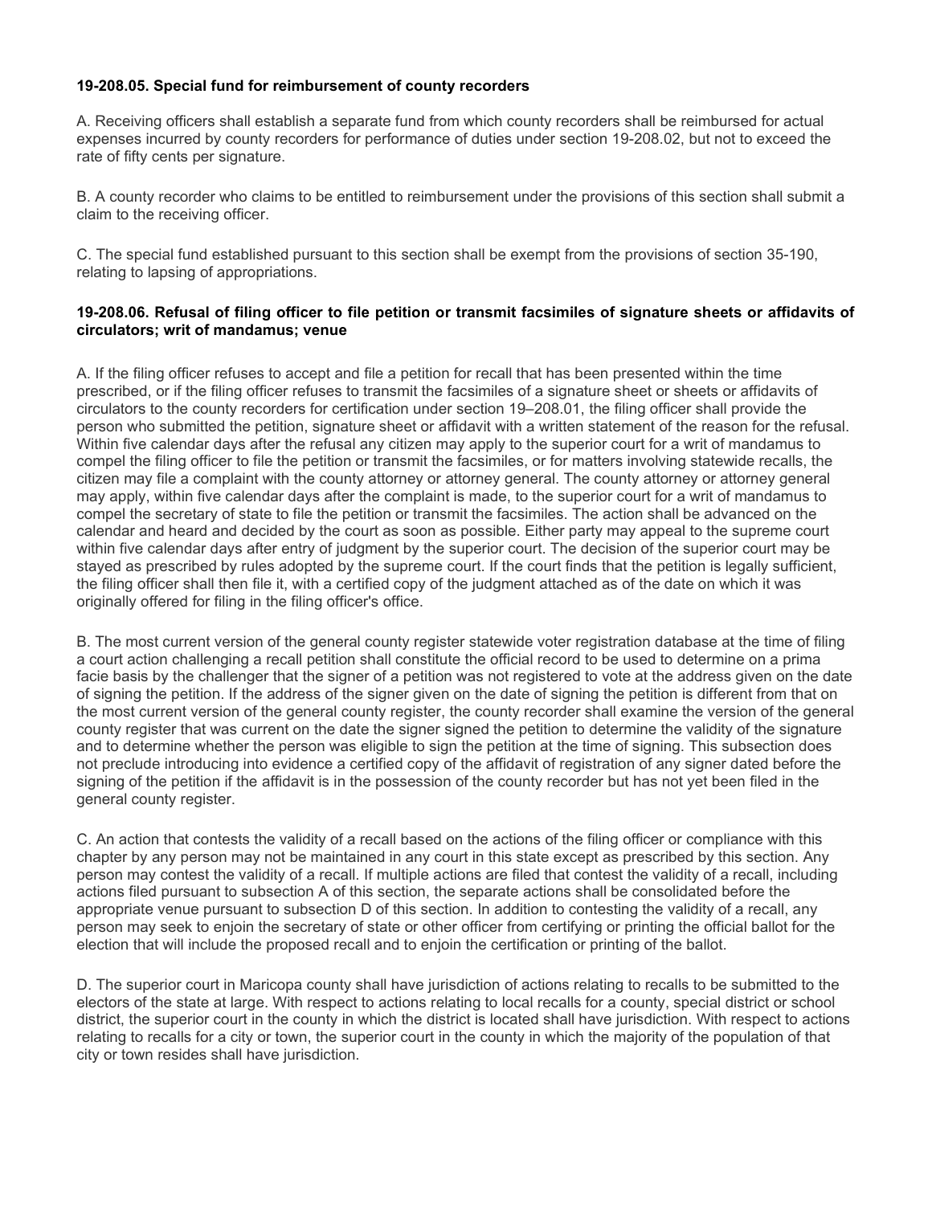**19-208.05. Special fund for reimbursement of county recorders**

A. Receiving officers shall establish a separate fund from which county recorders shall be reimbursed for actual expenses incurred by county recorders for performance of duties under section 19-208.02, but not to exceed the rate of fifty cents per signature.

B. A county recorder who claims to be entitled to reimbursement under the provisions of this section shall submit a claim to the receiving officer.

C. The special fund established pursuant to this section shall be exempt from the provisions of section 35-190, relating to lapsing of appropriations.

**19-208.06. Refusal of filing officer to file petition or transmit facsimiles of signature sheets or affidavits of circulators; writ of mandamus; venue**

A. If the filing officer refuses to accept and file a petition for recall that has been presented within the time prescribed, or if the filing officer refuses to transmit the facsimiles of a signature sheet or sheets or affidavits of circulators to the county recorders for certification under section 19–208.01, the filing officer shall provide the person who submitted the petition, signature sheet or affidavit with a written statement of the reason for the refusal. Within five calendar days after the refusal any citizen may apply to the superior court for a writ of mandamus to compel the filing officer to file the petition or transmit the facsimiles, or for matters involving statewide recalls, the citizen may file a complaint with the county attorney or attorney general. The county attorney or attorney general may apply, within five calendar days after the complaint is made, to the superior court for a writ of mandamus to compel the secretary of state to file the petition or transmit the facsimiles. The action shall be advanced on the calendar and heard and decided by the court as soon as possible. Either party may appeal to the supreme court within five calendar days after entry of judgment by the superior court. The decision of the superior court may be stayed as prescribed by rules adopted by the supreme court. If the court finds that the petition is legally sufficient, the filing officer shall then file it, with a certified copy of the judgment attached as of the date on which it was originally offered for filing in the filing officer's office.

B. The most current version of the general county register statewide voter registration database at the time of filing a court action challenging a recall petition shall constitute the official record to be used to determine on a prima facie basis by the challenger that the signer of a petition was not registered to vote at the address given on the date of signing the petition. If the address of the signer given on the date of signing the petition is different from that on the most current version of the general county register, the county recorder shall examine the version of the general county register that was current on the date the signer signed the petition to determine the validity of the signature and to determine whether the person was eligible to sign the petition at the time of signing. This subsection does not preclude introducing into evidence a certified copy of the affidavit of registration of any signer dated before the signing of the petition if the affidavit is in the possession of the county recorder but has not yet been filed in the general county register.

C. An action that contests the validity of a recall based on the actions of the filing officer or compliance with this chapter by any person may not be maintained in any court in this state except as prescribed by this section. Any person may contest the validity of a recall. If multiple actions are filed that contest the validity of a recall, including actions filed pursuant to subsection A of this section, the separate actions shall be consolidated before the appropriate venue pursuant to subsection D of this section. In addition to contesting the validity of a recall, any person may seek to enjoin the secretary of state or other officer from certifying or printing the official ballot for the election that will include the proposed recall and to enjoin the certification or printing of the ballot.

D. The superior court in Maricopa county shall have jurisdiction of actions relating to recalls to be submitted to the electors of the state at large. With respect to actions relating to local recalls for a county, special district or school district, the superior court in the county in which the district is located shall have jurisdiction. With respect to actions relating to recalls for a city or town, the superior court in the county in which the majority of the population of that city or town resides shall have jurisdiction.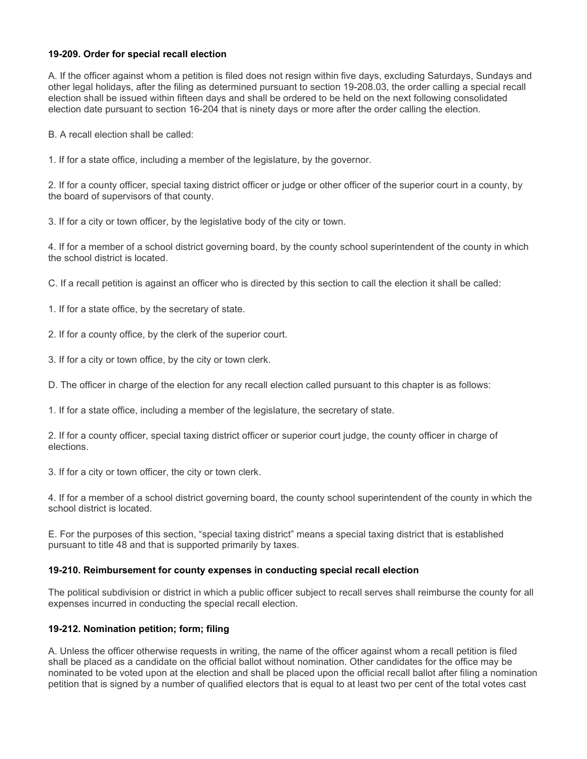### 19-209. Order for special recall election

A. If the officer against whom a petition is filed does not resign within five days, excluding Saturdays, Sundays and other legal holidays, after the filing as determined pursuant to section 19-208.03, the order calling a special recall election shall be issued within fifteen days and shall be ordered to be held on the next following consolidated election date pursuant to section 16-204 that is ninety days or more after the order calling the election.

B. A recall election shall be called:

1. If for a state office, including a member of the legislature, by the governor.

2. If for a county officer, special taxing district officer or judge or other officer of the superior court in a county, by the board of supervisors of that county.

3. If for a city or town officer, by the legislative body of the city or town.

4. If for a member of a school district governing board, by the county school superintendent of the county in which the school district is located.

C. If a recall petition is against an officer who is directed by this section to call the election it shall be called:

1. If for a state office, by the secretary of state.

2. If for a county office, by the clerk of the superior court.

3. If for a city or town office, by the city or town clerk.

D. The officer in charge of the election for any recall election called pursuant to this chapter is as follows:

1. If for a state office, including a member of the legislature, the secretary of state.

2. If for a county officer, special taxing district officer or superior court judge, the county officer in charge of elections.

3. If for a city or town officer, the city or town clerk.

4. If for a member of a school district governing board, the county school superintendent of the county in which the school district is located.

E. For the purposes of this section, "special taxing district" means a special taxing district that is established pursuant to title 48 and that is supported primarily by taxes.

### 19-210. Reimbursement for county expenses in conducting special recall election

The political subdivision or district in which a public officer subject to recall serves shall reimburse the county for all expenses incurred in conducting the special recall election.

### 19-212. Nomination petition; form; filing

A. Unless the officer otherwise requests in writing, the name of the officer against whom a recall petition is filed shall be placed as a candidate on the official ballot without nomination. Other candidates for the office may be nominated to be voted upon at the election and shall be placed upon the official recall ballot after filing a nomination petition that is signed by a number of qualified electors that is equal to at least two per cent of the total votes cast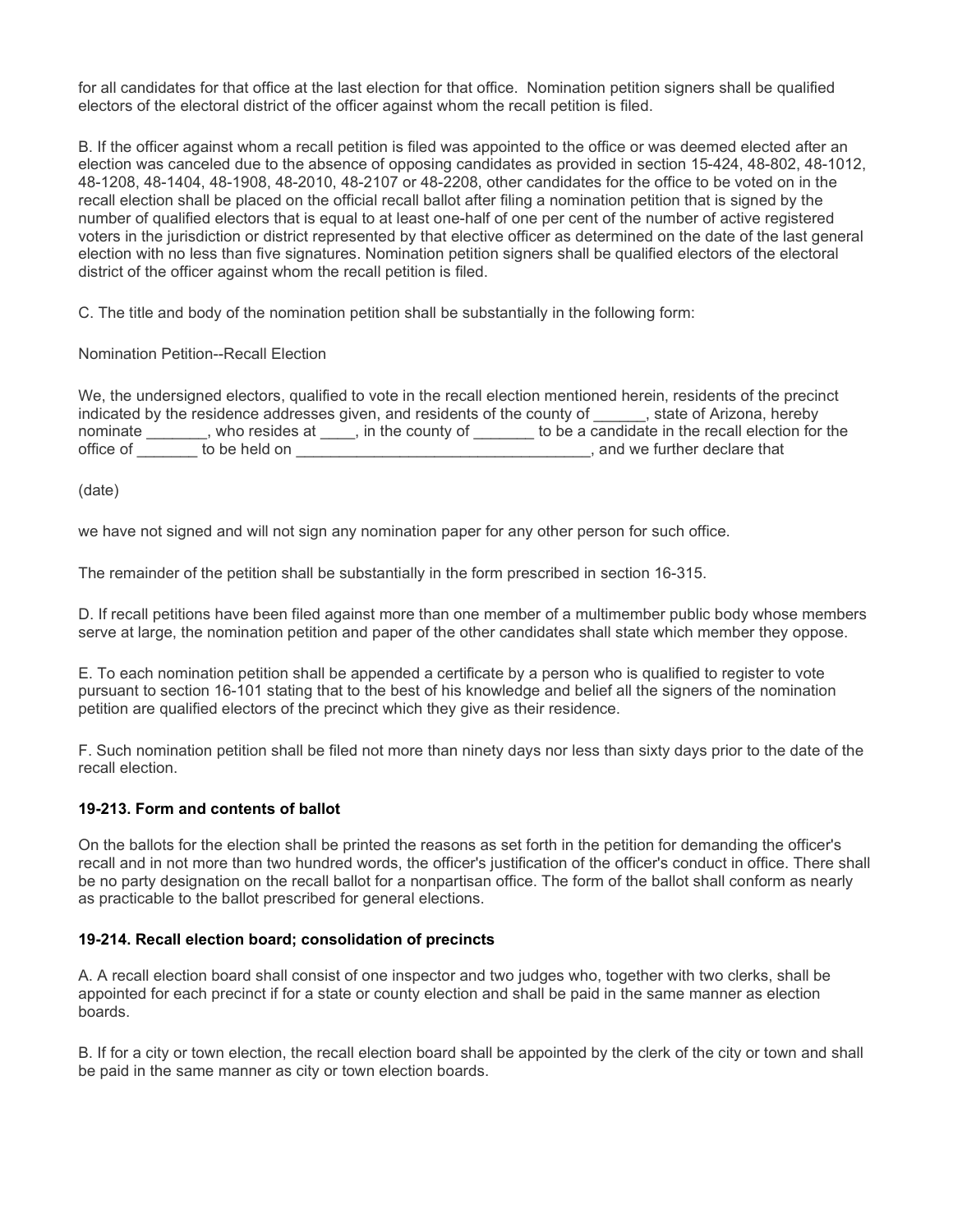for all candidates for that office at the last election for that office. Nomination petition signers shall be qualified electors of the electoral district of the officer against whom the recall petition is filed.

B. If the officer against whom a recall petition is filed was appointed to the office or was deemed elected after an election was canceled due to the absence of opposing candidates as provided in section 15-424, 48-802, 48-1012, 48-1208, 48-1404, 48-1908, 48-2010, 48-2107 or 48-2208, other candidates for the office to be voted on in the recall election shall be placed on the official recall ballot after filing a nomination petition that is signed by the number of qualified electors that is equal to at least one-half of one per cent of the number of active registered voters in the jurisdiction or district represented by that elective officer as determined on the date of the last general election with no less than five signatures. Nomination petition signers shall be qualified electors of the electoral district of the officer against whom the recall petition is filed.

C. The title and body of the nomination petition shall be substantially in the following form:

Nomination Petition--Recall Election

We, the undersigned electors, qualified to vote in the recall election mentioned herein, residents of the precinct indicated by the residence addresses given, and residents of the county of ______, state of Arizona, hereby nominate _______, who resides at ____, in the county of _______ to be a candidate in the recall election for the office of _______ to be held on __________________________________, and we further declare that

(date)

we have not signed and will not sign any nomination paper for any other person for such office.

The remainder of the petition shall be substantially in the form prescribed in section 16-315.

D. If recall petitions have been filed against more than one member of a multimember public body whose members serve at large, the nomination petition and paper of the other candidates shall state which member they oppose.

E. To each nomination petition shall be appended a certificate by a person who is qualified to register to vote pursuant to section 16-101 stating that to the best of his knowledge and belief all the signers of the nomination petition are qualified electors of the precinct which they give as their residence.

F. Such nomination petition shall be filed not more than ninety days nor less than sixty days prior to the date of the recall election.

### 19-213. Form and contents of ballot

On the ballots for the election shall be printed the reasons as set forth in the petition for demanding the officer's recall and in not more than two hundred words, the officer's justification of the officer's conduct in office. There shall be no party designation on the recall ballot for a nonpartisan office. The form of the ballot shall conform as nearly as practicable to the ballot prescribed for general elections.

### 19-214. Recall election board; consolidation of precincts

A. A recall election board shall consist of one inspector and two judges who, together with two clerks, shall be appointed for each precinct if for a state or county election and shall be paid in the same manner as election boards.

B. If for a city or town election, the recall election board shall be appointed by the clerk of the city or town and shall be paid in the same manner as city or town election boards.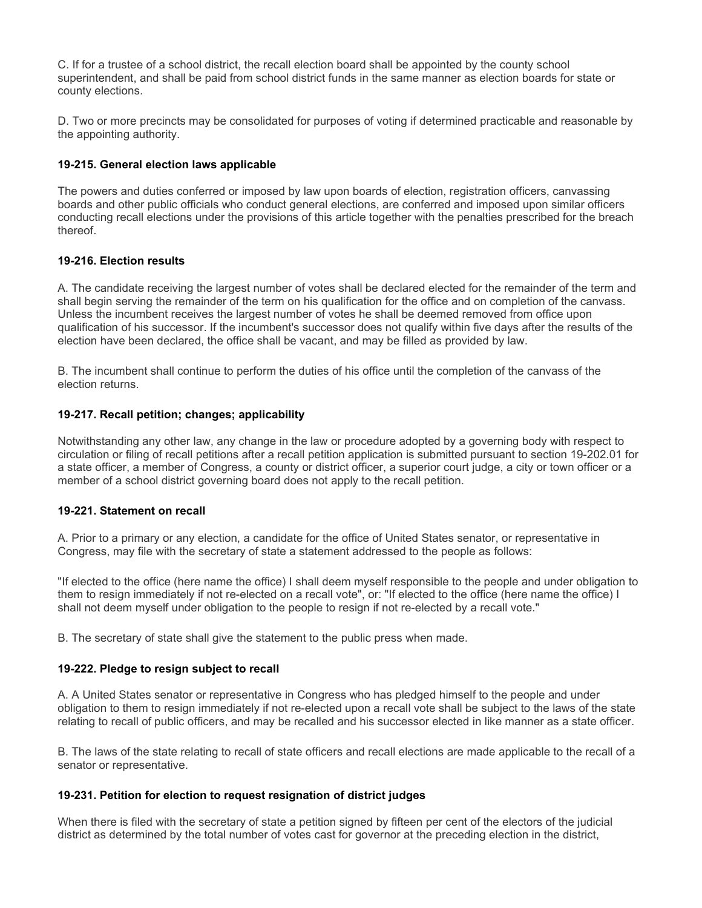C. If for a trustee of a school district, the recall election board shall be appointed by the county school superintendent, and shall be paid from school district funds in the same manner as election boards for state or county elections.

D. Two or more precincts may be consolidated for purposes of voting if determined practicable and reasonable by the appointing authority.

### 19-215. General election laws applicable

The powers and duties conferred or imposed by law upon boards of election, registration officers, canvassing boards and other public officials who conduct general elections, are conferred and imposed upon similar officers conducting recall elections under the provisions of this article together with the penalties prescribed for the breach thereof.

### 19-216. Election results

A. The candidate receiving the largest number of votes shall be declared elected for the remainder of the term and shall begin serving the remainder of the term on his qualification for the office and on completion of the canvass. Unless the incumbent receives the largest number of votes he shall be deemed removed from office upon qualification of his successor. If the incumbent's successor does not qualify within five days after the results of the election have been declared, the office shall be vacant, and may be filled as provided by law.

B. The incumbent shall continue to perform the duties of his office until the completion of the canvass of the election returns.

### 19-217. Recall petition; changes; applicability

Notwithstanding any other law, any change in the law or procedure adopted by a governing body with respect to circulation or filing of recall petitions after a recall petition application is submitted pursuant to section 19-202.01 for a state officer, a member of Congress, a county or district officer, a superior court judge, a city or town officer or a member of a school district governing board does not apply to the recall petition.

### 19-221. Statement on recall

A. Prior to a primary or any election, a candidate for the office of United States senator, or representative in Congress, may file with the secretary of state a statement addressed to the people as follows:

"If elected to the office (here name the office) I shall deem myself responsible to the people and under obligation to them to resign immediately if not re-elected on a recall vote", or: "If elected to the office (here name the office) I shall not deem myself under obligation to the people to resign if not re-elected by a recall vote."

B. The secretary of state shall give the statement to the public press when made.

### 19-222. Pledge to resign subject to recall

A. A United States senator or representative in Congress who has pledged himself to the people and under obligation to them to resign immediately if not re-elected upon a recall vote shall be subject to the laws of the state relating to recall of public officers, and may be recalled and his successor elected in like manner as a state officer.

B. The laws of the state relating to recall of state officers and recall elections are made applicable to the recall of a senator or representative.

### 19-231. Petition for election to request resignation of district judges

When there is filed with the secretary of state a petition signed by fifteen per cent of the electors of the judicial district as determined by the total number of votes cast for governor at the preceding election in the district,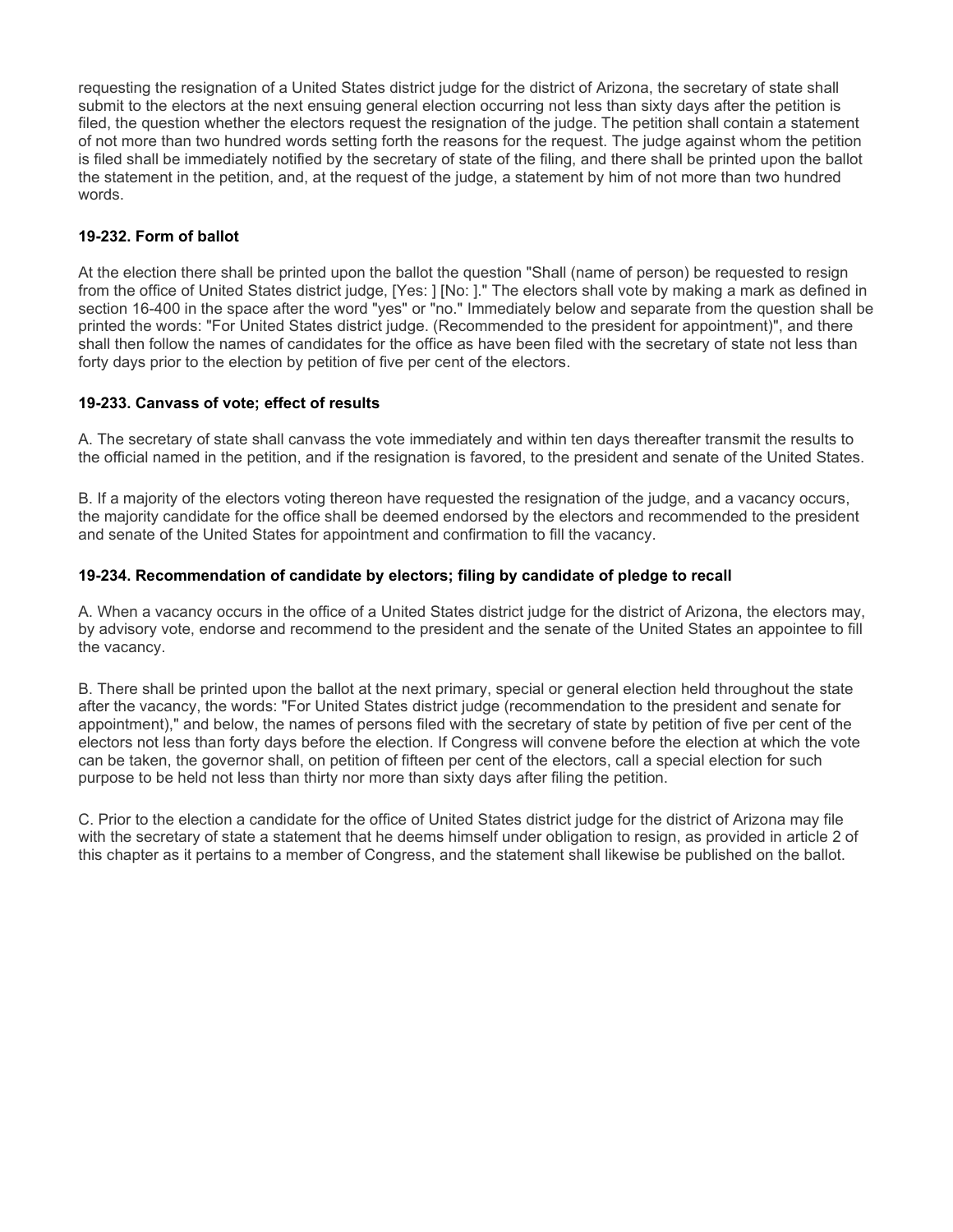requesting the resignation of a United States district judge for the district of Arizona, the secretary of state shall submit to the electors at the next ensuing general election occurring not less than sixty days after the petition is filed, the question whether the electors request the resignation of the judge. The petition shall contain a statement of not more than two hundred words setting forth the reasons for the request. The judge against whom the petition is filed shall be immediately notified by the secretary of state of the filing, and there shall be printed upon the ballot the statement in the petition, and, at the request of the judge, a statement by him of not more than two hundred words.

**19-232. Form of ballot**

At the election there shall be printed upon the ballot the question "Shall (name of person) be requested to resign from the office of United States district judge, [Yes: ] [No: ]." The electors shall vote by making a mark as defined in section 16-400 in the space after the word "yes" or "no." Immediately below and separate from the question shall be printed the words: "For United States district judge. (Recommended to the president for appointment)", and there shall then follow the names of candidates for the office as have been filed with the secretary of state not less than forty days prior to the election by petition of five per cent of the electors.

**19-233. Canvass of vote; effect of results**

A. The secretary of state shall canvass the vote immediately and within ten days thereafter transmit the results to the official named in the petition, and if the resignation is favored, to the president and senate of the United States.

B. If a majority of the electors voting thereon have requested the resignation of the judge, and a vacancy occurs, the majority candidate for the office shall be deemed endorsed by the electors and recommended to the president and senate of the United States for appointment and confirmation to fill the vacancy.

**19-234. Recommendation of candidate by electors; filing by candidate of pledge to recall**

A. When a vacancy occurs in the office of a United States district judge for the district of Arizona, the electors may, by advisory vote, endorse and recommend to the president and the senate of the United States an appointee to fill the vacancy.

B. There shall be printed upon the ballot at the next primary, special or general election held throughout the state after the vacancy, the words: "For United States district judge (recommendation to the president and senate for appointment)," and below, the names of persons filed with the secretary of state by petition of five per cent of the electors not less than forty days before the election. If Congress will convene before the election at which the vote can be taken, the governor shall, on petition of fifteen per cent of the electors, call a special election for such purpose to be held not less than thirty nor more than sixty days after filing the petition.

C. Prior to the election a candidate for the office of United States district judge for the district of Arizona may file with the secretary of state a statement that he deems himself under obligation to resign, as provided in article 2 of this chapter as it pertains to a member of Congress, and the statement shall likewise be published on the ballot.